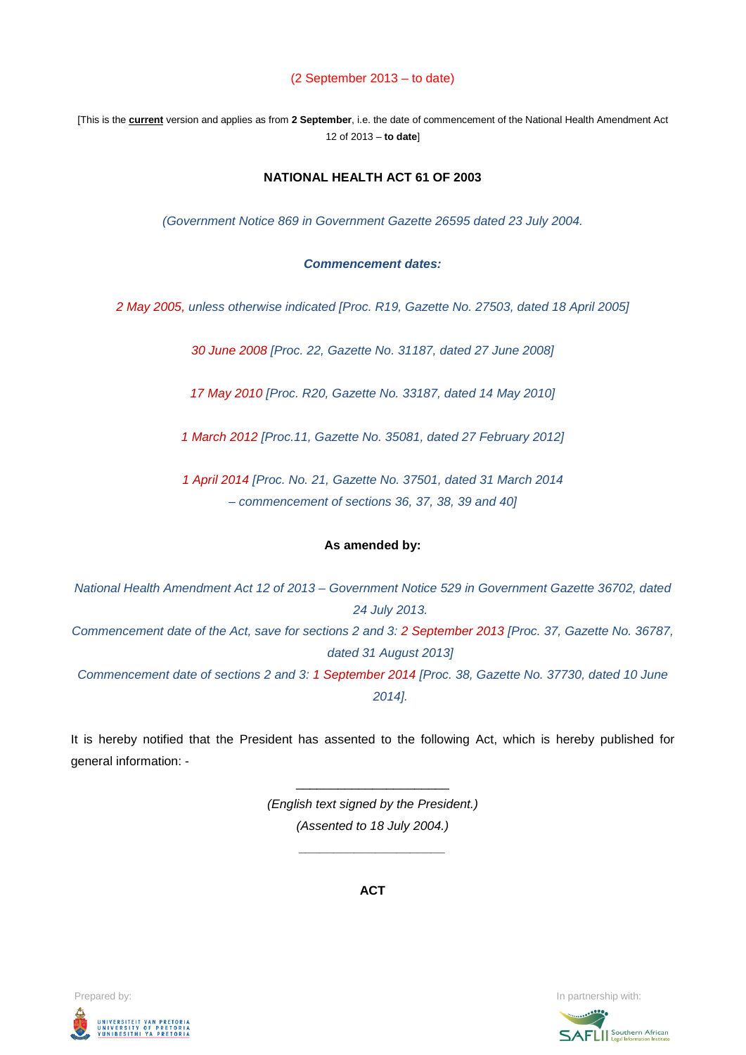(2 September 2013 – to date)

[This is the **current** version and applies as from **2 September**, i.e. the date of commencement of the National Health Amendment Act 12 of 2013 – **to date**]

# NATIONAL HEALTH ACT 61 OF 2003

*(Government Notice 869 in Government Gazette 26595 dated 23 July 2004.*

***Commencement dates:***

*2 May 2005, unless otherwise indicated [Proc. R19, Gazette No. 27503, dated 18 April 2005]*

*30 June 2008 [Proc. 22, Gazette No. 31187, dated 27 June 2008]*

*17 May 2010 [Proc. R20, Gazette No. 33187, dated 14 May 2010]*

*1 March 2012 [Proc.11, Gazette No. 35081, dated 27 February 2012]*

*1 April 2014 [Proc. No. 21, Gazette No. 37501, dated 31 March 2014 – commencement of sections 36, 37, 38, 39 and 40]*

**As amended by:**

*National Health Amendment Act 12 of 2013 – Government Notice 529 in Government Gazette 36702, dated 24 July 2013.*
*Commencement date of the Act, save for sections 2 and 3: 2 September 2013 [Proc. 37, Gazette No. 36787, dated 31 August 2013]*
*Commencement date of sections 2 and 3: 1 September 2014 [Proc. 38, Gazette No. 37730, dated 10 June 2014].*

It is hereby notified that the President has assented to the following Act, which is hereby published for general information: -

______________________

*(English text signed by the President.)*
*(Assented to 18 July 2004.)*

______________________

**ACT**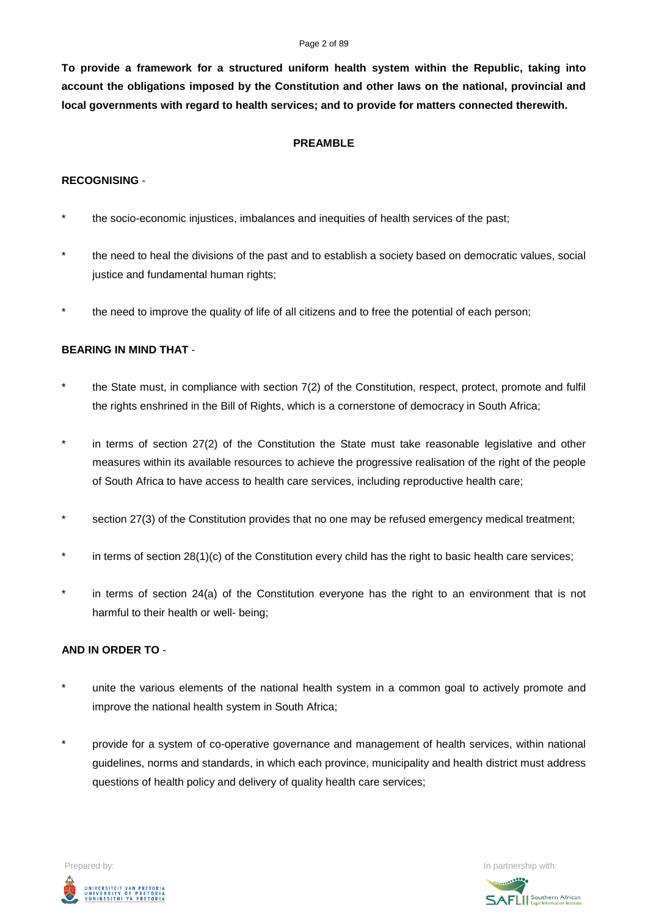**To provide a framework for a structured uniform health system within the Republic, taking into account the obligations imposed by the Constitution and other laws on the national, provincial and local governments with regard to health services; and to provide for matters connected therewith.**

## PREAMBLE

**RECOGNISING** -

* the socio-economic injustices, imbalances and inequities of health services of the past;
* the need to heal the divisions of the past and to establish a society based on democratic values, social justice and fundamental human rights;
* the need to improve the quality of life of all citizens and to free the potential of each person;

**BEARING IN MIND THAT** -

* the State must, in compliance with section 7(2) of the Constitution, respect, protect, promote and fulfil the rights enshrined in the Bill of Rights, which is a cornerstone of democracy in South Africa;
* in terms of section 27(2) of the Constitution the State must take reasonable legislative and other measures within its available resources to achieve the progressive realisation of the right of the people of South Africa to have access to health care services, including reproductive health care;
* section 27(3) of the Constitution provides that no one may be refused emergency medical treatment;
* in terms of section 28(1)(c) of the Constitution every child has the right to basic health care services;
* in terms of section 24(a) of the Constitution everyone has the right to an environment that is not harmful to their health or well- being;

**AND IN ORDER TO** -

* unite the various elements of the national health system in a common goal to actively promote and improve the national health system in South Africa;
* provide for a system of co-operative governance and management of health services, within national guidelines, norms and standards, in which each province, municipality and health district must address questions of health policy and delivery of quality health care services;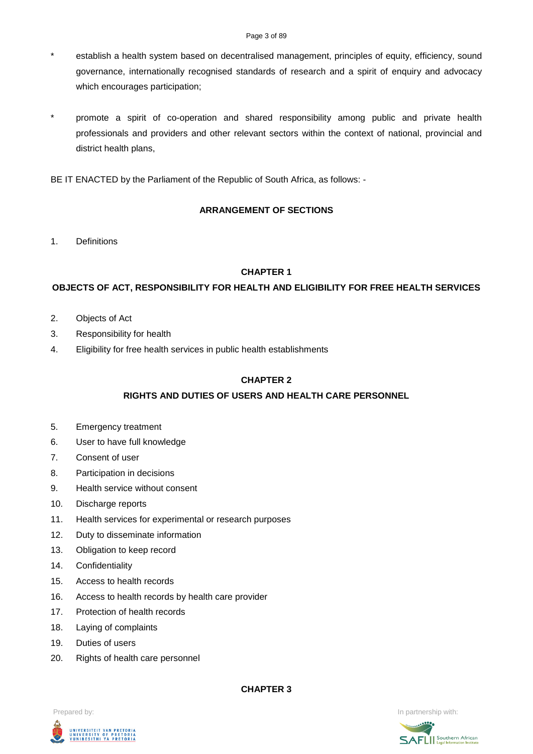\* establish a health system based on decentralised management, principles of equity, efficiency, sound governance, internationally recognised standards of research and a spirit of enquiry and advocacy which encourages participation;

\* promote a spirit of co-operation and shared responsibility among public and private health professionals and providers and other relevant sectors within the context of national, provincial and district health plans,

BE IT ENACTED by the Parliament of the Republic of South Africa, as follows: -

**ARRANGEMENT OF SECTIONS**

1. Definitions

**CHAPTER 1**

**OBJECTS OF ACT, RESPONSIBILITY FOR HEALTH AND ELIGIBILITY FOR FREE HEALTH SERVICES**

2. Objects of Act
3. Responsibility for health
4. Eligibility for free health services in public health establishments

**CHAPTER 2**

**RIGHTS AND DUTIES OF USERS AND HEALTH CARE PERSONNEL**

5. Emergency treatment
6. User to have full knowledge
7. Consent of user
8. Participation in decisions
9. Health service without consent
10. Discharge reports
11. Health services for experimental or research purposes
12. Duty to disseminate information
13. Obligation to keep record
14. Confidentiality
15. Access to health records
16. Access to health records by health care provider
17. Protection of health records
18. Laying of complaints
19. Duties of users
20. Rights of health care personnel

**CHAPTER 3**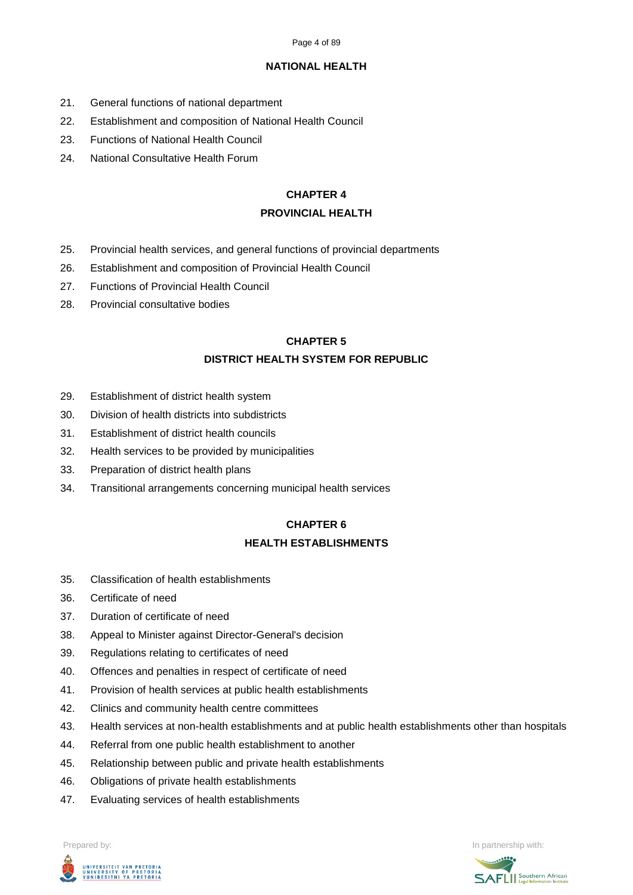## NATIONAL HEALTH

21. General functions of national department
22. Establishment and composition of National Health Council
23. Functions of National Health Council
24. National Consultative Health Forum

## CHAPTER 4
## PROVINCIAL HEALTH

25. Provincial health services, and general functions of provincial departments
26. Establishment and composition of Provincial Health Council
27. Functions of Provincial Health Council
28. Provincial consultative bodies

## CHAPTER 5
## DISTRICT HEALTH SYSTEM FOR REPUBLIC

29. Establishment of district health system
30. Division of health districts into subdistricts
31. Establishment of district health councils
32. Health services to be provided by municipalities
33. Preparation of district health plans
34. Transitional arrangements concerning municipal health services

## CHAPTER 6
## HEALTH ESTABLISHMENTS

35. Classification of health establishments
36. Certificate of need
37. Duration of certificate of need
38. Appeal to Minister against Director-General's decision
39. Regulations relating to certificates of need
40. Offences and penalties in respect of certificate of need
41. Provision of health services at public health establishments
42. Clinics and community health centre committees
43. Health services at non-health establishments and at public health establishments other than hospitals
44. Referral from one public health establishment to another
45. Relationship between public and private health establishments
46. Obligations of private health establishments
47. Evaluating services of health establishments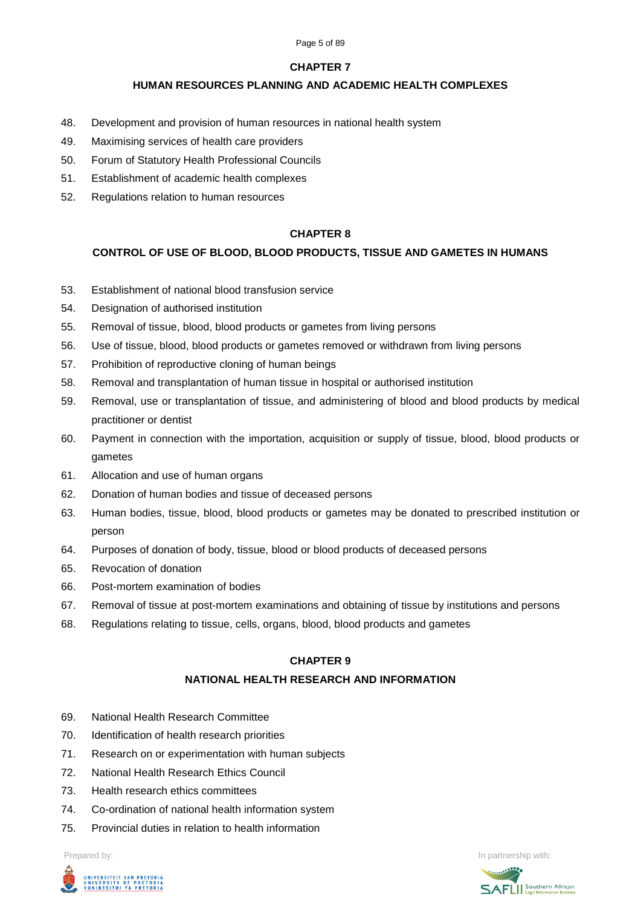## CHAPTER 7

## HUMAN RESOURCES PLANNING AND ACADEMIC HEALTH COMPLEXES

48. Development and provision of human resources in national health system
49. Maximising services of health care providers
50. Forum of Statutory Health Professional Councils
51. Establishment of academic health complexes
52. Regulations relation to human resources

## CHAPTER 8

## CONTROL OF USE OF BLOOD, BLOOD PRODUCTS, TISSUE AND GAMETES IN HUMANS

53. Establishment of national blood transfusion service
54. Designation of authorised institution
55. Removal of tissue, blood, blood products or gametes from living persons
56. Use of tissue, blood, blood products or gametes removed or withdrawn from living persons
57. Prohibition of reproductive cloning of human beings
58. Removal and transplantation of human tissue in hospital or authorised institution
59. Removal, use or transplantation of tissue, and administering of blood and blood products by medical practitioner or dentist
60. Payment in connection with the importation, acquisition or supply of tissue, blood, blood products or gametes
61. Allocation and use of human organs
62. Donation of human bodies and tissue of deceased persons
63. Human bodies, tissue, blood, blood products or gametes may be donated to prescribed institution or person
64. Purposes of donation of body, tissue, blood or blood products of deceased persons
65. Revocation of donation
66. Post-mortem examination of bodies
67. Removal of tissue at post-mortem examinations and obtaining of tissue by institutions and persons
68. Regulations relating to tissue, cells, organs, blood, blood products and gametes

## CHAPTER 9

## NATIONAL HEALTH RESEARCH AND INFORMATION

69. National Health Research Committee
70. Identification of health research priorities
71. Research on or experimentation with human subjects
72. National Health Research Ethics Council
73. Health research ethics committees
74. Co-ordination of national health information system
75. Provincial duties in relation to health information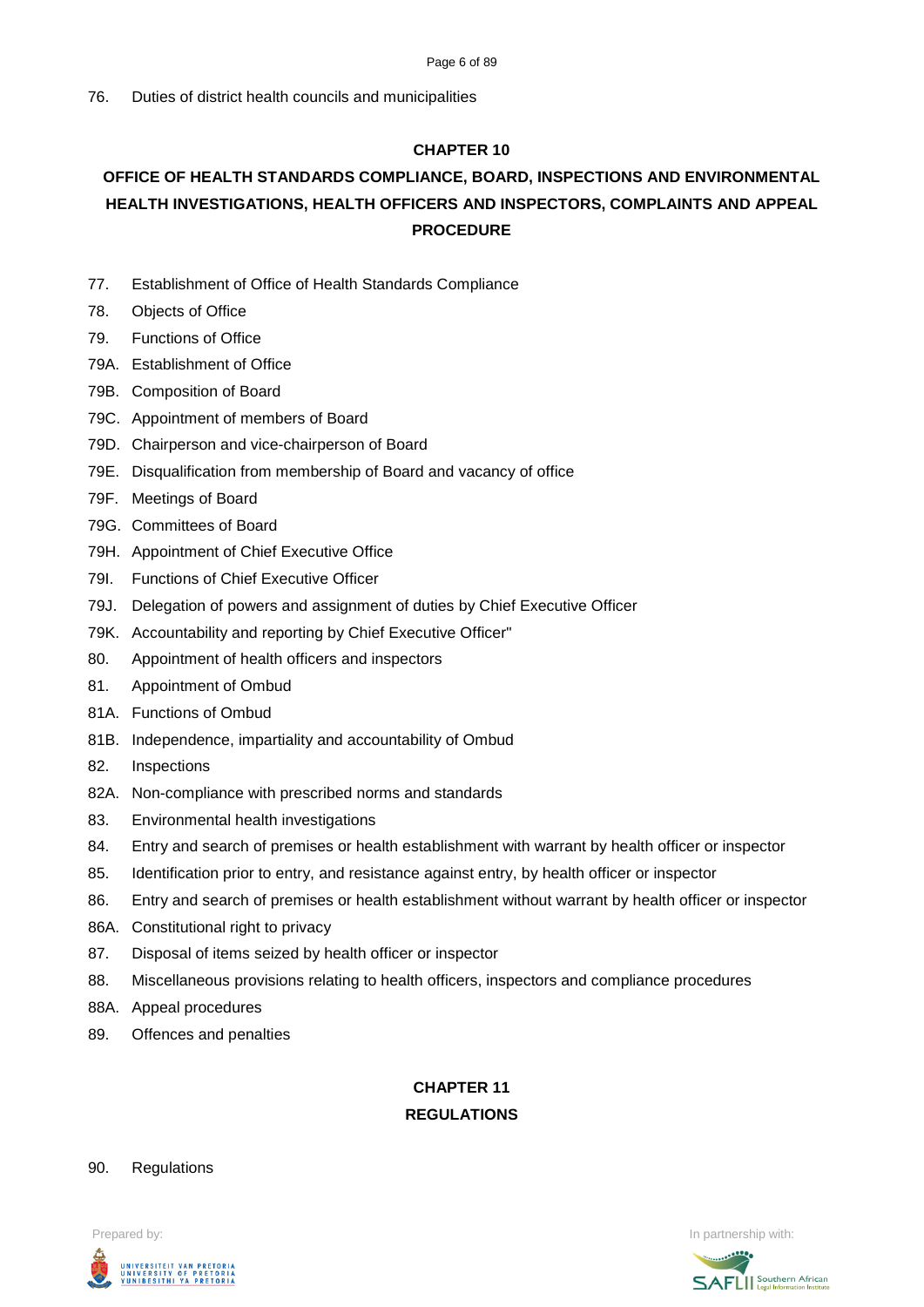76. Duties of district health councils and municipalities

## CHAPTER 10

## OFFICE OF HEALTH STANDARDS COMPLIANCE, BOARD, INSPECTIONS AND ENVIRONMENTAL HEALTH INVESTIGATIONS, HEALTH OFFICERS AND INSPECTORS, COMPLAINTS AND APPEAL PROCEDURE

77. Establishment of Office of Health Standards Compliance
78. Objects of Office
79. Functions of Office
79A. Establishment of Office
79B. Composition of Board
79C. Appointment of members of Board
79D. Chairperson and vice-chairperson of Board
79E. Disqualification from membership of Board and vacancy of office
79F. Meetings of Board
79G. Committees of Board
79H. Appointment of Chief Executive Office
79I. Functions of Chief Executive Officer
79J. Delegation of powers and assignment of duties by Chief Executive Officer
79K. Accountability and reporting by Chief Executive Officer"
80. Appointment of health officers and inspectors
81. Appointment of Ombud
81A. Functions of Ombud
81B. Independence, impartiality and accountability of Ombud
82. Inspections
82A. Non-compliance with prescribed norms and standards
83. Environmental health investigations
84. Entry and search of premises or health establishment with warrant by health officer or inspector
85. Identification prior to entry, and resistance against entry, by health officer or inspector
86. Entry and search of premises or health establishment without warrant by health officer or inspector
86A. Constitutional right to privacy
87. Disposal of items seized by health officer or inspector
88. Miscellaneous provisions relating to health officers, inspectors and compliance procedures
88A. Appeal procedures
89. Offences and penalties

## CHAPTER 11

## REGULATIONS

90. Regulations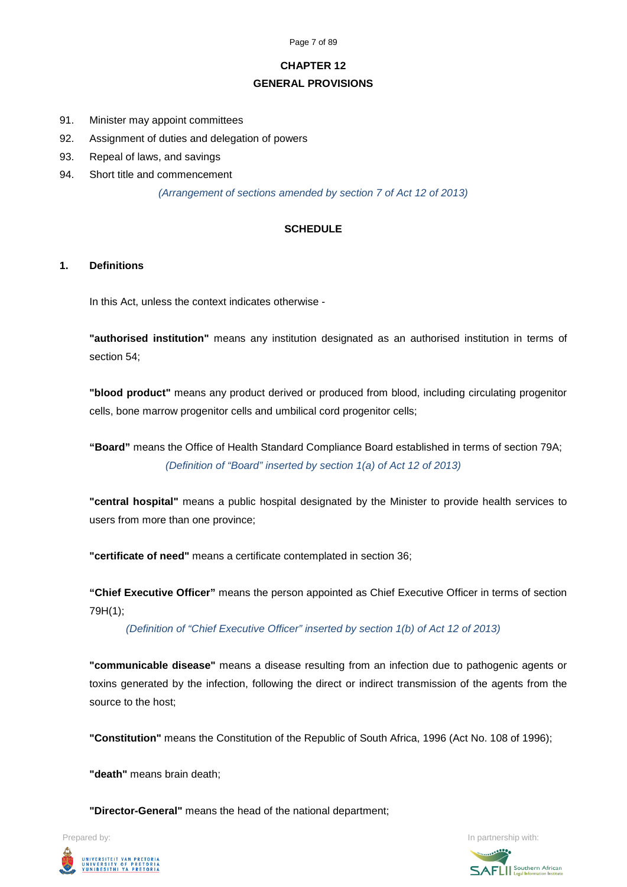## CHAPTER 12
## GENERAL PROVISIONS

91. Minister may appoint committees
92. Assignment of duties and delegation of powers
93. Repeal of laws, and savings
94. Short title and commencement

*(Arrangement of sections amended by section 7 of Act 12 of 2013)*

## SCHEDULE

### 1. Definitions

In this Act, unless the context indicates otherwise -

**"authorised institution"** means any institution designated as an authorised institution in terms of section 54;

**"blood product"** means any product derived or produced from blood, including circulating progenitor cells, bone marrow progenitor cells and umbilical cord progenitor cells;

**"Board"** means the Office of Health Standard Compliance Board established in terms of section 79A;

*(Definition of "Board" inserted by section 1(a) of Act 12 of 2013)*

**"central hospital"** means a public hospital designated by the Minister to provide health services to users from more than one province;

**"certificate of need"** means a certificate contemplated in section 36;

**"Chief Executive Officer"** means the person appointed as Chief Executive Officer in terms of section 79H(1);

*(Definition of "Chief Executive Officer" inserted by section 1(b) of Act 12 of 2013)*

**"communicable disease"** means a disease resulting from an infection due to pathogenic agents or toxins generated by the infection, following the direct or indirect transmission of the agents from the source to the host;

**"Constitution"** means the Constitution of the Republic of South Africa, 1996 (Act No. 108 of 1996);

**"death"** means brain death;

**"Director-General"** means the head of the national department;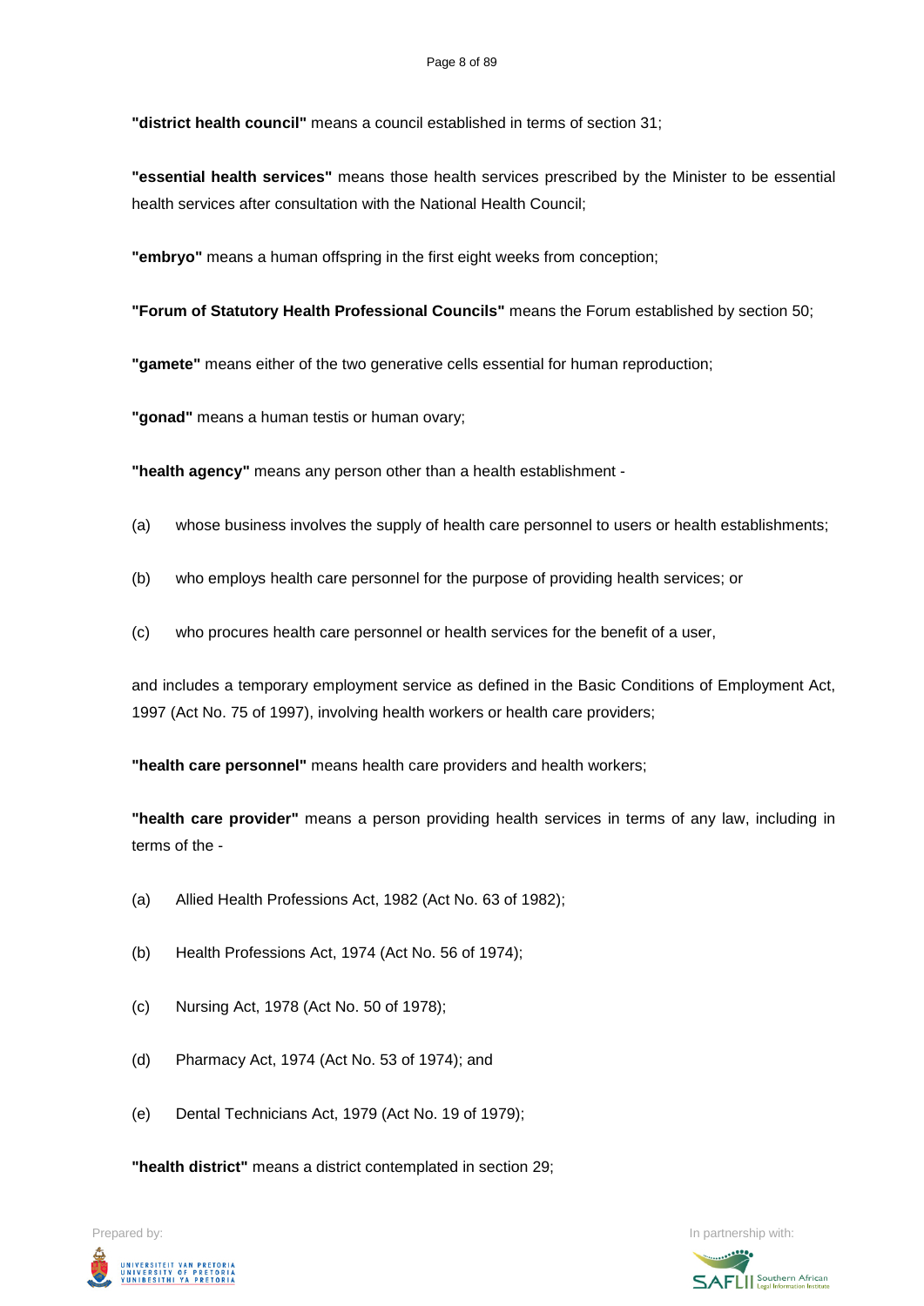**"district health council"** means a council established in terms of section 31;

**"essential health services"** means those health services prescribed by the Minister to be essential health services after consultation with the National Health Council;

**"embryo"** means a human offspring in the first eight weeks from conception;

**"Forum of Statutory Health Professional Councils"** means the Forum established by section 50;

**"gamete"** means either of the two generative cells essential for human reproduction;

**"gonad"** means a human testis or human ovary;

**"health agency"** means any person other than a health establishment -

(a) whose business involves the supply of health care personnel to users or health establishments;

(b) who employs health care personnel for the purpose of providing health services; or

(c) who procures health care personnel or health services for the benefit of a user,

and includes a temporary employment service as defined in the Basic Conditions of Employment Act, 1997 (Act No. 75 of 1997), involving health workers or health care providers;

**"health care personnel"** means health care providers and health workers;

**"health care provider"** means a person providing health services in terms of any law, including in terms of the -

(a) Allied Health Professions Act, 1982 (Act No. 63 of 1982);

(b) Health Professions Act, 1974 (Act No. 56 of 1974);

(c) Nursing Act, 1978 (Act No. 50 of 1978);

(d) Pharmacy Act, 1974 (Act No. 53 of 1974); and

(e) Dental Technicians Act, 1979 (Act No. 19 of 1979);

**"health district"** means a district contemplated in section 29;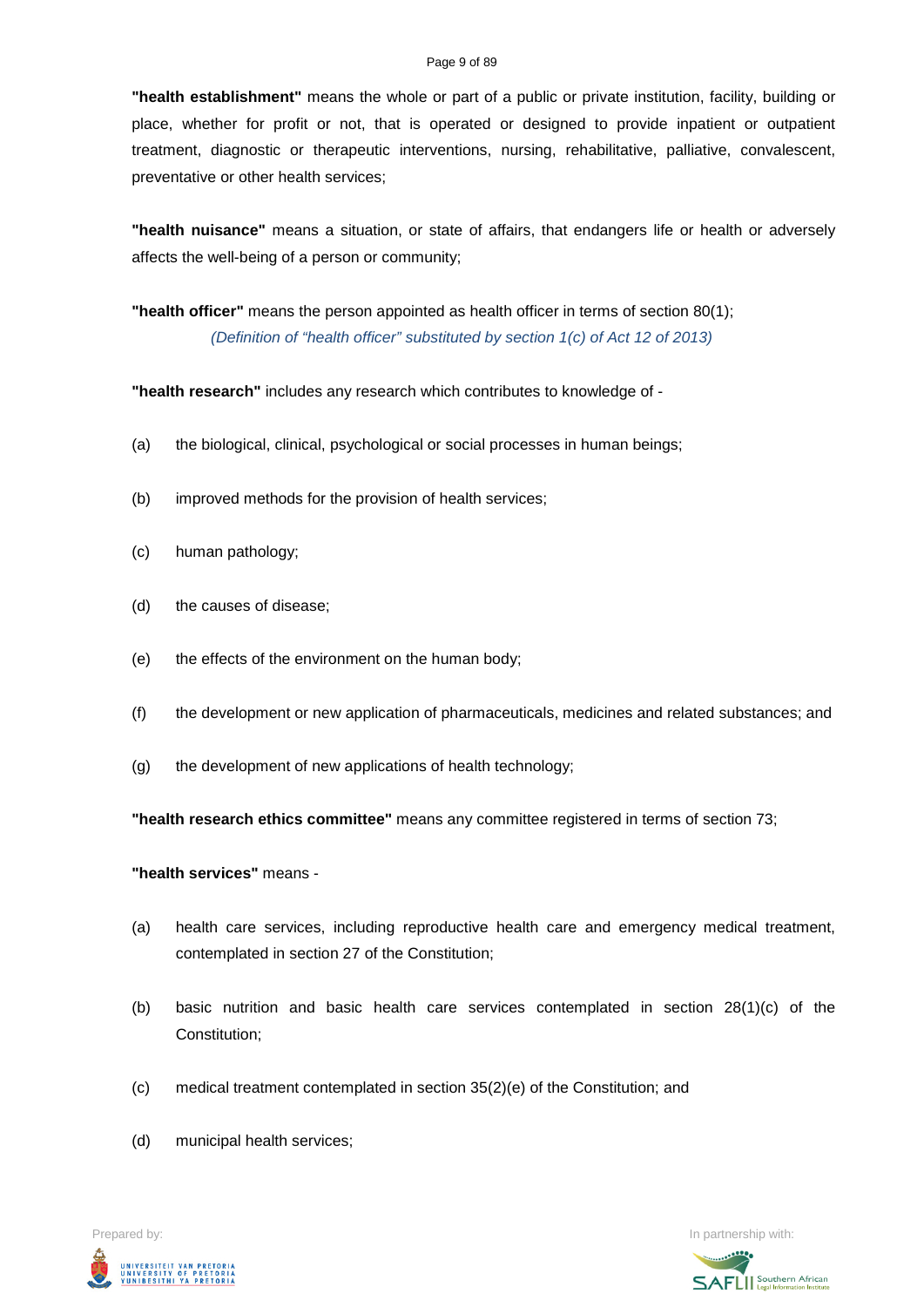**"health establishment"** means the whole or part of a public or private institution, facility, building or place, whether for profit or not, that is operated or designed to provide inpatient or outpatient treatment, diagnostic or therapeutic interventions, nursing, rehabilitative, palliative, convalescent, preventative or other health services;

**"health nuisance"** means a situation, or state of affairs, that endangers life or health or adversely affects the well-being of a person or community;

**"health officer"** means the person appointed as health officer in terms of section 80(1);

*(Definition of "health officer" substituted by section 1(c) of Act 12 of 2013)*

**"health research"** includes any research which contributes to knowledge of -

(a) the biological, clinical, psychological or social processes in human beings;

(b) improved methods for the provision of health services;

(c) human pathology;

(d) the causes of disease;

(e) the effects of the environment on the human body;

(f) the development or new application of pharmaceuticals, medicines and related substances; and

(g) the development of new applications of health technology;

**"health research ethics committee"** means any committee registered in terms of section 73;

**"health services"** means -

(a) health care services, including reproductive health care and emergency medical treatment, contemplated in section 27 of the Constitution;

(b) basic nutrition and basic health care services contemplated in section 28(1)(c) of the Constitution;

(c) medical treatment contemplated in section 35(2)(e) of the Constitution; and

(d) municipal health services;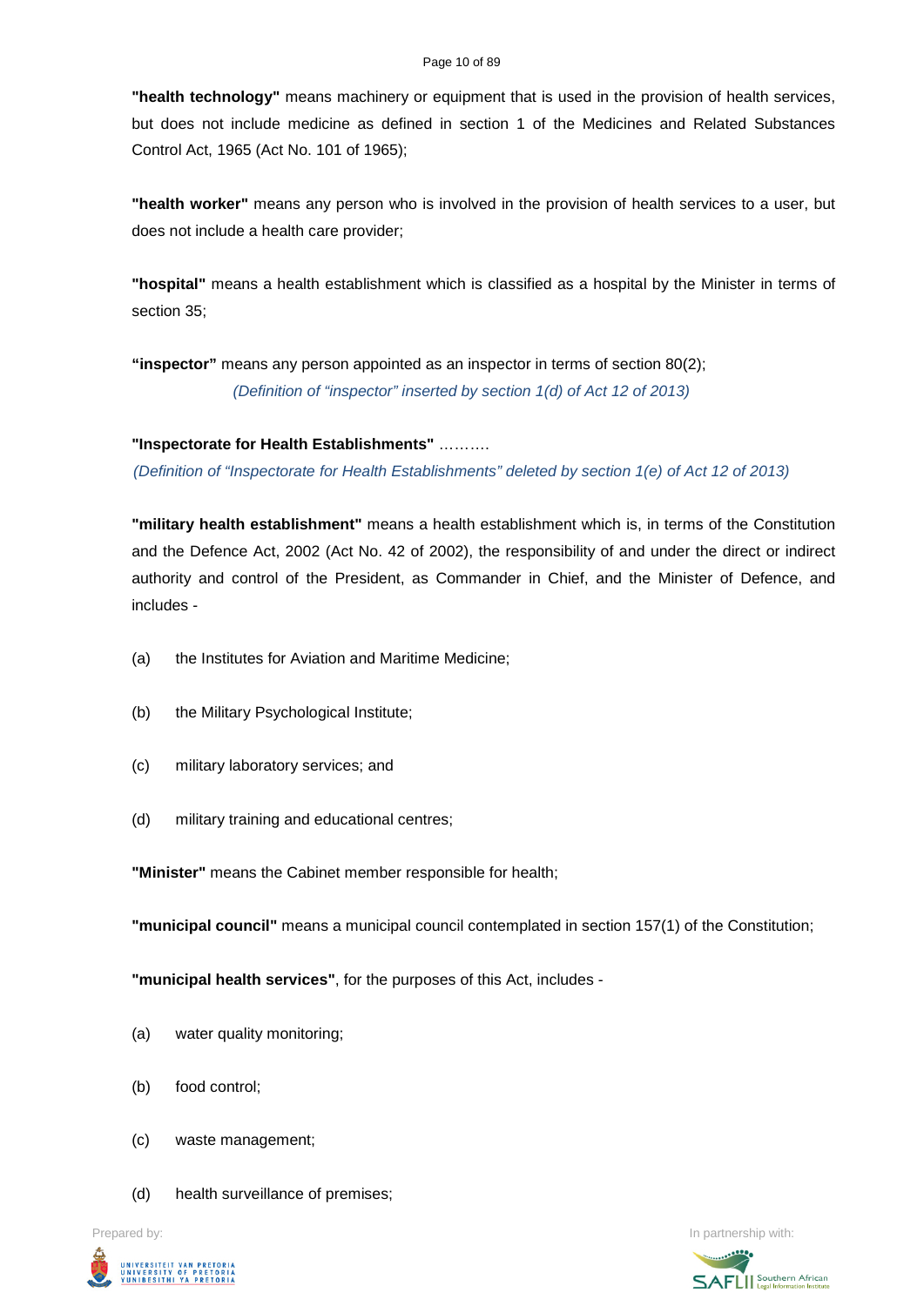**"health technology"** means machinery or equipment that is used in the provision of health services, but does not include medicine as defined in section 1 of the Medicines and Related Substances Control Act, 1965 (Act No. 101 of 1965);

**"health worker"** means any person who is involved in the provision of health services to a user, but does not include a health care provider;

**"hospital"** means a health establishment which is classified as a hospital by the Minister in terms of section 35;

**"inspector"** means any person appointed as an inspector in terms of section 80(2);

*(Definition of "inspector" inserted by section 1(d) of Act 12 of 2013)*

**"Inspectorate for Health Establishments"** ……….

*(Definition of "Inspectorate for Health Establishments" deleted by section 1(e) of Act 12 of 2013)*

**"military health establishment"** means a health establishment which is, in terms of the Constitution and the Defence Act, 2002 (Act No. 42 of 2002), the responsibility of and under the direct or indirect authority and control of the President, as Commander in Chief, and the Minister of Defence, and includes -

(a) the Institutes for Aviation and Maritime Medicine;

(b) the Military Psychological Institute;

(c) military laboratory services; and

(d) military training and educational centres;

**"Minister"** means the Cabinet member responsible for health;

**"municipal council"** means a municipal council contemplated in section 157(1) of the Constitution;

**"municipal health services"**, for the purposes of this Act, includes -

(a) water quality monitoring;

(b) food control;

(c) waste management;

(d) health surveillance of premises;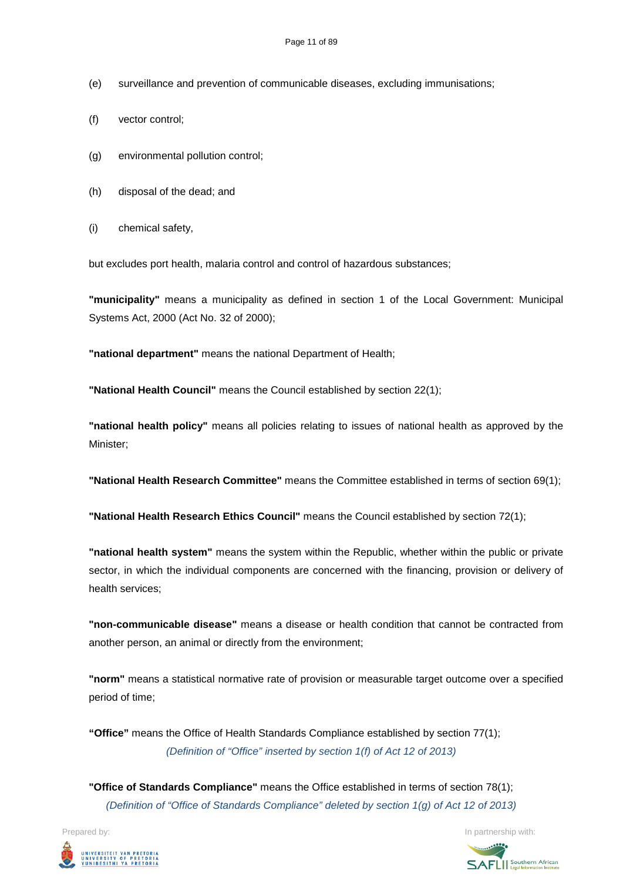(e) surveillance and prevention of communicable diseases, excluding immunisations;

(f) vector control;

(g) environmental pollution control;

(h) disposal of the dead; and

(i) chemical safety,

but excludes port health, malaria control and control of hazardous substances;

**"municipality"** means a municipality as defined in section 1 of the Local Government: Municipal Systems Act, 2000 (Act No. 32 of 2000);

**"national department"** means the national Department of Health;

**"National Health Council"** means the Council established by section 22(1);

**"national health policy"** means all policies relating to issues of national health as approved by the Minister;

**"National Health Research Committee"** means the Committee established in terms of section 69(1);

**"National Health Research Ethics Council"** means the Council established by section 72(1);

**"national health system"** means the system within the Republic, whether within the public or private sector, in which the individual components are concerned with the financing, provision or delivery of health services;

**"non-communicable disease"** means a disease or health condition that cannot be contracted from another person, an animal or directly from the environment;

**"norm"** means a statistical normative rate of provision or measurable target outcome over a specified period of time;

**"Office"** means the Office of Health Standards Compliance established by section 77(1);

*(Definition of "Office" inserted by section 1(f) of Act 12 of 2013)*

**"Office of Standards Compliance"** means the Office established in terms of section 78(1);

*(Definition of "Office of Standards Compliance" deleted by section 1(g) of Act 12 of 2013)*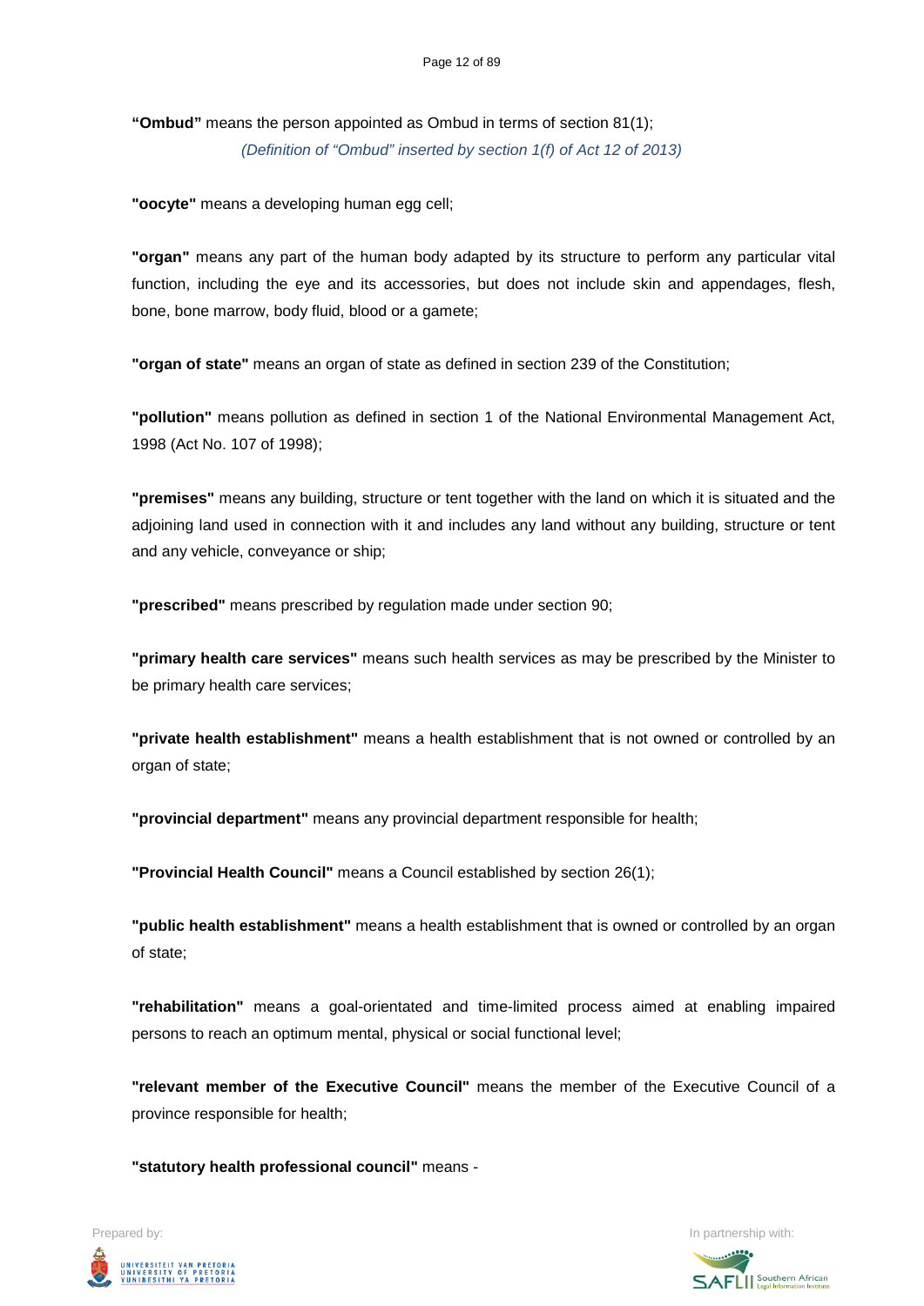**"Ombud"** means the person appointed as Ombud in terms of section 81(1);

*(Definition of "Ombud" inserted by section 1(f) of Act 12 of 2013)*

**"oocyte"** means a developing human egg cell;

**"organ"** means any part of the human body adapted by its structure to perform any particular vital function, including the eye and its accessories, but does not include skin and appendages, flesh, bone, bone marrow, body fluid, blood or a gamete;

**"organ of state"** means an organ of state as defined in section 239 of the Constitution;

**"pollution"** means pollution as defined in section 1 of the National Environmental Management Act, 1998 (Act No. 107 of 1998);

**"premises"** means any building, structure or tent together with the land on which it is situated and the adjoining land used in connection with it and includes any land without any building, structure or tent and any vehicle, conveyance or ship;

**"prescribed"** means prescribed by regulation made under section 90;

**"primary health care services"** means such health services as may be prescribed by the Minister to be primary health care services;

**"private health establishment"** means a health establishment that is not owned or controlled by an organ of state;

**"provincial department"** means any provincial department responsible for health;

**"Provincial Health Council"** means a Council established by section 26(1);

**"public health establishment"** means a health establishment that is owned or controlled by an organ of state;

**"rehabilitation"** means a goal-orientated and time-limited process aimed at enabling impaired persons to reach an optimum mental, physical or social functional level;

**"relevant member of the Executive Council"** means the member of the Executive Council of a province responsible for health;

**"statutory health professional council"** means -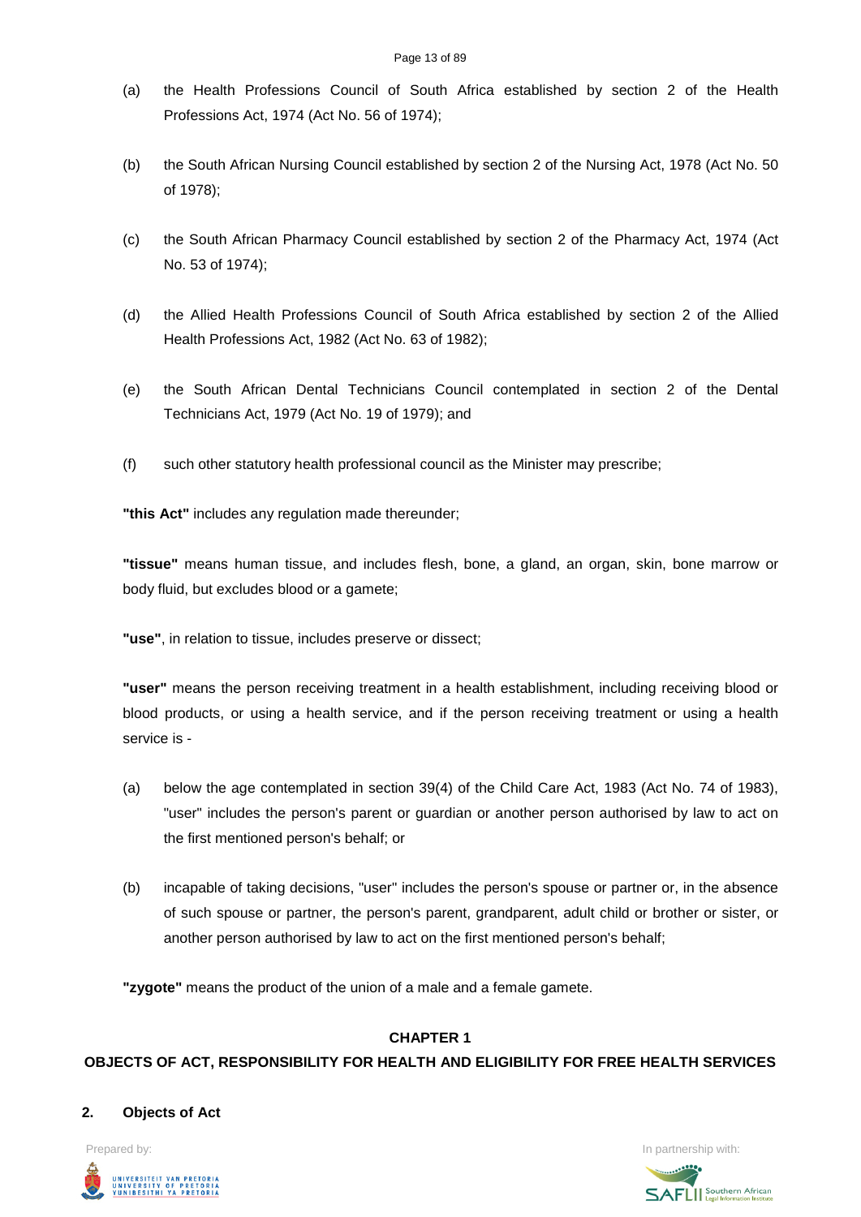(a) the Health Professions Council of South Africa established by section 2 of the Health Professions Act, 1974 (Act No. 56 of 1974);

(b) the South African Nursing Council established by section 2 of the Nursing Act, 1978 (Act No. 50 of 1978);

(c) the South African Pharmacy Council established by section 2 of the Pharmacy Act, 1974 (Act No. 53 of 1974);

(d) the Allied Health Professions Council of South Africa established by section 2 of the Allied Health Professions Act, 1982 (Act No. 63 of 1982);

(e) the South African Dental Technicians Council contemplated in section 2 of the Dental Technicians Act, 1979 (Act No. 19 of 1979); and

(f) such other statutory health professional council as the Minister may prescribe;

**"this Act"** includes any regulation made thereunder;

**"tissue"** means human tissue, and includes flesh, bone, a gland, an organ, skin, bone marrow or body fluid, but excludes blood or a gamete;

**"use"**, in relation to tissue, includes preserve or dissect;

**"user"** means the person receiving treatment in a health establishment, including receiving blood or blood products, or using a health service, and if the person receiving treatment or using a health service is -

(a) below the age contemplated in section 39(4) of the Child Care Act, 1983 (Act No. 74 of 1983), "user" includes the person's parent or guardian or another person authorised by law to act on the first mentioned person's behalf; or

(b) incapable of taking decisions, "user" includes the person's spouse or partner or, in the absence of such spouse or partner, the person's parent, grandparent, adult child or brother or sister, or another person authorised by law to act on the first mentioned person's behalf;

**"zygote"** means the product of the union of a male and a female gamete.

## CHAPTER 1

## OBJECTS OF ACT, RESPONSIBILITY FOR HEALTH AND ELIGIBILITY FOR FREE HEALTH SERVICES

### 2. Objects of Act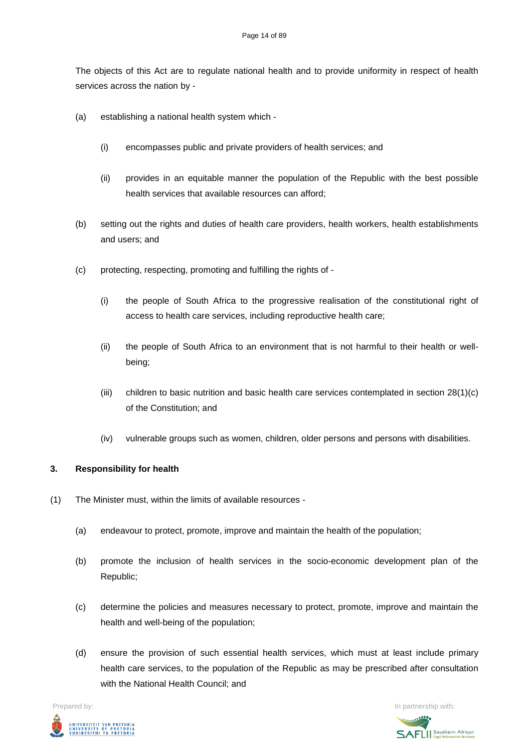The objects of this Act are to regulate national health and to provide uniformity in respect of health services across the nation by -

(a) establishing a national health system which -

(i) encompasses public and private providers of health services; and

(ii) provides in an equitable manner the population of the Republic with the best possible health services that available resources can afford;

(b) setting out the rights and duties of health care providers, health workers, health establishments and users; and

(c) protecting, respecting, promoting and fulfilling the rights of -

(i) the people of South Africa to the progressive realisation of the constitutional right of access to health care services, including reproductive health care;

(ii) the people of South Africa to an environment that is not harmful to their health or well-being;

(iii) children to basic nutrition and basic health care services contemplated in section 28(1)(c) of the Constitution; and

(iv) vulnerable groups such as women, children, older persons and persons with disabilities.

**3. Responsibility for health**

(1) The Minister must, within the limits of available resources -

(a) endeavour to protect, promote, improve and maintain the health of the population;

(b) promote the inclusion of health services in the socio-economic development plan of the Republic;

(c) determine the policies and measures necessary to protect, promote, improve and maintain the health and well-being of the population;

(d) ensure the provision of such essential health services, which must at least include primary health care services, to the population of the Republic as may be prescribed after consultation with the National Health Council; and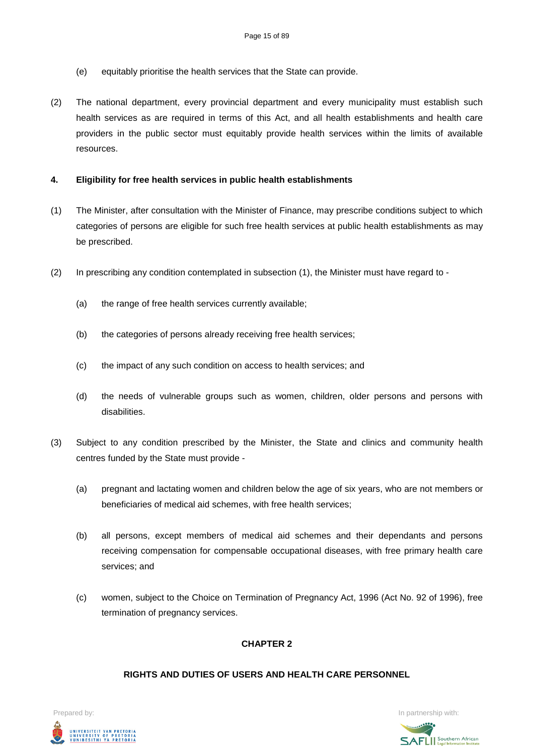(e) equitably prioritise the health services that the State can provide.

(2) The national department, every provincial department and every municipality must establish such health services as are required in terms of this Act, and all health establishments and health care providers in the public sector must equitably provide health services within the limits of available resources.

**4. Eligibility for free health services in public health establishments**

(1) The Minister, after consultation with the Minister of Finance, may prescribe conditions subject to which categories of persons are eligible for such free health services at public health establishments as may be prescribed.

(2) In prescribing any condition contemplated in subsection (1), the Minister must have regard to -

(a) the range of free health services currently available;

(b) the categories of persons already receiving free health services;

(c) the impact of any such condition on access to health services; and

(d) the needs of vulnerable groups such as women, children, older persons and persons with disabilities.

(3) Subject to any condition prescribed by the Minister, the State and clinics and community health centres funded by the State must provide -

(a) pregnant and lactating women and children below the age of six years, who are not members or beneficiaries of medical aid schemes, with free health services;

(b) all persons, except members of medical aid schemes and their dependants and persons receiving compensation for compensable occupational diseases, with free primary health care services; and

(c) women, subject to the Choice on Termination of Pregnancy Act, 1996 (Act No. 92 of 1996), free termination of pregnancy services.

**CHAPTER 2**

**RIGHTS AND DUTIES OF USERS AND HEALTH CARE PERSONNEL**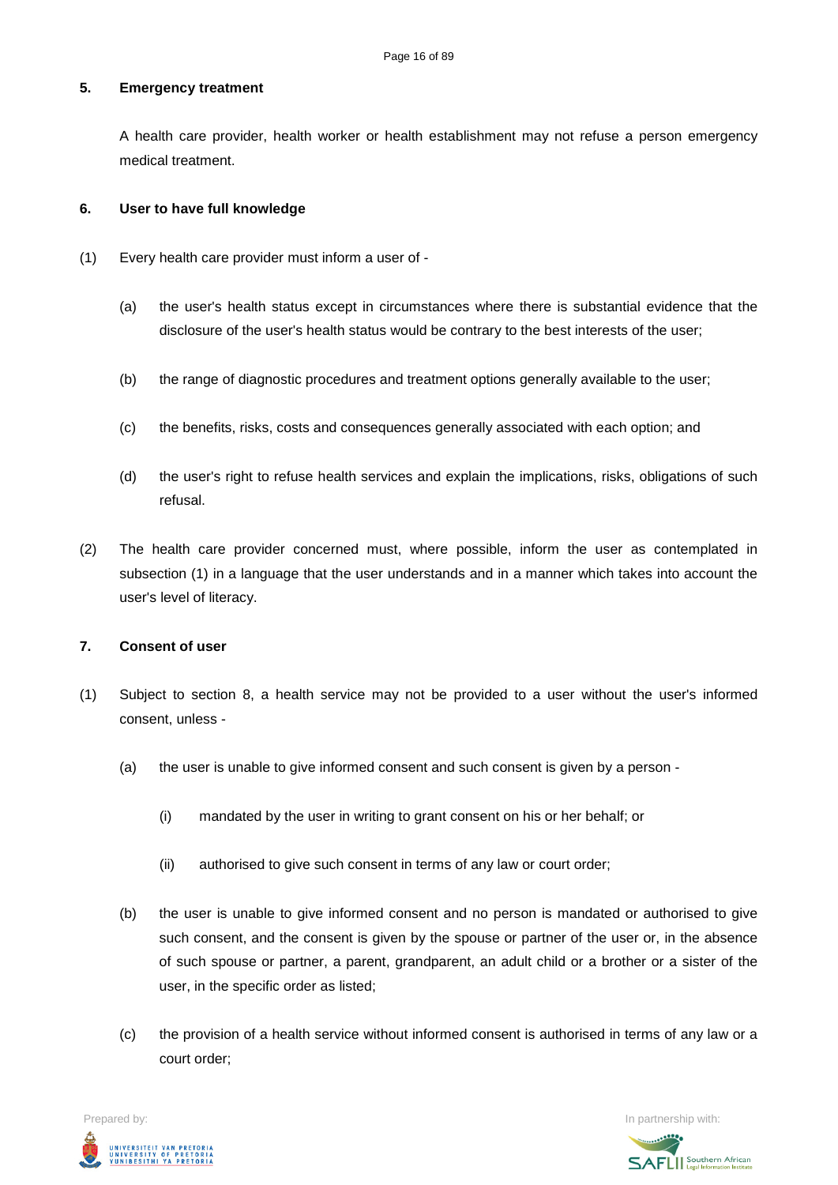### 5. Emergency treatment

A health care provider, health worker or health establishment may not refuse a person emergency medical treatment.

### 6. User to have full knowledge

(1) Every health care provider must inform a user of -

(a) the user's health status except in circumstances where there is substantial evidence that the disclosure of the user's health status would be contrary to the best interests of the user;

(b) the range of diagnostic procedures and treatment options generally available to the user;

(c) the benefits, risks, costs and consequences generally associated with each option; and

(d) the user's right to refuse health services and explain the implications, risks, obligations of such refusal.

(2) The health care provider concerned must, where possible, inform the user as contemplated in subsection (1) in a language that the user understands and in a manner which takes into account the user's level of literacy.

### 7. Consent of user

(1) Subject to section 8, a health service may not be provided to a user without the user's informed consent, unless -

(a) the user is unable to give informed consent and such consent is given by a person -

(i) mandated by the user in writing to grant consent on his or her behalf; or

(ii) authorised to give such consent in terms of any law or court order;

(b) the user is unable to give informed consent and no person is mandated or authorised to give such consent, and the consent is given by the spouse or partner of the user or, in the absence of such spouse or partner, a parent, grandparent, an adult child or a brother or a sister of the user, in the specific order as listed;

(c) the provision of a health service without informed consent is authorised in terms of any law or a court order;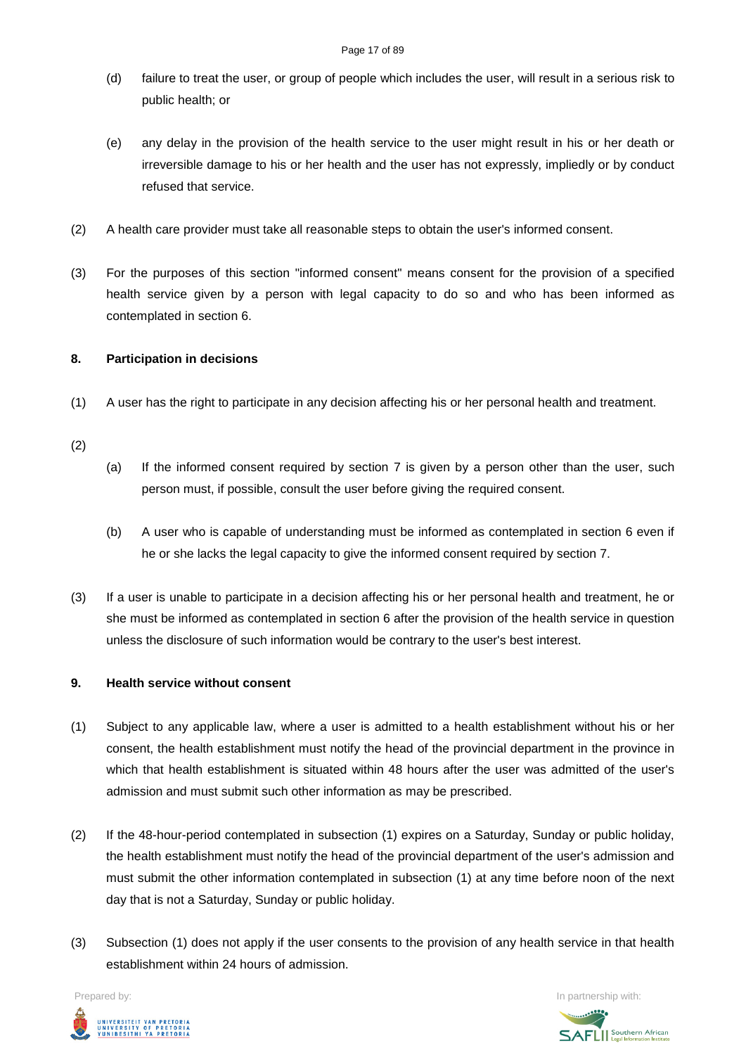(d) failure to treat the user, or group of people which includes the user, will result in a serious risk to public health; or

(e) any delay in the provision of the health service to the user might result in his or her death or irreversible damage to his or her health and the user has not expressly, impliedly or by conduct refused that service.

(2) A health care provider must take all reasonable steps to obtain the user's informed consent.

(3) For the purposes of this section "informed consent" means consent for the provision of a specified health service given by a person with legal capacity to do so and who has been informed as contemplated in section 6.

**8. Participation in decisions**

(1) A user has the right to participate in any decision affecting his or her personal health and treatment.

(2)

(a) If the informed consent required by section 7 is given by a person other than the user, such person must, if possible, consult the user before giving the required consent.

(b) A user who is capable of understanding must be informed as contemplated in section 6 even if he or she lacks the legal capacity to give the informed consent required by section 7.

(3) If a user is unable to participate in a decision affecting his or her personal health and treatment, he or she must be informed as contemplated in section 6 after the provision of the health service in question unless the disclosure of such information would be contrary to the user's best interest.

**9. Health service without consent**

(1) Subject to any applicable law, where a user is admitted to a health establishment without his or her consent, the health establishment must notify the head of the provincial department in the province in which that health establishment is situated within 48 hours after the user was admitted of the user's admission and must submit such other information as may be prescribed.

(2) If the 48-hour-period contemplated in subsection (1) expires on a Saturday, Sunday or public holiday, the health establishment must notify the head of the provincial department of the user's admission and must submit the other information contemplated in subsection (1) at any time before noon of the next day that is not a Saturday, Sunday or public holiday.

(3) Subsection (1) does not apply if the user consents to the provision of any health service in that health establishment within 24 hours of admission.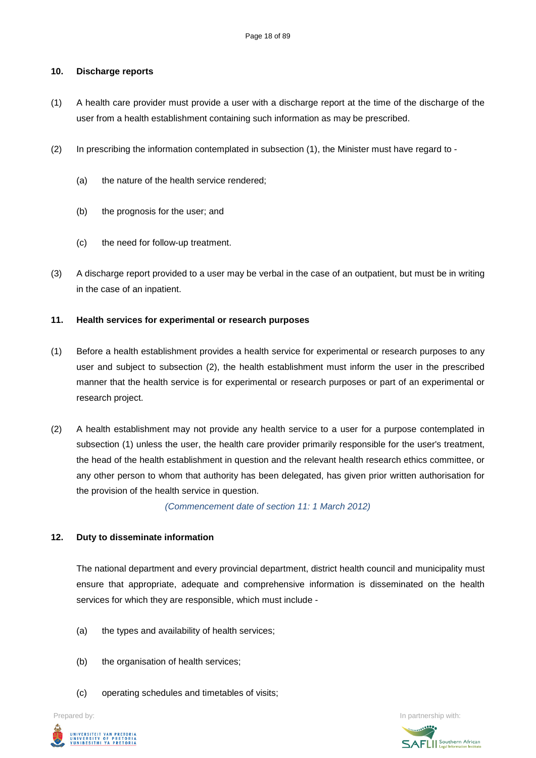### 10. Discharge reports

(1) A health care provider must provide a user with a discharge report at the time of the discharge of the user from a health establishment containing such information as may be prescribed.

(2) In prescribing the information contemplated in subsection (1), the Minister must have regard to -

(a) the nature of the health service rendered;

(b) the prognosis for the user; and

(c) the need for follow-up treatment.

(3) A discharge report provided to a user may be verbal in the case of an outpatient, but must be in writing in the case of an inpatient.

### 11. Health services for experimental or research purposes

(1) Before a health establishment provides a health service for experimental or research purposes to any user and subject to subsection (2), the health establishment must inform the user in the prescribed manner that the health service is for experimental or research purposes or part of an experimental or research project.

(2) A health establishment may not provide any health service to a user for a purpose contemplated in subsection (1) unless the user, the health care provider primarily responsible for the user's treatment, the head of the health establishment in question and the relevant health research ethics committee, or any other person to whom that authority has been delegated, has given prior written authorisation for the provision of the health service in question.

*(Commencement date of section 11: 1 March 2012)*

### 12. Duty to disseminate information

The national department and every provincial department, district health council and municipality must ensure that appropriate, adequate and comprehensive information is disseminated on the health services for which they are responsible, which must include -

(a) the types and availability of health services;

(b) the organisation of health services;

(c) operating schedules and timetables of visits;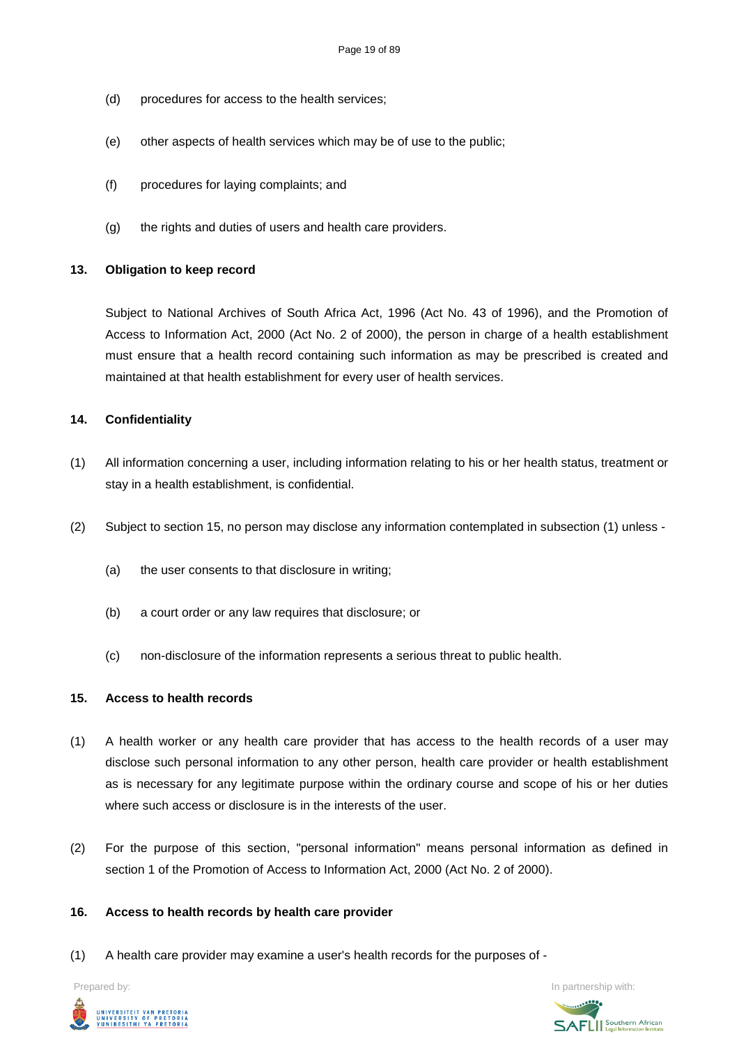(d) procedures for access to the health services;

(e) other aspects of health services which may be of use to the public;

(f) procedures for laying complaints; and

(g) the rights and duties of users and health care providers.

**13. Obligation to keep record**

Subject to National Archives of South Africa Act, 1996 (Act No. 43 of 1996), and the Promotion of Access to Information Act, 2000 (Act No. 2 of 2000), the person in charge of a health establishment must ensure that a health record containing such information as may be prescribed is created and maintained at that health establishment for every user of health services.

**14. Confidentiality**

(1) All information concerning a user, including information relating to his or her health status, treatment or stay in a health establishment, is confidential.

(2) Subject to section 15, no person may disclose any information contemplated in subsection (1) unless -

(a) the user consents to that disclosure in writing;

(b) a court order or any law requires that disclosure; or

(c) non-disclosure of the information represents a serious threat to public health.

**15. Access to health records**

(1) A health worker or any health care provider that has access to the health records of a user may disclose such personal information to any other person, health care provider or health establishment as is necessary for any legitimate purpose within the ordinary course and scope of his or her duties where such access or disclosure is in the interests of the user.

(2) For the purpose of this section, "personal information" means personal information as defined in section 1 of the Promotion of Access to Information Act, 2000 (Act No. 2 of 2000).

**16. Access to health records by health care provider**

(1) A health care provider may examine a user's health records for the purposes of -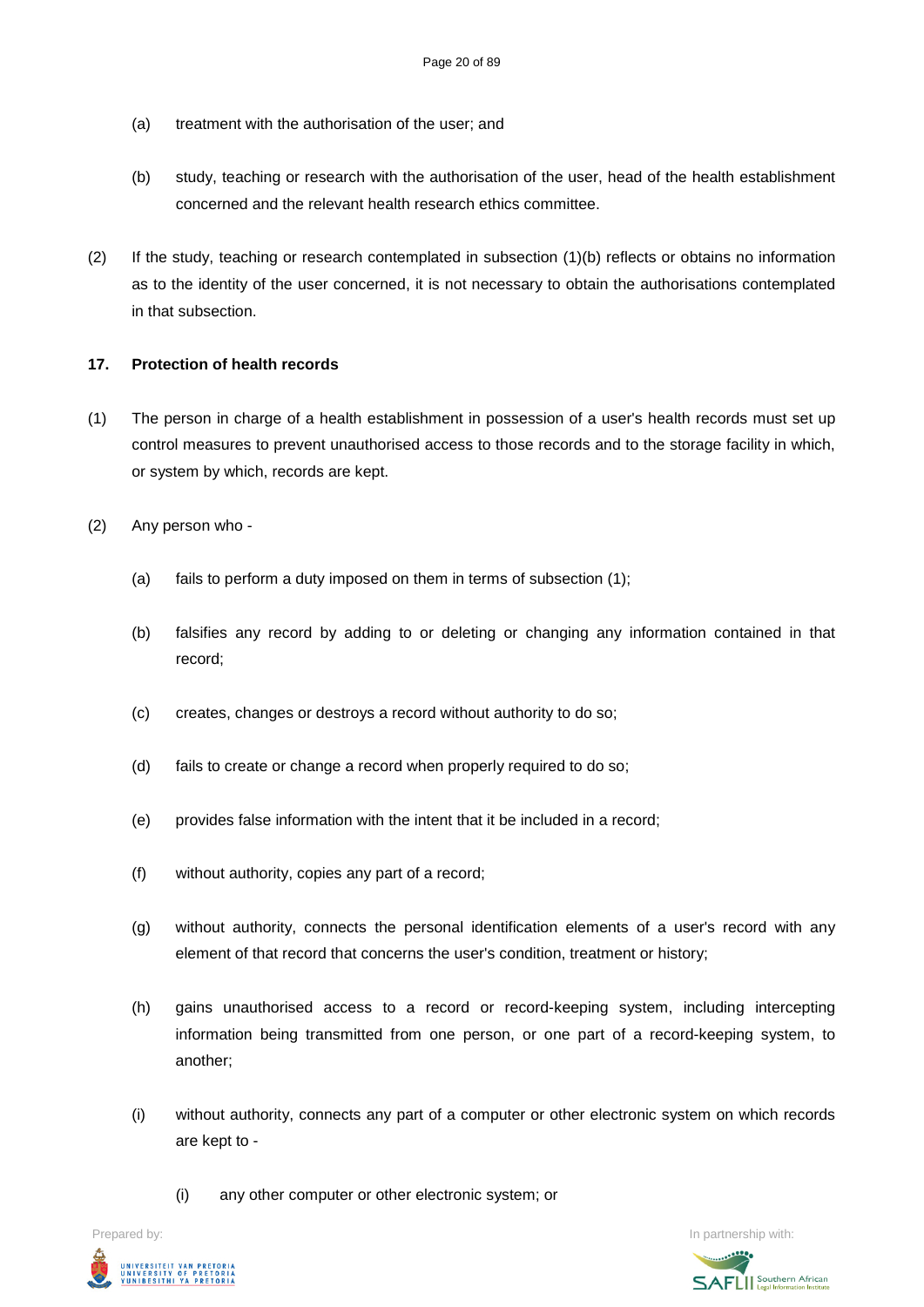(a) treatment with the authorisation of the user; and

(b) study, teaching or research with the authorisation of the user, head of the health establishment concerned and the relevant health research ethics committee.

(2) If the study, teaching or research contemplated in subsection (1)(b) reflects or obtains no information as to the identity of the user concerned, it is not necessary to obtain the authorisations contemplated in that subsection.

**17. Protection of health records**

(1) The person in charge of a health establishment in possession of a user's health records must set up control measures to prevent unauthorised access to those records and to the storage facility in which, or system by which, records are kept.

(2) Any person who -

(a) fails to perform a duty imposed on them in terms of subsection (1);

(b) falsifies any record by adding to or deleting or changing any information contained in that record;

(c) creates, changes or destroys a record without authority to do so;

(d) fails to create or change a record when properly required to do so;

(e) provides false information with the intent that it be included in a record;

(f) without authority, copies any part of a record;

(g) without authority, connects the personal identification elements of a user's record with any element of that record that concerns the user's condition, treatment or history;

(h) gains unauthorised access to a record or record-keeping system, including intercepting information being transmitted from one person, or one part of a record-keeping system, to another;

(i) without authority, connects any part of a computer or other electronic system on which records are kept to -

(i) any other computer or other electronic system; or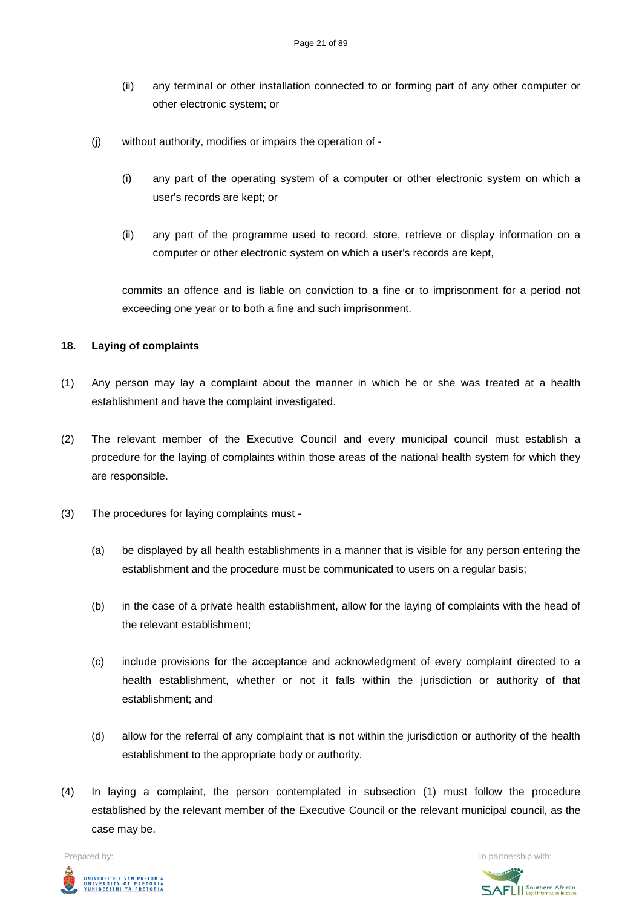(ii) any terminal or other installation connected to or forming part of any other computer or other electronic system; or

(j) without authority, modifies or impairs the operation of -

(i) any part of the operating system of a computer or other electronic system on which a user's records are kept; or

(ii) any part of the programme used to record, store, retrieve or display information on a computer or other electronic system on which a user's records are kept,

commits an offence and is liable on conviction to a fine or to imprisonment for a period not exceeding one year or to both a fine and such imprisonment.

**18. Laying of complaints**

(1) Any person may lay a complaint about the manner in which he or she was treated at a health establishment and have the complaint investigated.

(2) The relevant member of the Executive Council and every municipal council must establish a procedure for the laying of complaints within those areas of the national health system for which they are responsible.

(3) The procedures for laying complaints must -

(a) be displayed by all health establishments in a manner that is visible for any person entering the establishment and the procedure must be communicated to users on a regular basis;

(b) in the case of a private health establishment, allow for the laying of complaints with the head of the relevant establishment;

(c) include provisions for the acceptance and acknowledgment of every complaint directed to a health establishment, whether or not it falls within the jurisdiction or authority of that establishment; and

(d) allow for the referral of any complaint that is not within the jurisdiction or authority of the health establishment to the appropriate body or authority.

(4) In laying a complaint, the person contemplated in subsection (1) must follow the procedure established by the relevant member of the Executive Council or the relevant municipal council, as the case may be.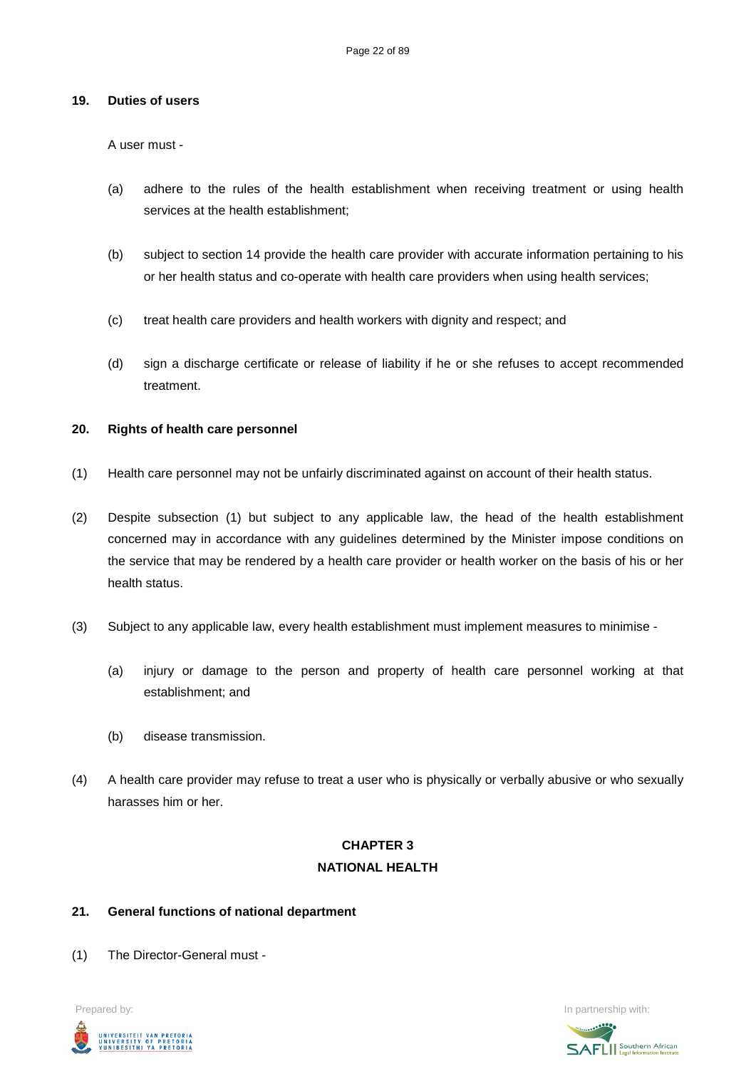**19. Duties of users**

A user must -

(a) adhere to the rules of the health establishment when receiving treatment or using health services at the health establishment;

(b) subject to section 14 provide the health care provider with accurate information pertaining to his or her health status and co-operate with health care providers when using health services;

(c) treat health care providers and health workers with dignity and respect; and

(d) sign a discharge certificate or release of liability if he or she refuses to accept recommended treatment.

**20. Rights of health care personnel**

(1) Health care personnel may not be unfairly discriminated against on account of their health status.

(2) Despite subsection (1) but subject to any applicable law, the head of the health establishment concerned may in accordance with any guidelines determined by the Minister impose conditions on the service that may be rendered by a health care provider or health worker on the basis of his or her health status.

(3) Subject to any applicable law, every health establishment must implement measures to minimise -

(a) injury or damage to the person and property of health care personnel working at that establishment; and

(b) disease transmission.

(4) A health care provider may refuse to treat a user who is physically or verbally abusive or who sexually harasses him or her.

## CHAPTER 3
## NATIONAL HEALTH

**21. General functions of national department**

(1) The Director-General must -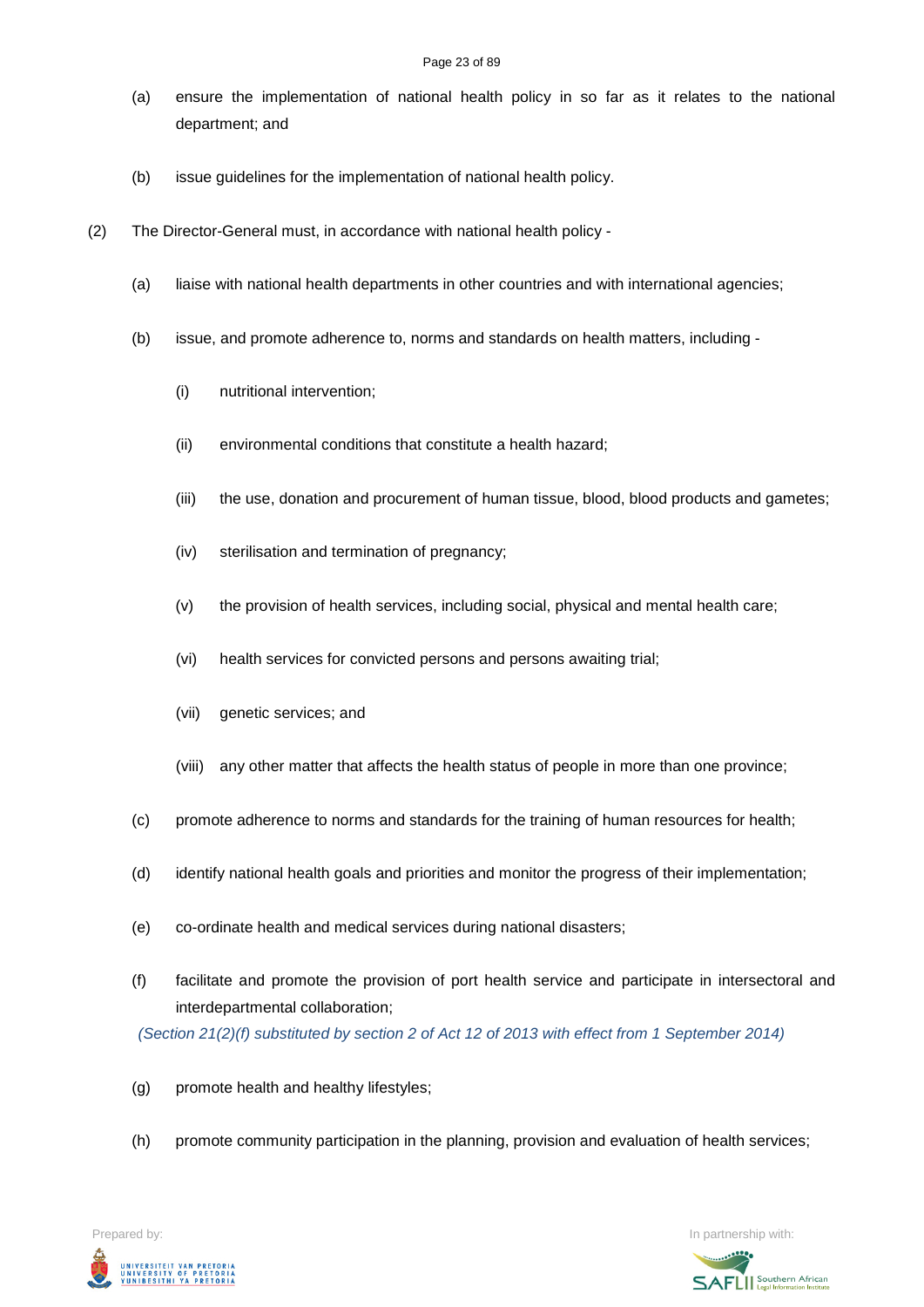(a) ensure the implementation of national health policy in so far as it relates to the national department; and

(b) issue guidelines for the implementation of national health policy.

(2) The Director-General must, in accordance with national health policy -

(a) liaise with national health departments in other countries and with international agencies;

(b) issue, and promote adherence to, norms and standards on health matters, including -

(i) nutritional intervention;

(ii) environmental conditions that constitute a health hazard;

(iii) the use, donation and procurement of human tissue, blood, blood products and gametes;

(iv) sterilisation and termination of pregnancy;

(v) the provision of health services, including social, physical and mental health care;

(vi) health services for convicted persons and persons awaiting trial;

(vii) genetic services; and

(viii) any other matter that affects the health status of people in more than one province;

(c) promote adherence to norms and standards for the training of human resources for health;

(d) identify national health goals and priorities and monitor the progress of their implementation;

(e) co-ordinate health and medical services during national disasters;

(f) facilitate and promote the provision of port health service and participate in intersectoral and interdepartmental collaboration;

*(Section 21(2)(f) substituted by section 2 of Act 12 of 2013 with effect from 1 September 2014)*

(g) promote health and healthy lifestyles;

(h) promote community participation in the planning, provision and evaluation of health services;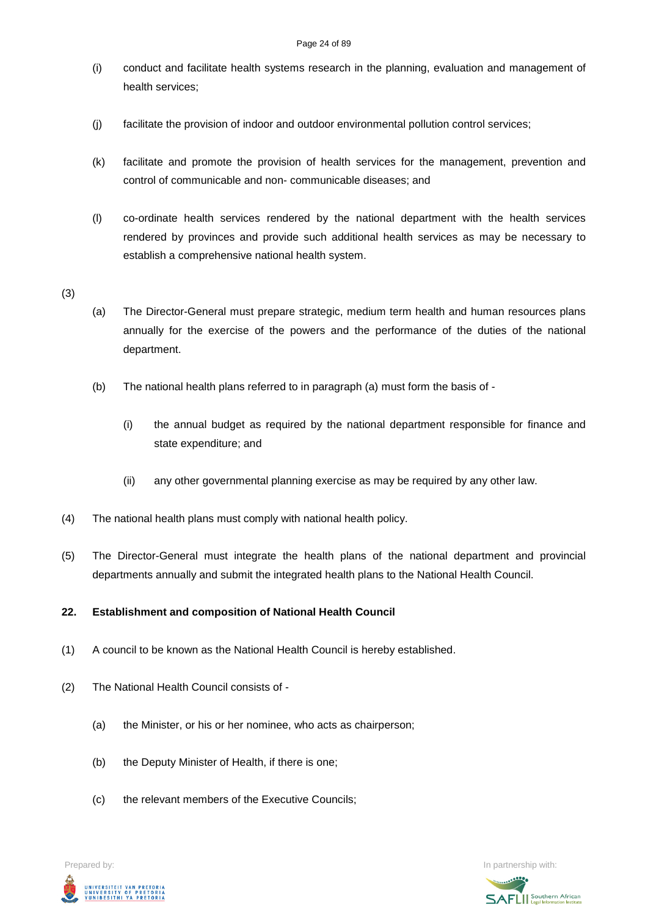(i) conduct and facilitate health systems research in the planning, evaluation and management of health services;

(j) facilitate the provision of indoor and outdoor environmental pollution control services;

(k) facilitate and promote the provision of health services for the management, prevention and control of communicable and non- communicable diseases; and

(l) co-ordinate health services rendered by the national department with the health services rendered by provinces and provide such additional health services as may be necessary to establish a comprehensive national health system.

(3)

(a) The Director-General must prepare strategic, medium term health and human resources plans annually for the exercise of the powers and the performance of the duties of the national department.

(b) The national health plans referred to in paragraph (a) must form the basis of -

(i) the annual budget as required by the national department responsible for finance and state expenditure; and

(ii) any other governmental planning exercise as may be required by any other law.

(4) The national health plans must comply with national health policy.

(5) The Director-General must integrate the health plans of the national department and provincial departments annually and submit the integrated health plans to the National Health Council.

**22. Establishment and composition of National Health Council**

(1) A council to be known as the National Health Council is hereby established.

(2) The National Health Council consists of -

(a) the Minister, or his or her nominee, who acts as chairperson;

(b) the Deputy Minister of Health, if there is one;

(c) the relevant members of the Executive Councils;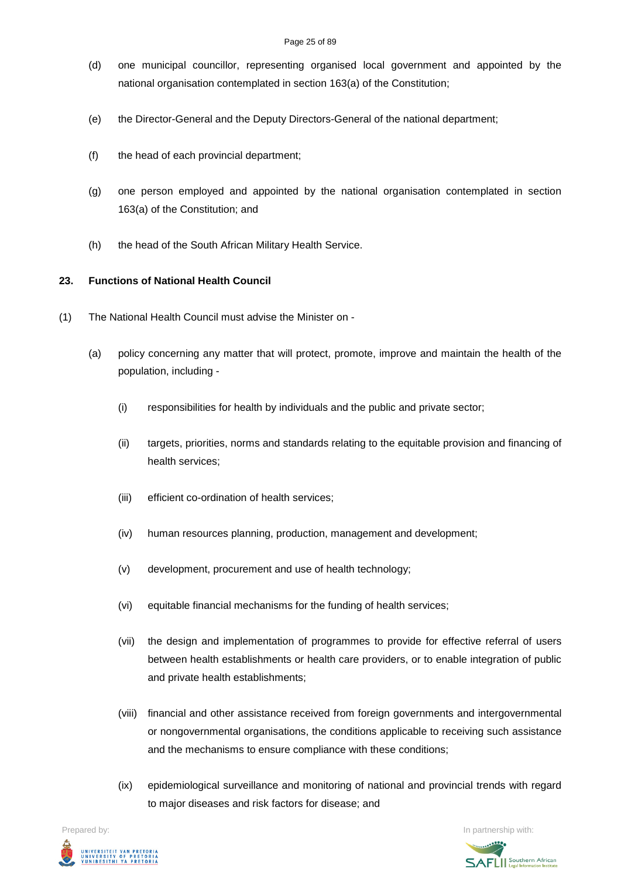(d) one municipal councillor, representing organised local government and appointed by the national organisation contemplated in section 163(a) of the Constitution;

(e) the Director-General and the Deputy Directors-General of the national department;

(f) the head of each provincial department;

(g) one person employed and appointed by the national organisation contemplated in section 163(a) of the Constitution; and

(h) the head of the South African Military Health Service.

**23. Functions of National Health Council**

(1) The National Health Council must advise the Minister on -

(a) policy concerning any matter that will protect, promote, improve and maintain the health of the population, including -

(i) responsibilities for health by individuals and the public and private sector;

(ii) targets, priorities, norms and standards relating to the equitable provision and financing of health services;

(iii) efficient co-ordination of health services;

(iv) human resources planning, production, management and development;

(v) development, procurement and use of health technology;

(vi) equitable financial mechanisms for the funding of health services;

(vii) the design and implementation of programmes to provide for effective referral of users between health establishments or health care providers, or to enable integration of public and private health establishments;

(viii) financial and other assistance received from foreign governments and intergovernmental or nongovernmental organisations, the conditions applicable to receiving such assistance and the mechanisms to ensure compliance with these conditions;

(ix) epidemiological surveillance and monitoring of national and provincial trends with regard to major diseases and risk factors for disease; and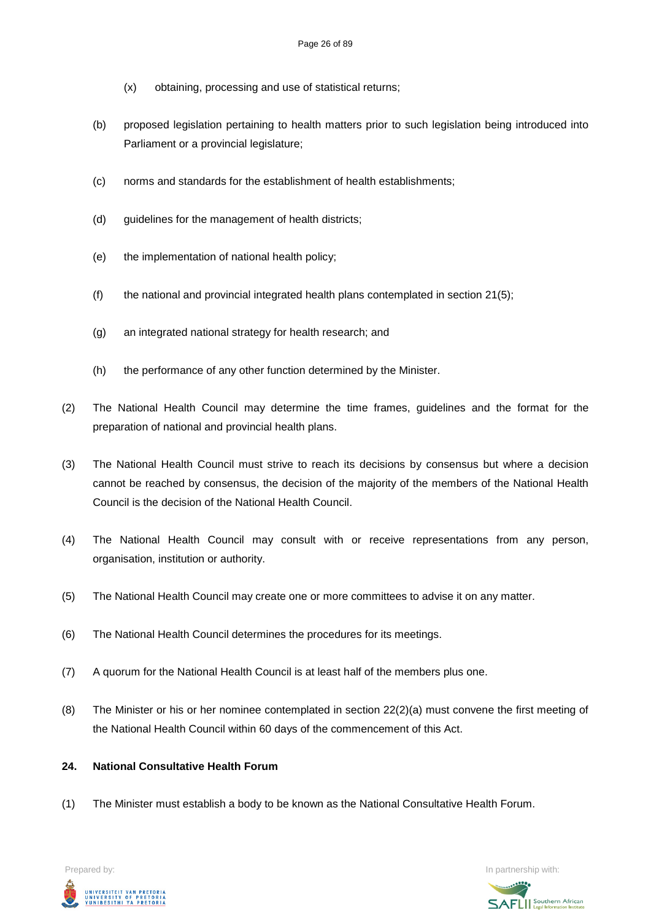(x) obtaining, processing and use of statistical returns;

(b) proposed legislation pertaining to health matters prior to such legislation being introduced into Parliament or a provincial legislature;

(c) norms and standards for the establishment of health establishments;

(d) guidelines for the management of health districts;

(e) the implementation of national health policy;

(f) the national and provincial integrated health plans contemplated in section 21(5);

(g) an integrated national strategy for health research; and

(h) the performance of any other function determined by the Minister.

(2) The National Health Council may determine the time frames, guidelines and the format for the preparation of national and provincial health plans.

(3) The National Health Council must strive to reach its decisions by consensus but where a decision cannot be reached by consensus, the decision of the majority of the members of the National Health Council is the decision of the National Health Council.

(4) The National Health Council may consult with or receive representations from any person, organisation, institution or authority.

(5) The National Health Council may create one or more committees to advise it on any matter.

(6) The National Health Council determines the procedures for its meetings.

(7) A quorum for the National Health Council is at least half of the members plus one.

(8) The Minister or his or her nominee contemplated in section 22(2)(a) must convene the first meeting of the National Health Council within 60 days of the commencement of this Act.

**24. National Consultative Health Forum**

(1) The Minister must establish a body to be known as the National Consultative Health Forum.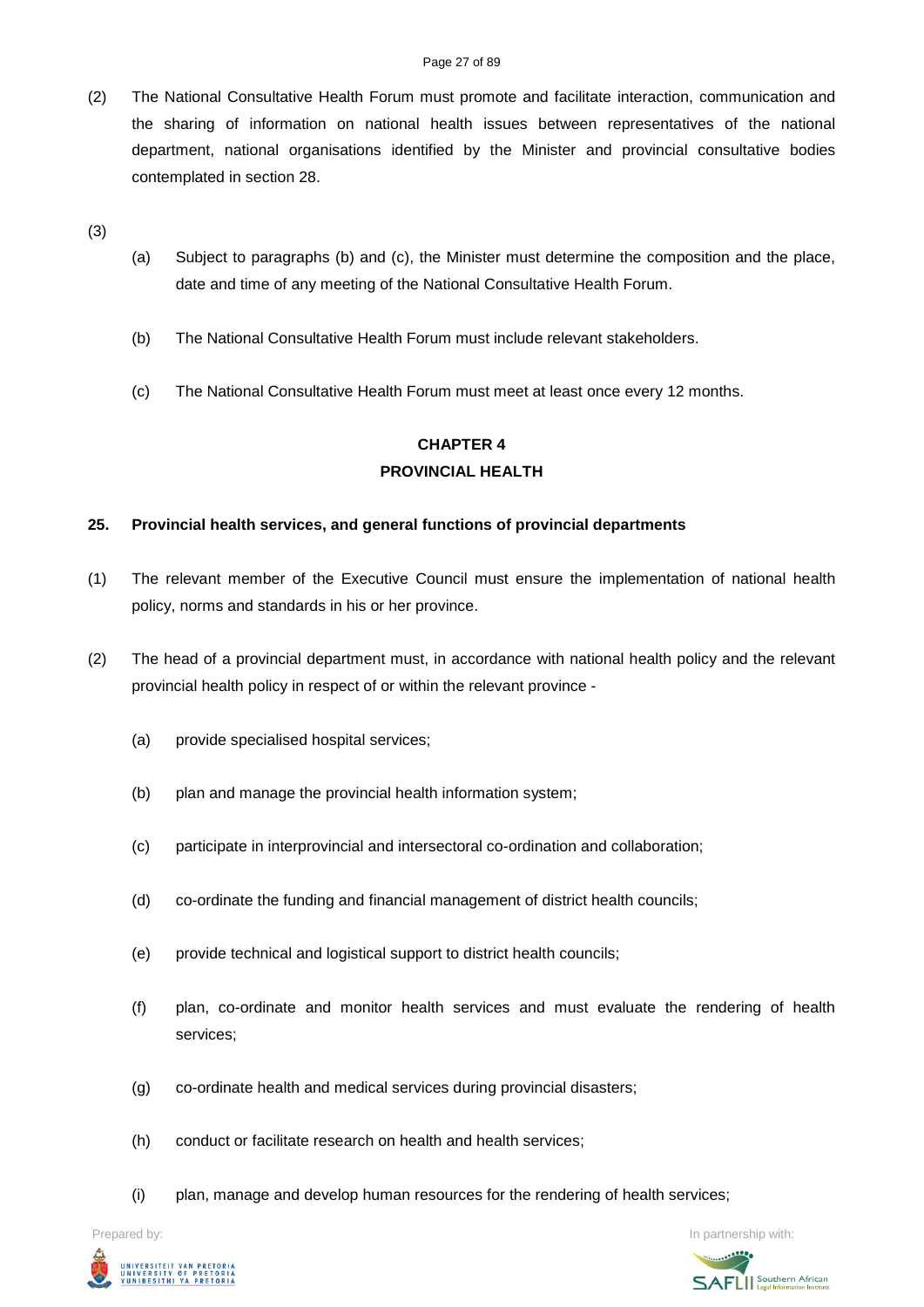(2) The National Consultative Health Forum must promote and facilitate interaction, communication and the sharing of information on national health issues between representatives of the national department, national organisations identified by the Minister and provincial consultative bodies contemplated in section 28.

(3)

(a) Subject to paragraphs (b) and (c), the Minister must determine the composition and the place, date and time of any meeting of the National Consultative Health Forum.

(b) The National Consultative Health Forum must include relevant stakeholders.

(c) The National Consultative Health Forum must meet at least once every 12 months.

## CHAPTER 4
## PROVINCIAL HEALTH

### 25. Provincial health services, and general functions of provincial departments

(1) The relevant member of the Executive Council must ensure the implementation of national health policy, norms and standards in his or her province.

(2) The head of a provincial department must, in accordance with national health policy and the relevant provincial health policy in respect of or within the relevant province -

(a) provide specialised hospital services;

(b) plan and manage the provincial health information system;

(c) participate in interprovincial and intersectoral co-ordination and collaboration;

(d) co-ordinate the funding and financial management of district health councils;

(e) provide technical and logistical support to district health councils;

(f) plan, co-ordinate and monitor health services and must evaluate the rendering of health services;

(g) co-ordinate health and medical services during provincial disasters;

(h) conduct or facilitate research on health and health services;

(i) plan, manage and develop human resources for the rendering of health services;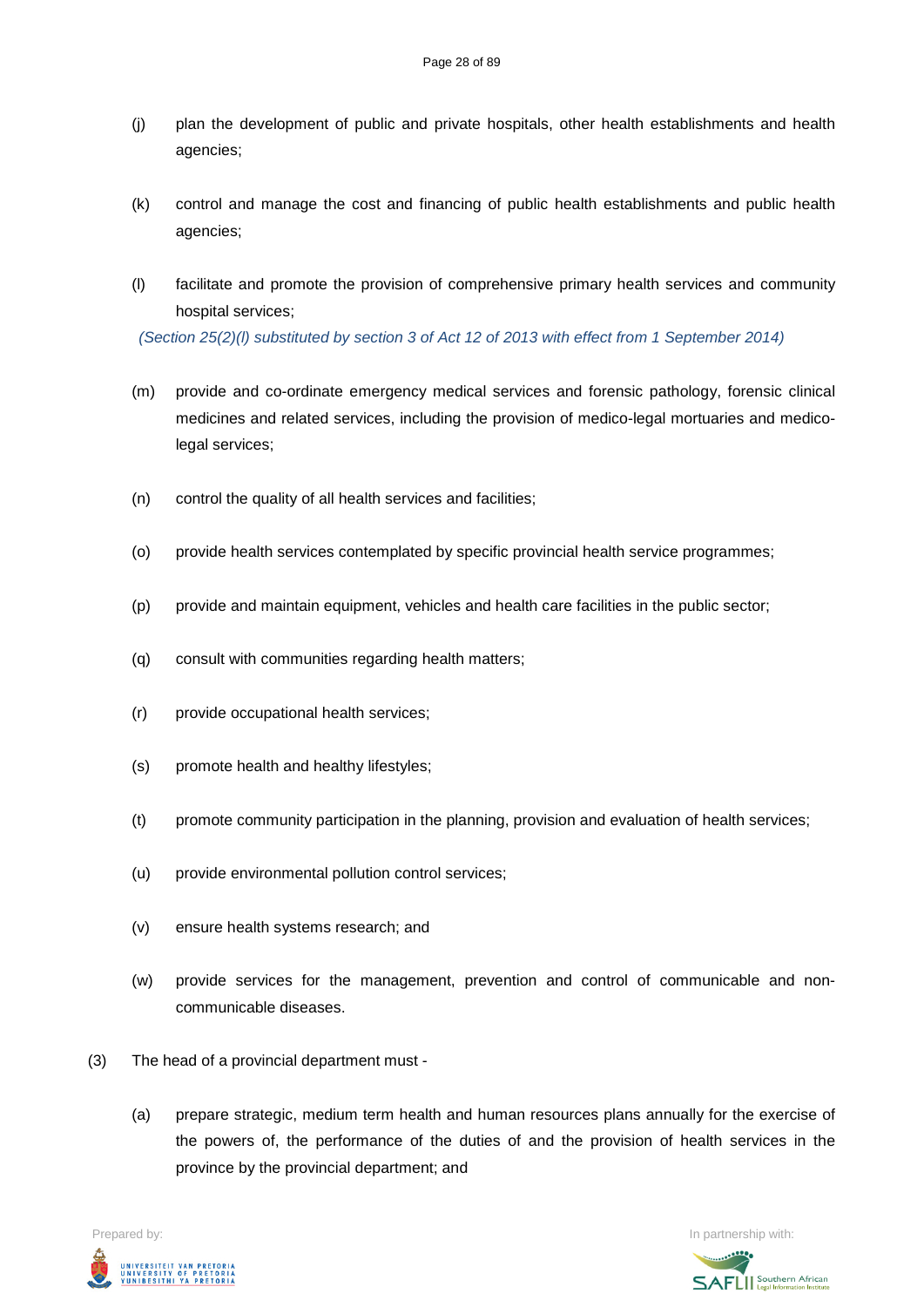(j) plan the development of public and private hospitals, other health establishments and health agencies;

(k) control and manage the cost and financing of public health establishments and public health agencies;

(l) facilitate and promote the provision of comprehensive primary health services and community hospital services;

*(Section 25(2)(l) substituted by section 3 of Act 12 of 2013 with effect from 1 September 2014)*

(m) provide and co-ordinate emergency medical services and forensic pathology, forensic clinical medicines and related services, including the provision of medico-legal mortuaries and medico-legal services;

(n) control the quality of all health services and facilities;

(o) provide health services contemplated by specific provincial health service programmes;

(p) provide and maintain equipment, vehicles and health care facilities in the public sector;

(q) consult with communities regarding health matters;

(r) provide occupational health services;

(s) promote health and healthy lifestyles;

(t) promote community participation in the planning, provision and evaluation of health services;

(u) provide environmental pollution control services;

(v) ensure health systems research; and

(w) provide services for the management, prevention and control of communicable and non-communicable diseases.

(3) The head of a provincial department must -

(a) prepare strategic, medium term health and human resources plans annually for the exercise of the powers of, the performance of the duties of and the provision of health services in the province by the provincial department; and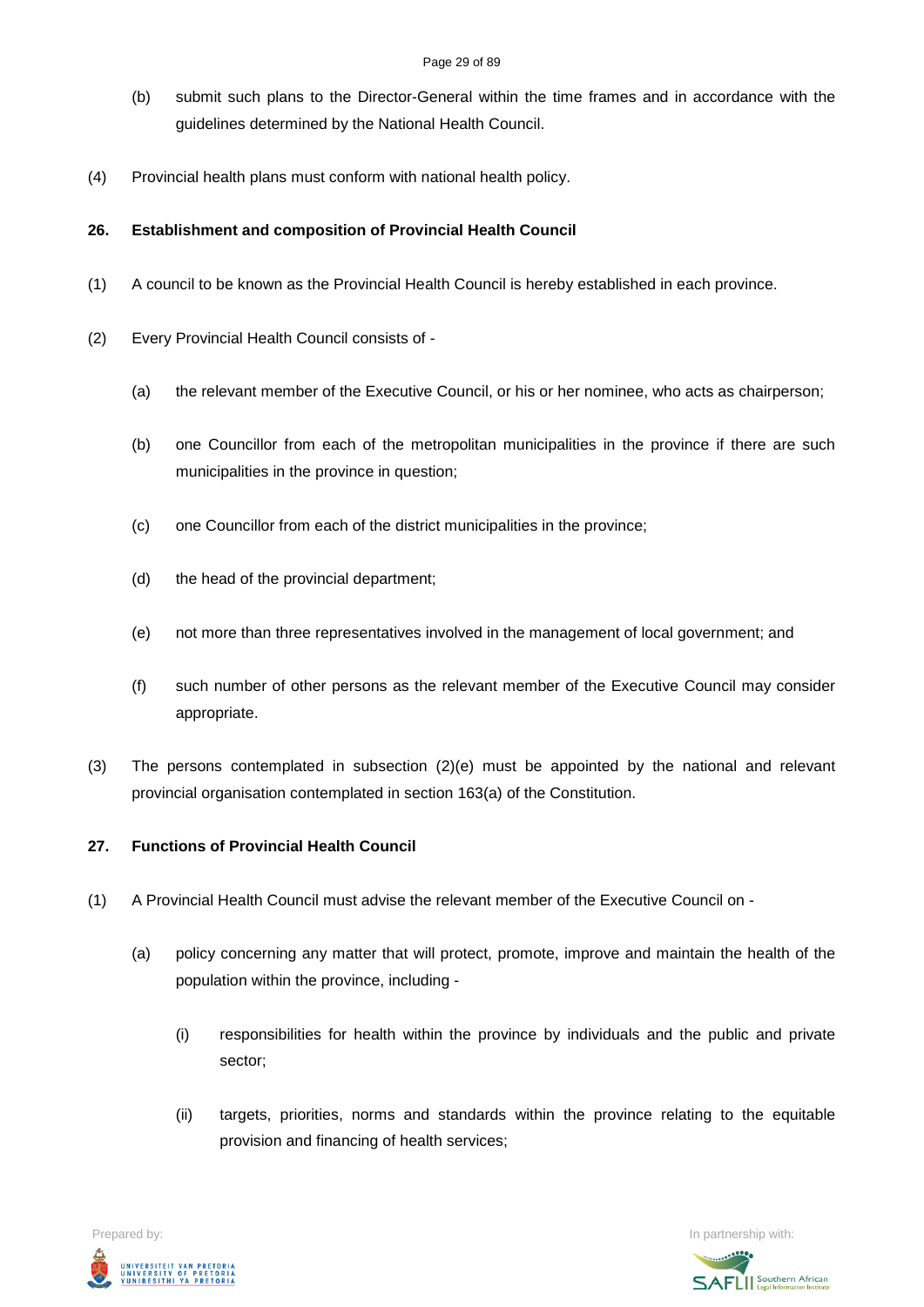(b) submit such plans to the Director-General within the time frames and in accordance with the guidelines determined by the National Health Council.

(4) Provincial health plans must conform with national health policy.

**26. Establishment and composition of Provincial Health Council**

(1) A council to be known as the Provincial Health Council is hereby established in each province.

(2) Every Provincial Health Council consists of -

(a) the relevant member of the Executive Council, or his or her nominee, who acts as chairperson;

(b) one Councillor from each of the metropolitan municipalities in the province if there are such municipalities in the province in question;

(c) one Councillor from each of the district municipalities in the province;

(d) the head of the provincial department;

(e) not more than three representatives involved in the management of local government; and

(f) such number of other persons as the relevant member of the Executive Council may consider appropriate.

(3) The persons contemplated in subsection (2)(e) must be appointed by the national and relevant provincial organisation contemplated in section 163(a) of the Constitution.

**27. Functions of Provincial Health Council**

(1) A Provincial Health Council must advise the relevant member of the Executive Council on -

(a) policy concerning any matter that will protect, promote, improve and maintain the health of the population within the province, including -

(i) responsibilities for health within the province by individuals and the public and private sector;

(ii) targets, priorities, norms and standards within the province relating to the equitable provision and financing of health services;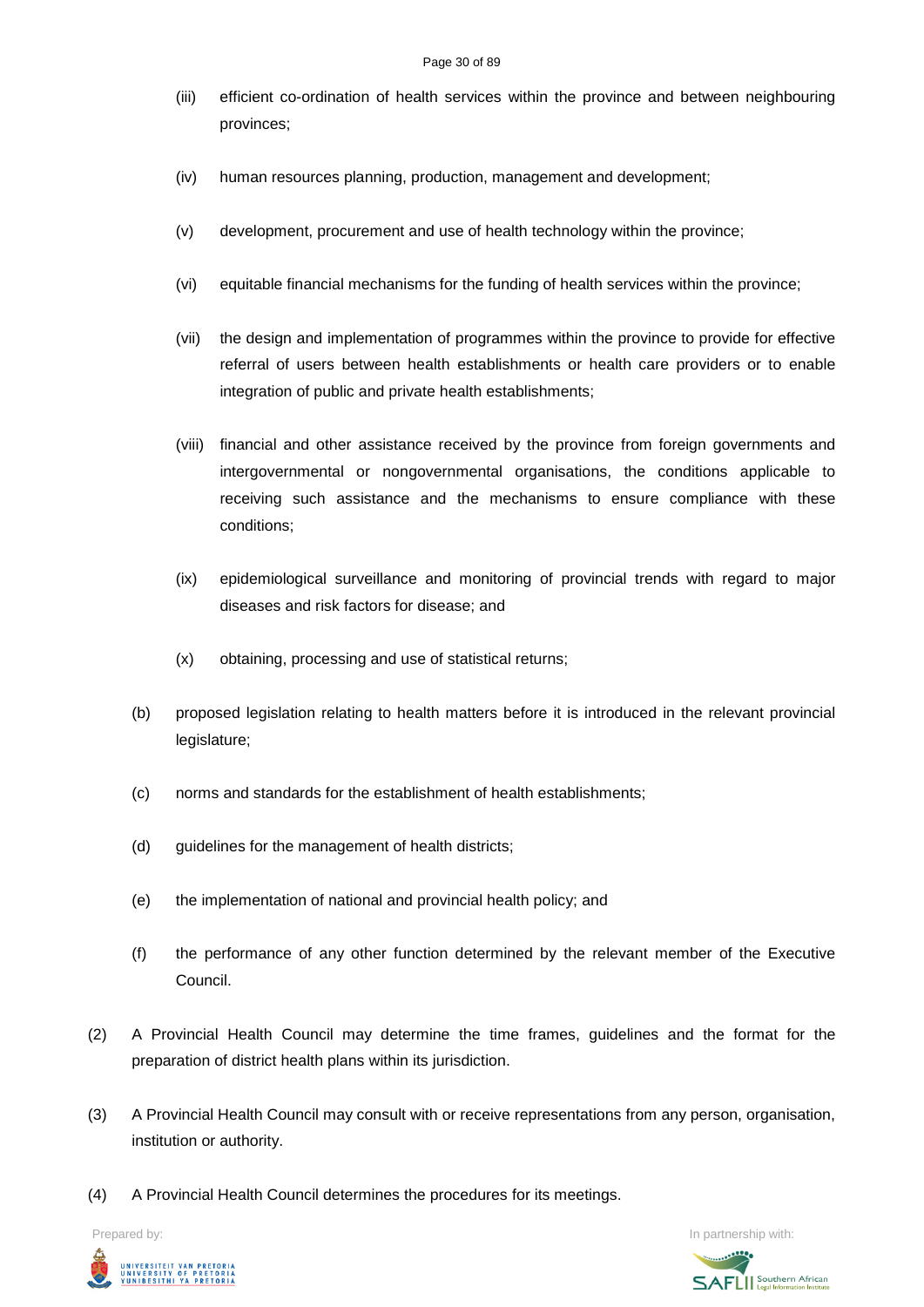(iii) efficient co-ordination of health services within the province and between neighbouring provinces;

(iv) human resources planning, production, management and development;

(v) development, procurement and use of health technology within the province;

(vi) equitable financial mechanisms for the funding of health services within the province;

(vii) the design and implementation of programmes within the province to provide for effective referral of users between health establishments or health care providers or to enable integration of public and private health establishments;

(viii) financial and other assistance received by the province from foreign governments and intergovernmental or nongovernmental organisations, the conditions applicable to receiving such assistance and the mechanisms to ensure compliance with these conditions;

(ix) epidemiological surveillance and monitoring of provincial trends with regard to major diseases and risk factors for disease; and

(x) obtaining, processing and use of statistical returns;

(b) proposed legislation relating to health matters before it is introduced in the relevant provincial legislature;

(c) norms and standards for the establishment of health establishments;

(d) guidelines for the management of health districts;

(e) the implementation of national and provincial health policy; and

(f) the performance of any other function determined by the relevant member of the Executive Council.

(2) A Provincial Health Council may determine the time frames, guidelines and the format for the preparation of district health plans within its jurisdiction.

(3) A Provincial Health Council may consult with or receive representations from any person, organisation, institution or authority.

(4) A Provincial Health Council determines the procedures for its meetings.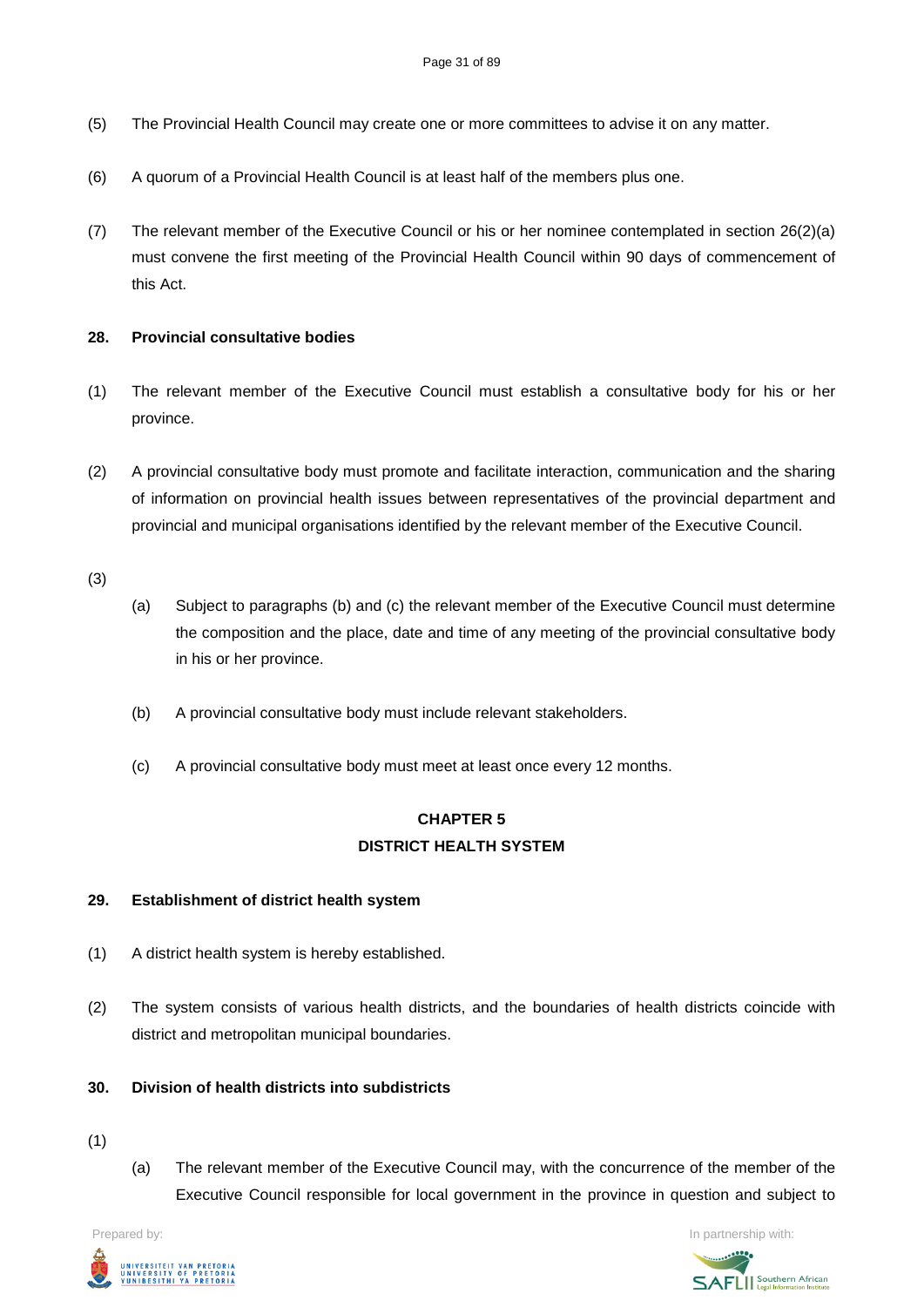(5) The Provincial Health Council may create one or more committees to advise it on any matter.

(6) A quorum of a Provincial Health Council is at least half of the members plus one.

(7) The relevant member of the Executive Council or his or her nominee contemplated in section 26(2)(a) must convene the first meeting of the Provincial Health Council within 90 days of commencement of this Act.

**28. Provincial consultative bodies**

(1) The relevant member of the Executive Council must establish a consultative body for his or her province.

(2) A provincial consultative body must promote and facilitate interaction, communication and the sharing of information on provincial health issues between representatives of the provincial department and provincial and municipal organisations identified by the relevant member of the Executive Council.

(3)

(a) Subject to paragraphs (b) and (c) the relevant member of the Executive Council must determine the composition and the place, date and time of any meeting of the provincial consultative body in his or her province.

(b) A provincial consultative body must include relevant stakeholders.

(c) A provincial consultative body must meet at least once every 12 months.

## CHAPTER 5
## DISTRICT HEALTH SYSTEM

**29. Establishment of district health system**

(1) A district health system is hereby established.

(2) The system consists of various health districts, and the boundaries of health districts coincide with district and metropolitan municipal boundaries.

**30. Division of health districts into subdistricts**

(1)

(a) The relevant member of the Executive Council may, with the concurrence of the member of the Executive Council responsible for local government in the province in question and subject to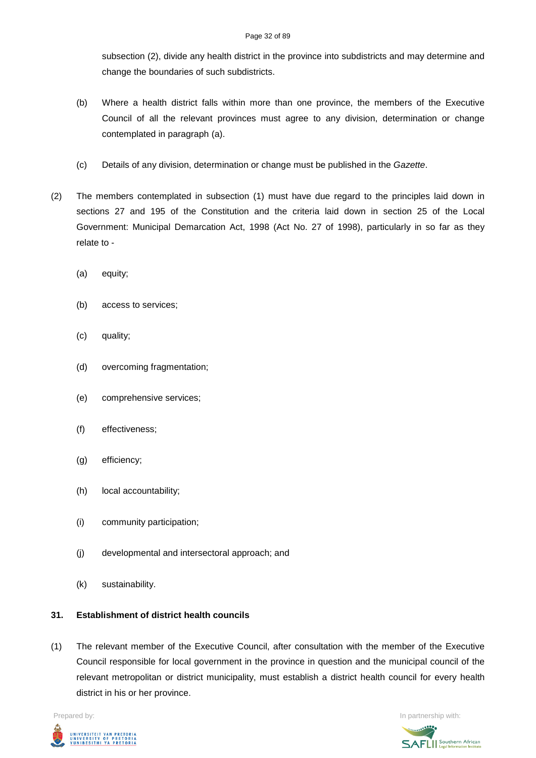subsection (2), divide any health district in the province into subdistricts and may determine and change the boundaries of such subdistricts.

(b) Where a health district falls within more than one province, the members of the Executive Council of all the relevant provinces must agree to any division, determination or change contemplated in paragraph (a).

(c) Details of any division, determination or change must be published in the *Gazette*.

(2) The members contemplated in subsection (1) must have due regard to the principles laid down in sections 27 and 195 of the Constitution and the criteria laid down in section 25 of the Local Government: Municipal Demarcation Act, 1998 (Act No. 27 of 1998), particularly in so far as they relate to -

(a) equity;

(b) access to services;

(c) quality;

(d) overcoming fragmentation;

(e) comprehensive services;

(f) effectiveness;

(g) efficiency;

(h) local accountability;

(i) community participation;

(j) developmental and intersectoral approach; and

(k) sustainability.

**31. Establishment of district health councils**

(1) The relevant member of the Executive Council, after consultation with the member of the Executive Council responsible for local government in the province in question and the municipal council of the relevant metropolitan or district municipality, must establish a district health council for every health district in his or her province.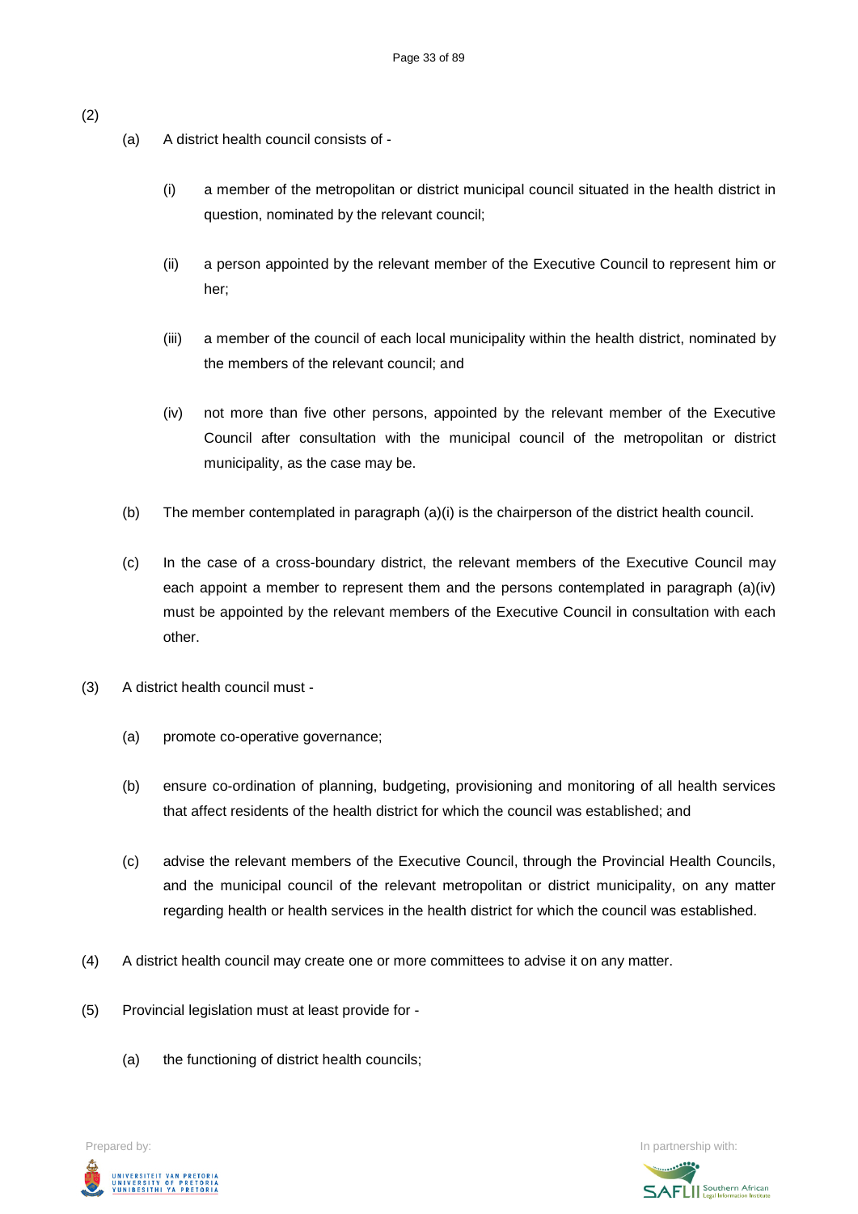(2)

(a) A district health council consists of -

(i) a member of the metropolitan or district municipal council situated in the health district in question, nominated by the relevant council;

(ii) a person appointed by the relevant member of the Executive Council to represent him or her;

(iii) a member of the council of each local municipality within the health district, nominated by the members of the relevant council; and

(iv) not more than five other persons, appointed by the relevant member of the Executive Council after consultation with the municipal council of the metropolitan or district municipality, as the case may be.

(b) The member contemplated in paragraph (a)(i) is the chairperson of the district health council.

(c) In the case of a cross-boundary district, the relevant members of the Executive Council may each appoint a member to represent them and the persons contemplated in paragraph (a)(iv) must be appointed by the relevant members of the Executive Council in consultation with each other.

(3) A district health council must -

(a) promote co-operative governance;

(b) ensure co-ordination of planning, budgeting, provisioning and monitoring of all health services that affect residents of the health district for which the council was established; and

(c) advise the relevant members of the Executive Council, through the Provincial Health Councils, and the municipal council of the relevant metropolitan or district municipality, on any matter regarding health or health services in the health district for which the council was established.

(4) A district health council may create one or more committees to advise it on any matter.

(5) Provincial legislation must at least provide for -

(a) the functioning of district health councils;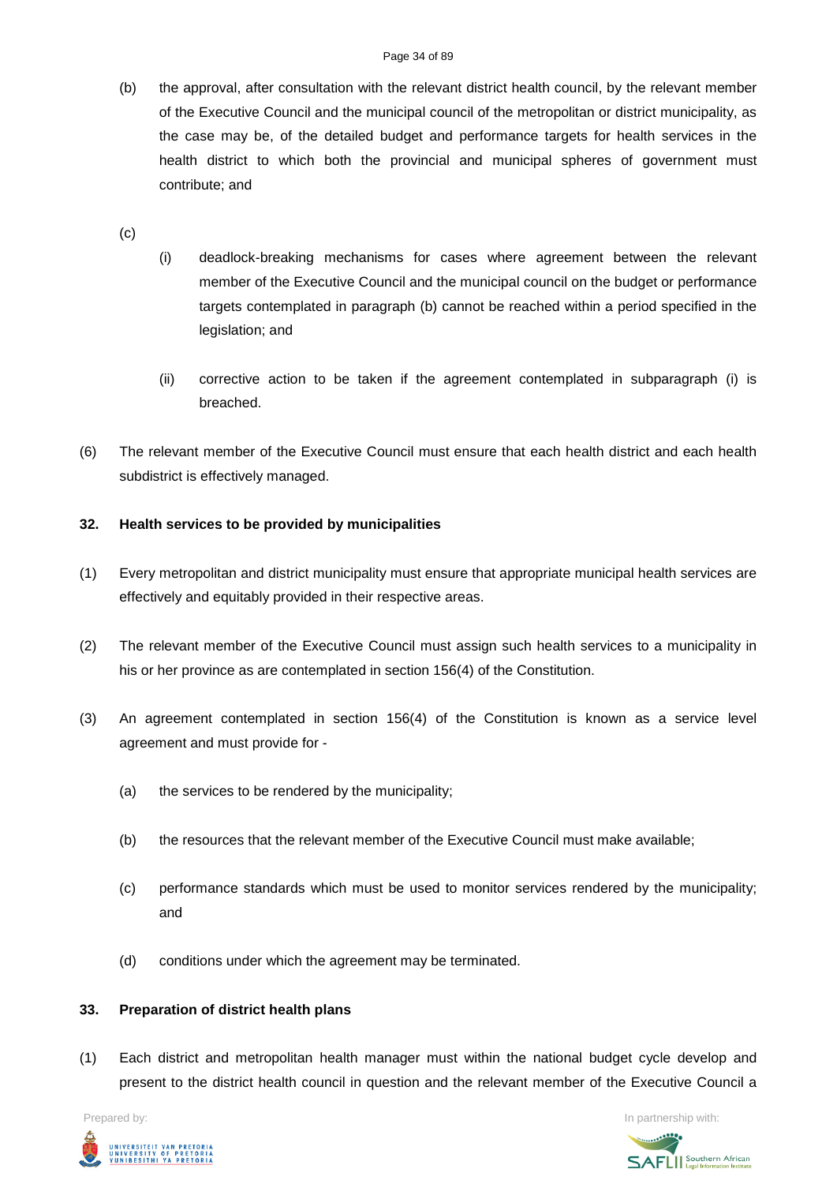(b) the approval, after consultation with the relevant district health council, by the relevant member of the Executive Council and the municipal council of the metropolitan or district municipality, as the case may be, of the detailed budget and performance targets for health services in the health district to which both the provincial and municipal spheres of government must contribute; and

(c)

(i) deadlock-breaking mechanisms for cases where agreement between the relevant member of the Executive Council and the municipal council on the budget or performance targets contemplated in paragraph (b) cannot be reached within a period specified in the legislation; and

(ii) corrective action to be taken if the agreement contemplated in subparagraph (i) is breached.

(6) The relevant member of the Executive Council must ensure that each health district and each health subdistrict is effectively managed.

**32. Health services to be provided by municipalities**

(1) Every metropolitan and district municipality must ensure that appropriate municipal health services are effectively and equitably provided in their respective areas.

(2) The relevant member of the Executive Council must assign such health services to a municipality in his or her province as are contemplated in section 156(4) of the Constitution.

(3) An agreement contemplated in section 156(4) of the Constitution is known as a service level agreement and must provide for -

(a) the services to be rendered by the municipality;

(b) the resources that the relevant member of the Executive Council must make available;

(c) performance standards which must be used to monitor services rendered by the municipality; and

(d) conditions under which the agreement may be terminated.

**33. Preparation of district health plans**

(1) Each district and metropolitan health manager must within the national budget cycle develop and present to the district health council in question and the relevant member of the Executive Council a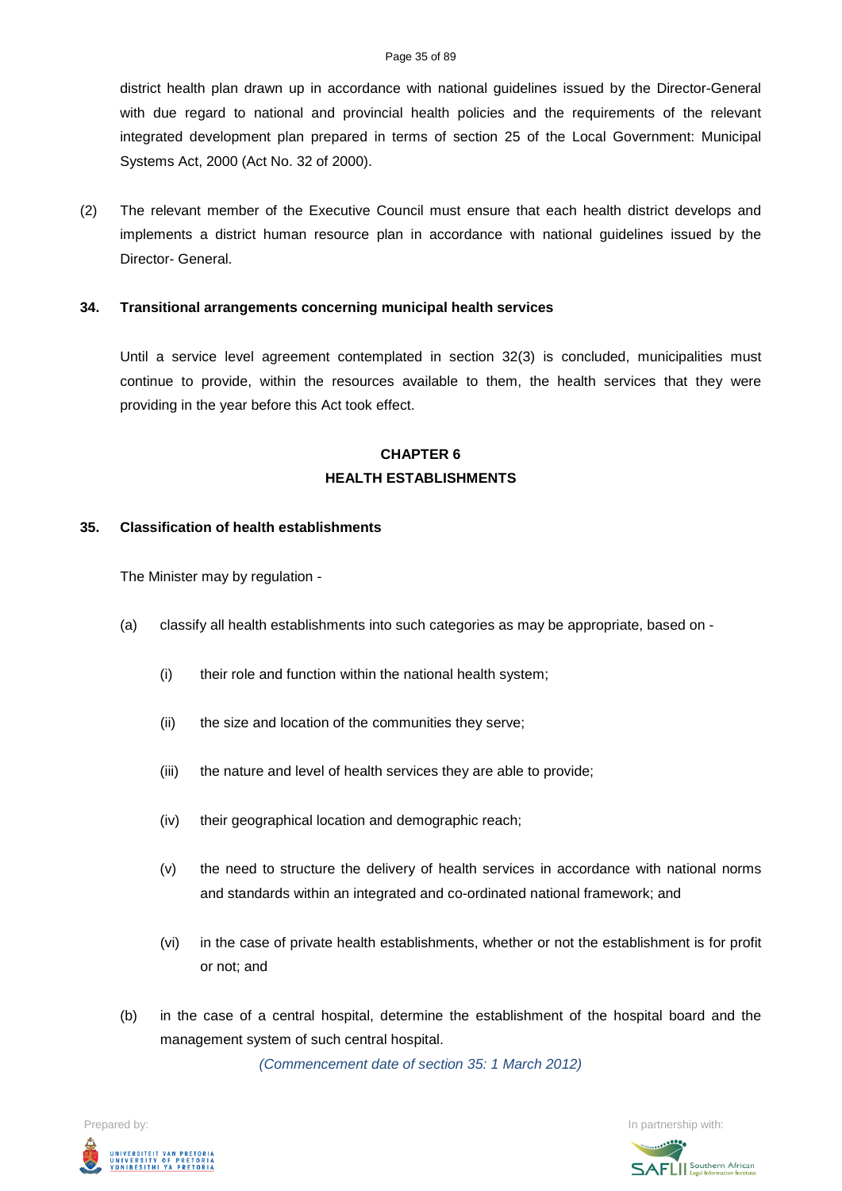district health plan drawn up in accordance with national guidelines issued by the Director-General with due regard to national and provincial health policies and the requirements of the relevant integrated development plan prepared in terms of section 25 of the Local Government: Municipal Systems Act, 2000 (Act No. 32 of 2000).

(2) The relevant member of the Executive Council must ensure that each health district develops and implements a district human resource plan in accordance with national guidelines issued by the Director- General.

**34. Transitional arrangements concerning municipal health services**

Until a service level agreement contemplated in section 32(3) is concluded, municipalities must continue to provide, within the resources available to them, the health services that they were providing in the year before this Act took effect.

## CHAPTER 6
## HEALTH ESTABLISHMENTS

**35. Classification of health establishments**

The Minister may by regulation -

(a) classify all health establishments into such categories as may be appropriate, based on -

  (i) their role and function within the national health system;

  (ii) the size and location of the communities they serve;

  (iii) the nature and level of health services they are able to provide;

  (iv) their geographical location and demographic reach;

  (v) the need to structure the delivery of health services in accordance with national norms and standards within an integrated and co-ordinated national framework; and

  (vi) in the case of private health establishments, whether or not the establishment is for profit or not; and

(b) in the case of a central hospital, determine the establishment of the hospital board and the management system of such central hospital.

*(Commencement date of section 35: 1 March 2012)*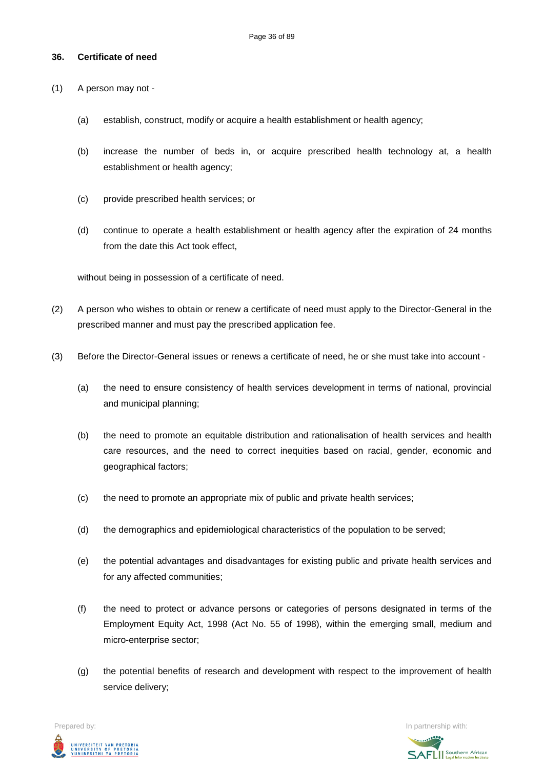**36. Certificate of need**

(1) A person may not -

(a) establish, construct, modify or acquire a health establishment or health agency;

(b) increase the number of beds in, or acquire prescribed health technology at, a health establishment or health agency;

(c) provide prescribed health services; or

(d) continue to operate a health establishment or health agency after the expiration of 24 months from the date this Act took effect,

without being in possession of a certificate of need.

(2) A person who wishes to obtain or renew a certificate of need must apply to the Director-General in the prescribed manner and must pay the prescribed application fee.

(3) Before the Director-General issues or renews a certificate of need, he or she must take into account -

(a) the need to ensure consistency of health services development in terms of national, provincial and municipal planning;

(b) the need to promote an equitable distribution and rationalisation of health services and health care resources, and the need to correct inequities based on racial, gender, economic and geographical factors;

(c) the need to promote an appropriate mix of public and private health services;

(d) the demographics and epidemiological characteristics of the population to be served;

(e) the potential advantages and disadvantages for existing public and private health services and for any affected communities;

(f) the need to protect or advance persons or categories of persons designated in terms of the Employment Equity Act, 1998 (Act No. 55 of 1998), within the emerging small, medium and micro-enterprise sector;

(g) the potential benefits of research and development with respect to the improvement of health service delivery;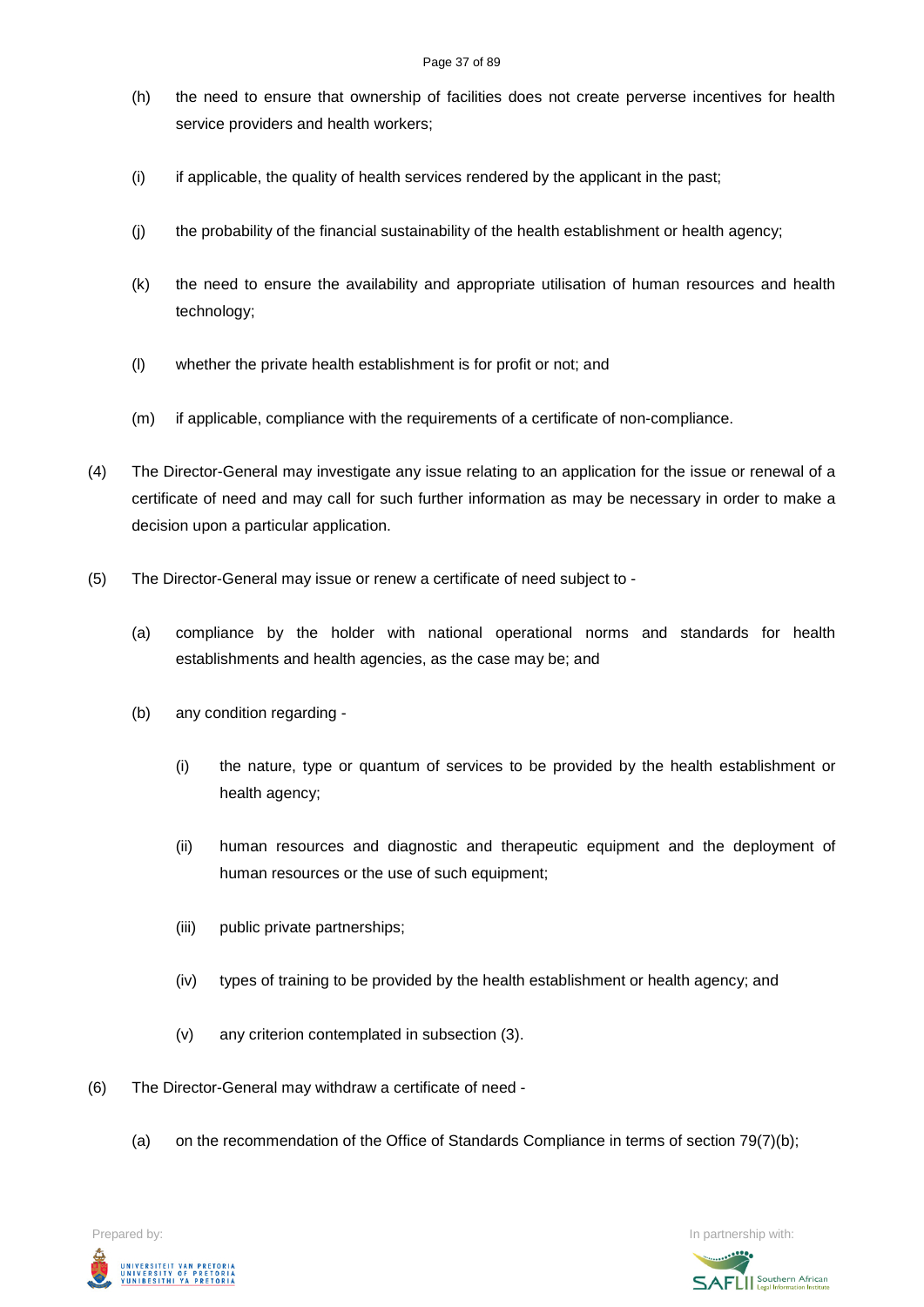(h) the need to ensure that ownership of facilities does not create perverse incentives for health service providers and health workers;

(i) if applicable, the quality of health services rendered by the applicant in the past;

(j) the probability of the financial sustainability of the health establishment or health agency;

(k) the need to ensure the availability and appropriate utilisation of human resources and health technology;

(l) whether the private health establishment is for profit or not; and

(m) if applicable, compliance with the requirements of a certificate of non-compliance.

(4) The Director-General may investigate any issue relating to an application for the issue or renewal of a certificate of need and may call for such further information as may be necessary in order to make a decision upon a particular application.

(5) The Director-General may issue or renew a certificate of need subject to -

(a) compliance by the holder with national operational norms and standards for health establishments and health agencies, as the case may be; and

(b) any condition regarding -

(i) the nature, type or quantum of services to be provided by the health establishment or health agency;

(ii) human resources and diagnostic and therapeutic equipment and the deployment of human resources or the use of such equipment;

(iii) public private partnerships;

(iv) types of training to be provided by the health establishment or health agency; and

(v) any criterion contemplated in subsection (3).

(6) The Director-General may withdraw a certificate of need -

(a) on the recommendation of the Office of Standards Compliance in terms of section 79(7)(b);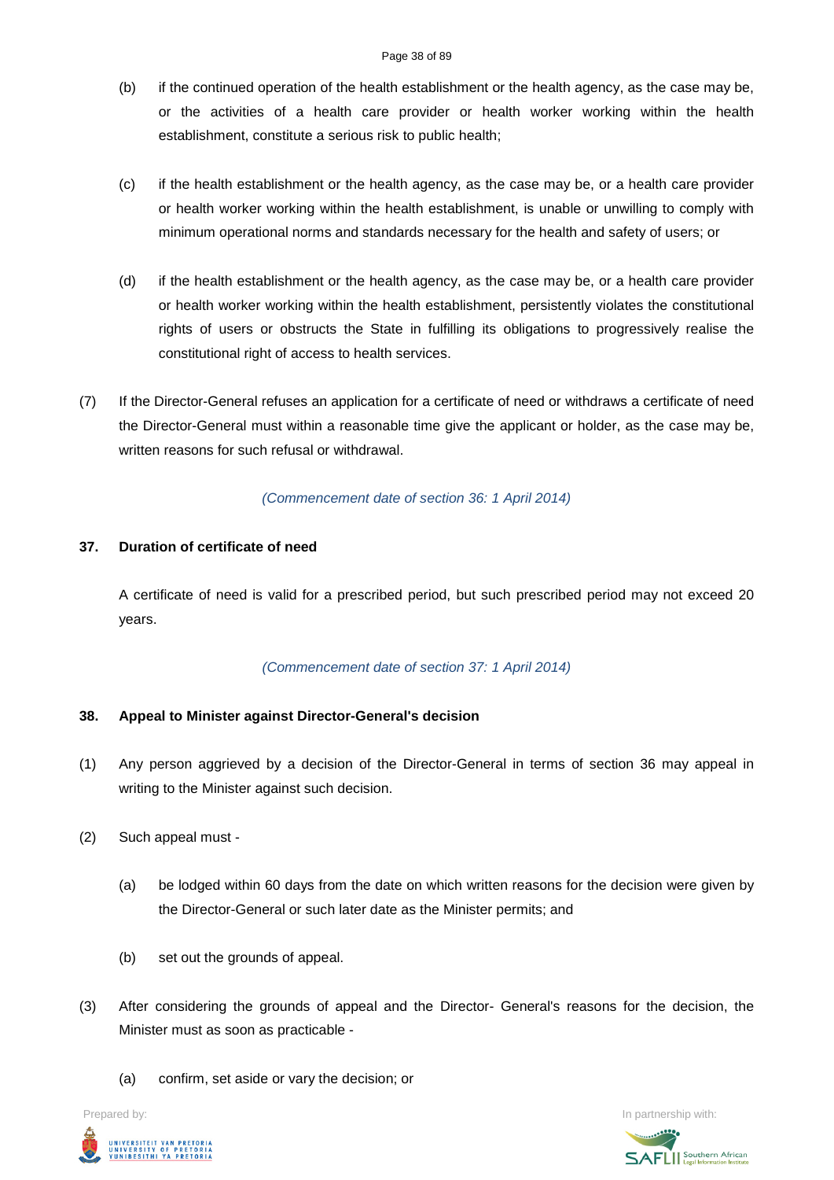(b) if the continued operation of the health establishment or the health agency, as the case may be, or the activities of a health care provider or health worker working within the health establishment, constitute a serious risk to public health;

(c) if the health establishment or the health agency, as the case may be, or a health care provider or health worker working within the health establishment, is unable or unwilling to comply with minimum operational norms and standards necessary for the health and safety of users; or

(d) if the health establishment or the health agency, as the case may be, or a health care provider or health worker working within the health establishment, persistently violates the constitutional rights of users or obstructs the State in fulfilling its obligations to progressively realise the constitutional right of access to health services.

(7) If the Director-General refuses an application for a certificate of need or withdraws a certificate of need the Director-General must within a reasonable time give the applicant or holder, as the case may be, written reasons for such refusal or withdrawal.

*(Commencement date of section 36: 1 April 2014)*

**37. Duration of certificate of need**

A certificate of need is valid for a prescribed period, but such prescribed period may not exceed 20 years.

*(Commencement date of section 37: 1 April 2014)*

**38. Appeal to Minister against Director-General's decision**

(1) Any person aggrieved by a decision of the Director-General in terms of section 36 may appeal in writing to the Minister against such decision.

(2) Such appeal must -

(a) be lodged within 60 days from the date on which written reasons for the decision were given by the Director-General or such later date as the Minister permits; and

(b) set out the grounds of appeal.

(3) After considering the grounds of appeal and the Director- General's reasons for the decision, the Minister must as soon as practicable -

(a) confirm, set aside or vary the decision; or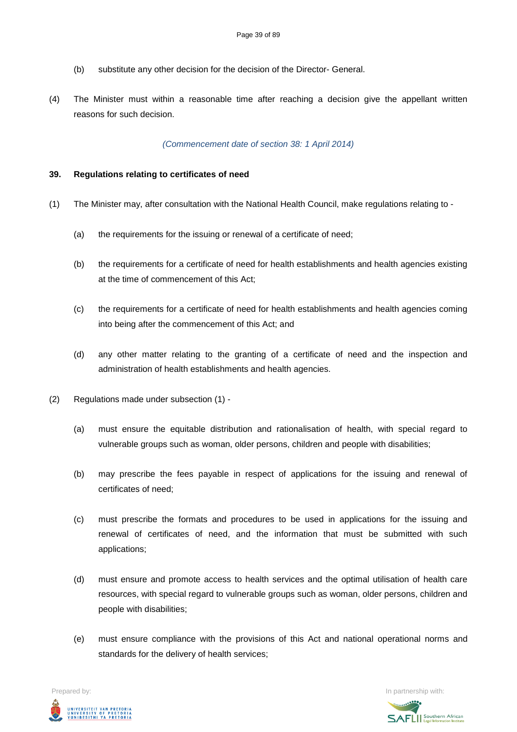(b) substitute any other decision for the decision of the Director- General.

(4) The Minister must within a reasonable time after reaching a decision give the appellant written reasons for such decision.

*(Commencement date of section 38: 1 April 2014)*

**39. Regulations relating to certificates of need**

(1) The Minister may, after consultation with the National Health Council, make regulations relating to -

(a) the requirements for the issuing or renewal of a certificate of need;

(b) the requirements for a certificate of need for health establishments and health agencies existing at the time of commencement of this Act;

(c) the requirements for a certificate of need for health establishments and health agencies coming into being after the commencement of this Act; and

(d) any other matter relating to the granting of a certificate of need and the inspection and administration of health establishments and health agencies.

(2) Regulations made under subsection (1) -

(a) must ensure the equitable distribution and rationalisation of health, with special regard to vulnerable groups such as woman, older persons, children and people with disabilities;

(b) may prescribe the fees payable in respect of applications for the issuing and renewal of certificates of need;

(c) must prescribe the formats and procedures to be used in applications for the issuing and renewal of certificates of need, and the information that must be submitted with such applications;

(d) must ensure and promote access to health services and the optimal utilisation of health care resources, with special regard to vulnerable groups such as woman, older persons, children and people with disabilities;

(e) must ensure compliance with the provisions of this Act and national operational norms and standards for the delivery of health services;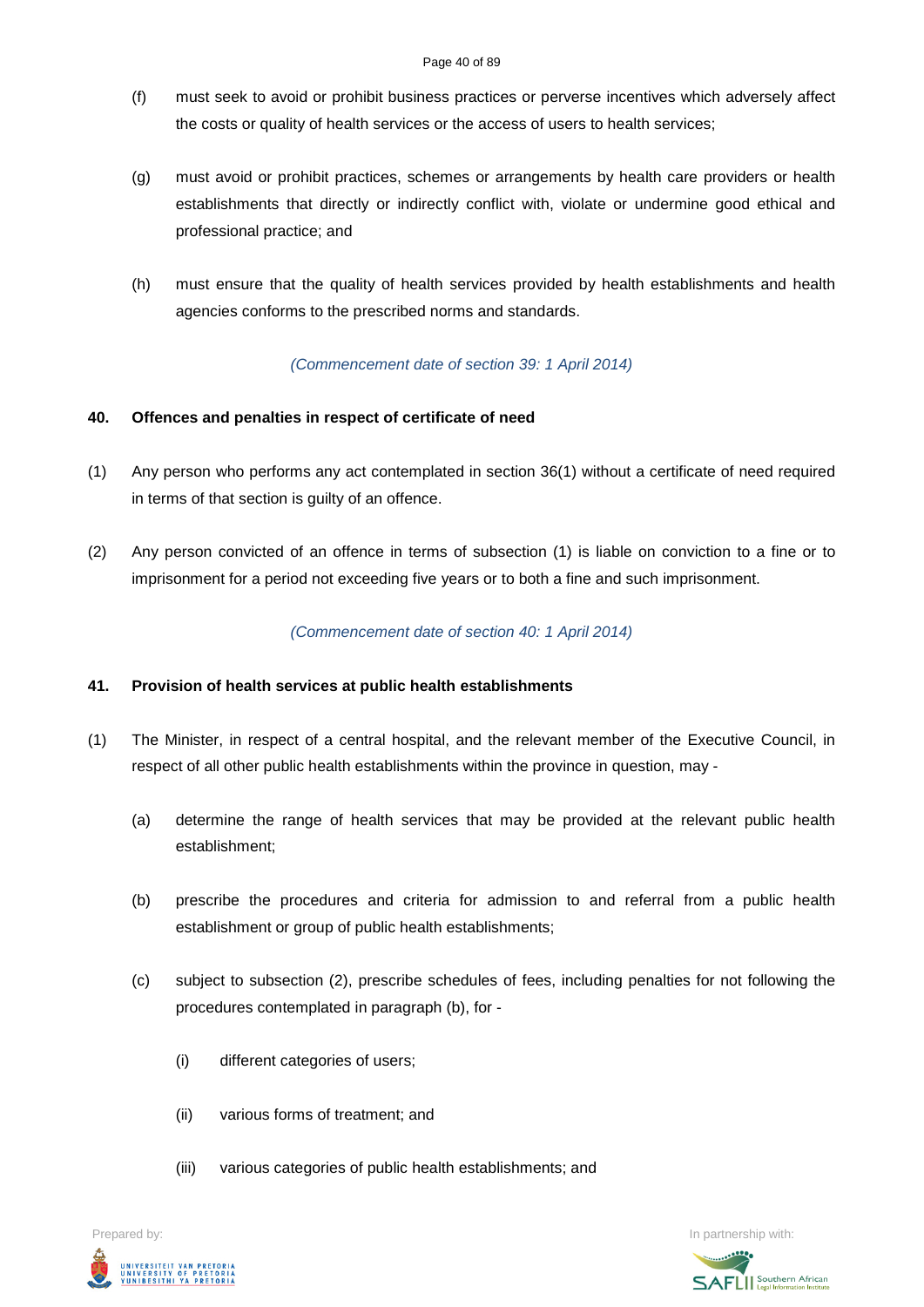(f) must seek to avoid or prohibit business practices or perverse incentives which adversely affect the costs or quality of health services or the access of users to health services;

(g) must avoid or prohibit practices, schemes or arrangements by health care providers or health establishments that directly or indirectly conflict with, violate or undermine good ethical and professional practice; and

(h) must ensure that the quality of health services provided by health establishments and health agencies conforms to the prescribed norms and standards.

*(Commencement date of section 39: 1 April 2014)*

**40. Offences and penalties in respect of certificate of need**

(1) Any person who performs any act contemplated in section 36(1) without a certificate of need required in terms of that section is guilty of an offence.

(2) Any person convicted of an offence in terms of subsection (1) is liable on conviction to a fine or to imprisonment for a period not exceeding five years or to both a fine and such imprisonment.

*(Commencement date of section 40: 1 April 2014)*

**41. Provision of health services at public health establishments**

(1) The Minister, in respect of a central hospital, and the relevant member of the Executive Council, in respect of all other public health establishments within the province in question, may -

(a) determine the range of health services that may be provided at the relevant public health establishment;

(b) prescribe the procedures and criteria for admission to and referral from a public health establishment or group of public health establishments;

(c) subject to subsection (2), prescribe schedules of fees, including penalties for not following the procedures contemplated in paragraph (b), for -

(i) different categories of users;

(ii) various forms of treatment; and

(iii) various categories of public health establishments; and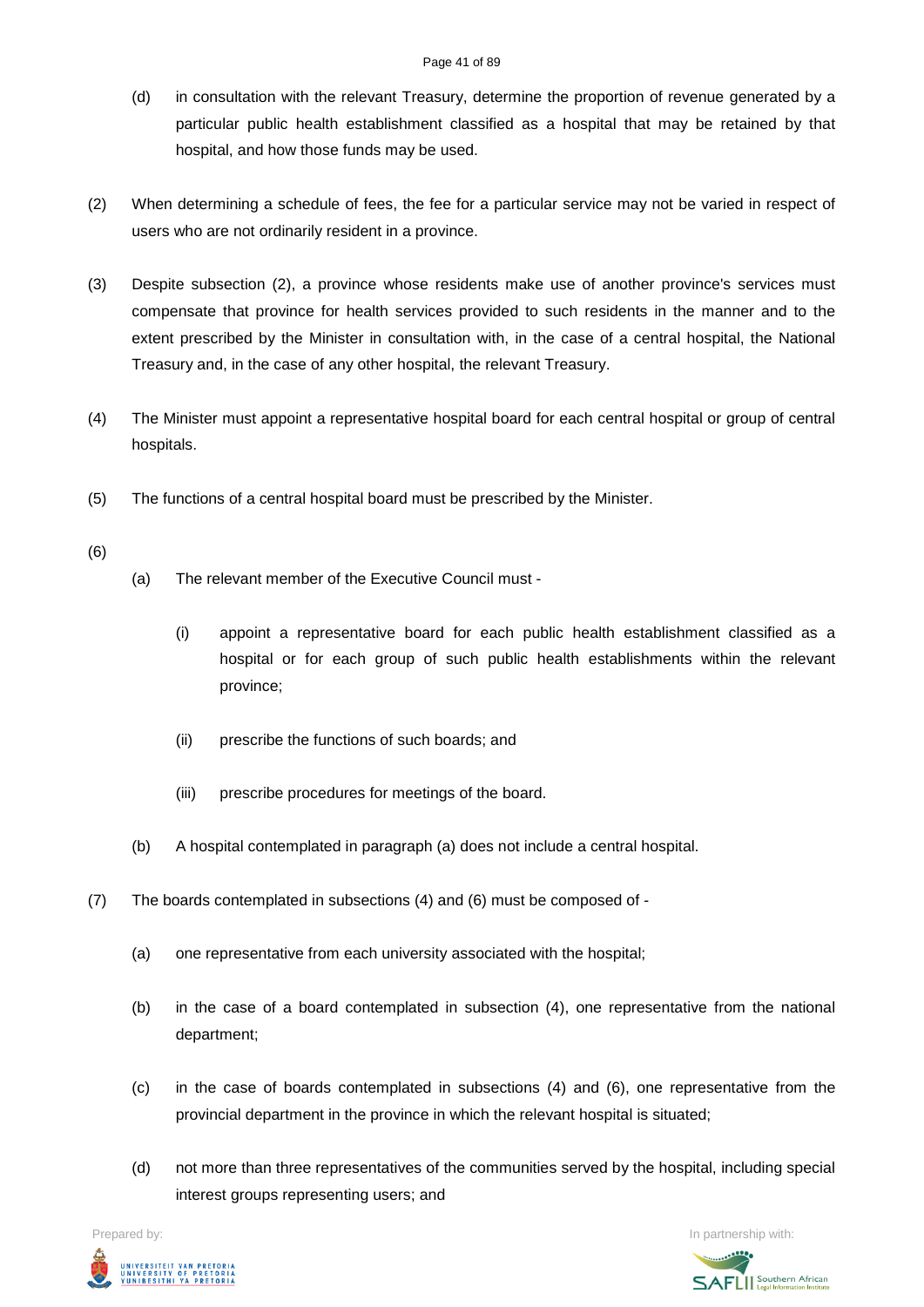(d) in consultation with the relevant Treasury, determine the proportion of revenue generated by a particular public health establishment classified as a hospital that may be retained by that hospital, and how those funds may be used.

(2) When determining a schedule of fees, the fee for a particular service may not be varied in respect of users who are not ordinarily resident in a province.

(3) Despite subsection (2), a province whose residents make use of another province's services must compensate that province for health services provided to such residents in the manner and to the extent prescribed by the Minister in consultation with, in the case of a central hospital, the National Treasury and, in the case of any other hospital, the relevant Treasury.

(4) The Minister must appoint a representative hospital board for each central hospital or group of central hospitals.

(5) The functions of a central hospital board must be prescribed by the Minister.

(6)

- (a) The relevant member of the Executive Council must -
  - (i) appoint a representative board for each public health establishment classified as a hospital or for each group of such public health establishments within the relevant province;
  - (ii) prescribe the functions of such boards; and
  - (iii) prescribe procedures for meetings of the board.
- (b) A hospital contemplated in paragraph (a) does not include a central hospital.

(7) The boards contemplated in subsections (4) and (6) must be composed of -

- (a) one representative from each university associated with the hospital;
- (b) in the case of a board contemplated in subsection (4), one representative from the national department;
- (c) in the case of boards contemplated in subsections (4) and (6), one representative from the provincial department in the province in which the relevant hospital is situated;
- (d) not more than three representatives of the communities served by the hospital, including special interest groups representing users; and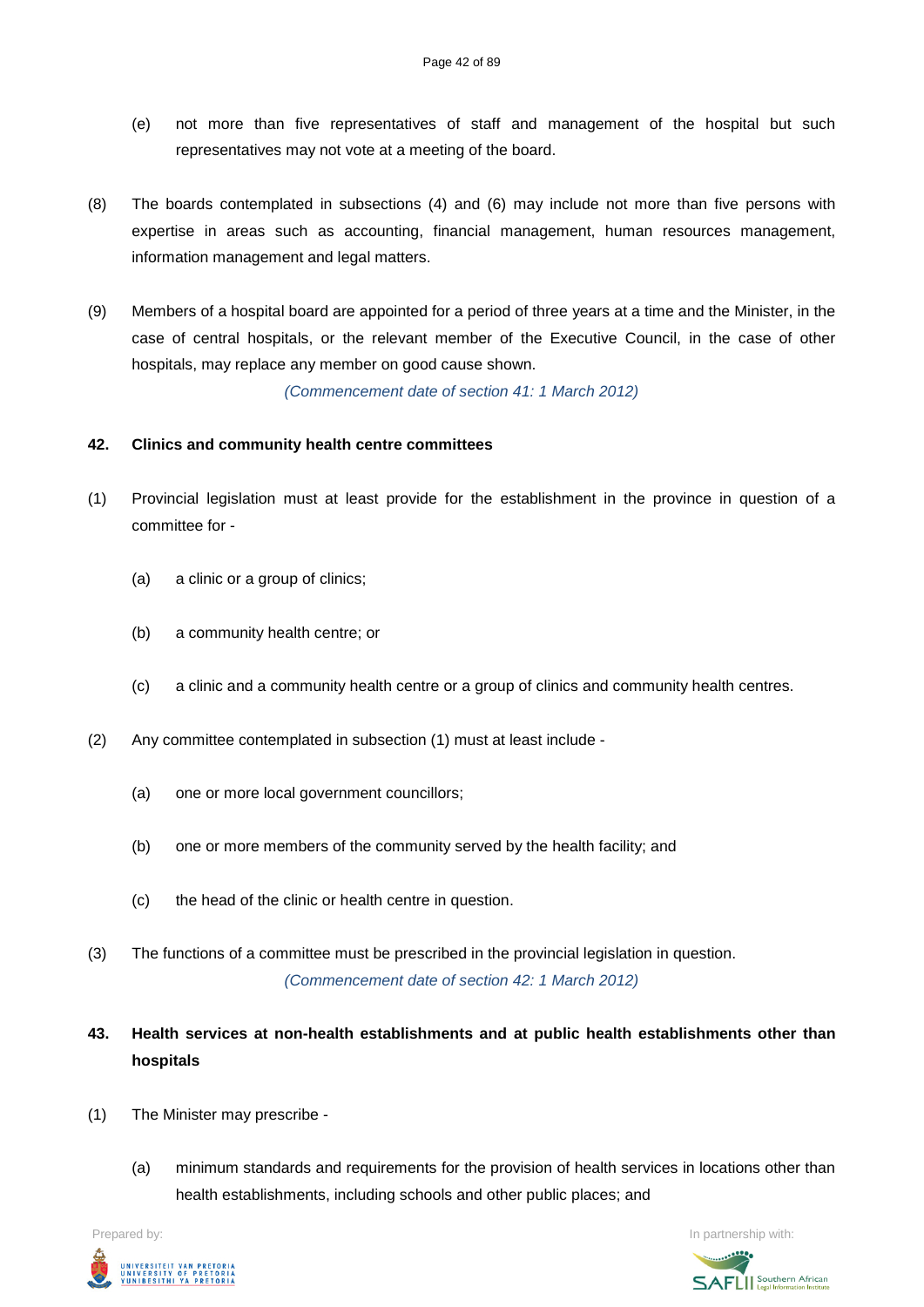(e) not more than five representatives of staff and management of the hospital but such representatives may not vote at a meeting of the board.

(8) The boards contemplated in subsections (4) and (6) may include not more than five persons with expertise in areas such as accounting, financial management, human resources management, information management and legal matters.

(9) Members of a hospital board are appointed for a period of three years at a time and the Minister, in the case of central hospitals, or the relevant member of the Executive Council, in the case of other hospitals, may replace any member on good cause shown.

*(Commencement date of section 41: 1 March 2012)*

**42. Clinics and community health centre committees**

(1) Provincial legislation must at least provide for the establishment in the province in question of a committee for -

(a) a clinic or a group of clinics;

(b) a community health centre; or

(c) a clinic and a community health centre or a group of clinics and community health centres.

(2) Any committee contemplated in subsection (1) must at least include -

(a) one or more local government councillors;

(b) one or more members of the community served by the health facility; and

(c) the head of the clinic or health centre in question.

(3) The functions of a committee must be prescribed in the provincial legislation in question.

*(Commencement date of section 42: 1 March 2012)*

**43. Health services at non-health establishments and at public health establishments other than hospitals**

(1) The Minister may prescribe -

(a) minimum standards and requirements for the provision of health services in locations other than health establishments, including schools and other public places; and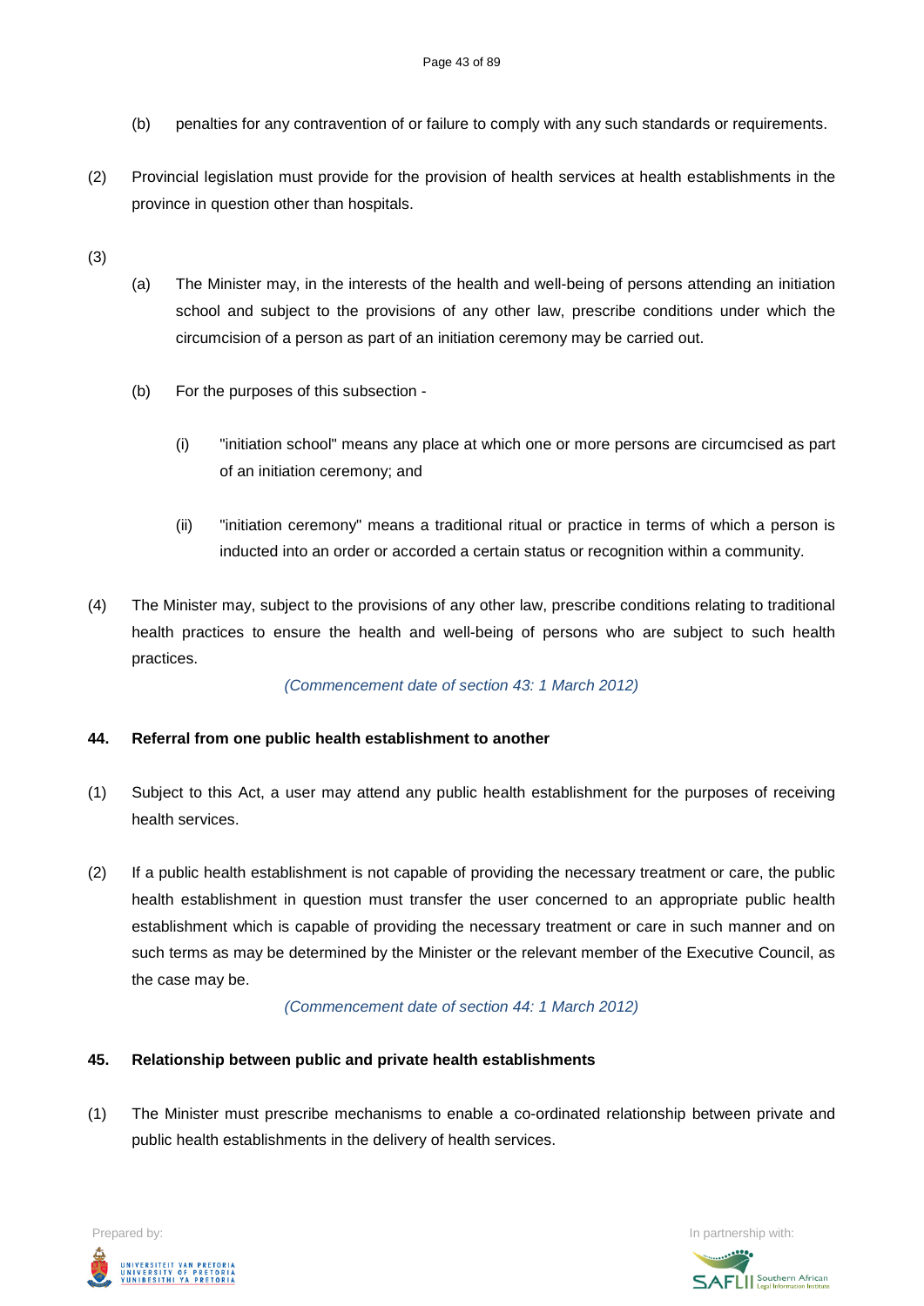(b) penalties for any contravention of or failure to comply with any such standards or requirements.

(2) Provincial legislation must provide for the provision of health services at health establishments in the province in question other than hospitals.

(3)

(a) The Minister may, in the interests of the health and well-being of persons attending an initiation school and subject to the provisions of any other law, prescribe conditions under which the circumcision of a person as part of an initiation ceremony may be carried out.

(b) For the purposes of this subsection -

(i) "initiation school" means any place at which one or more persons are circumcised as part of an initiation ceremony; and

(ii) "initiation ceremony" means a traditional ritual or practice in terms of which a person is inducted into an order or accorded a certain status or recognition within a community.

(4) The Minister may, subject to the provisions of any other law, prescribe conditions relating to traditional health practices to ensure the health and well-being of persons who are subject to such health practices.

*(Commencement date of section 43: 1 March 2012)*

**44. Referral from one public health establishment to another**

(1) Subject to this Act, a user may attend any public health establishment for the purposes of receiving health services.

(2) If a public health establishment is not capable of providing the necessary treatment or care, the public health establishment in question must transfer the user concerned to an appropriate public health establishment which is capable of providing the necessary treatment or care in such manner and on such terms as may be determined by the Minister or the relevant member of the Executive Council, as the case may be.

*(Commencement date of section 44: 1 March 2012)*

**45. Relationship between public and private health establishments**

(1) The Minister must prescribe mechanisms to enable a co-ordinated relationship between private and public health establishments in the delivery of health services.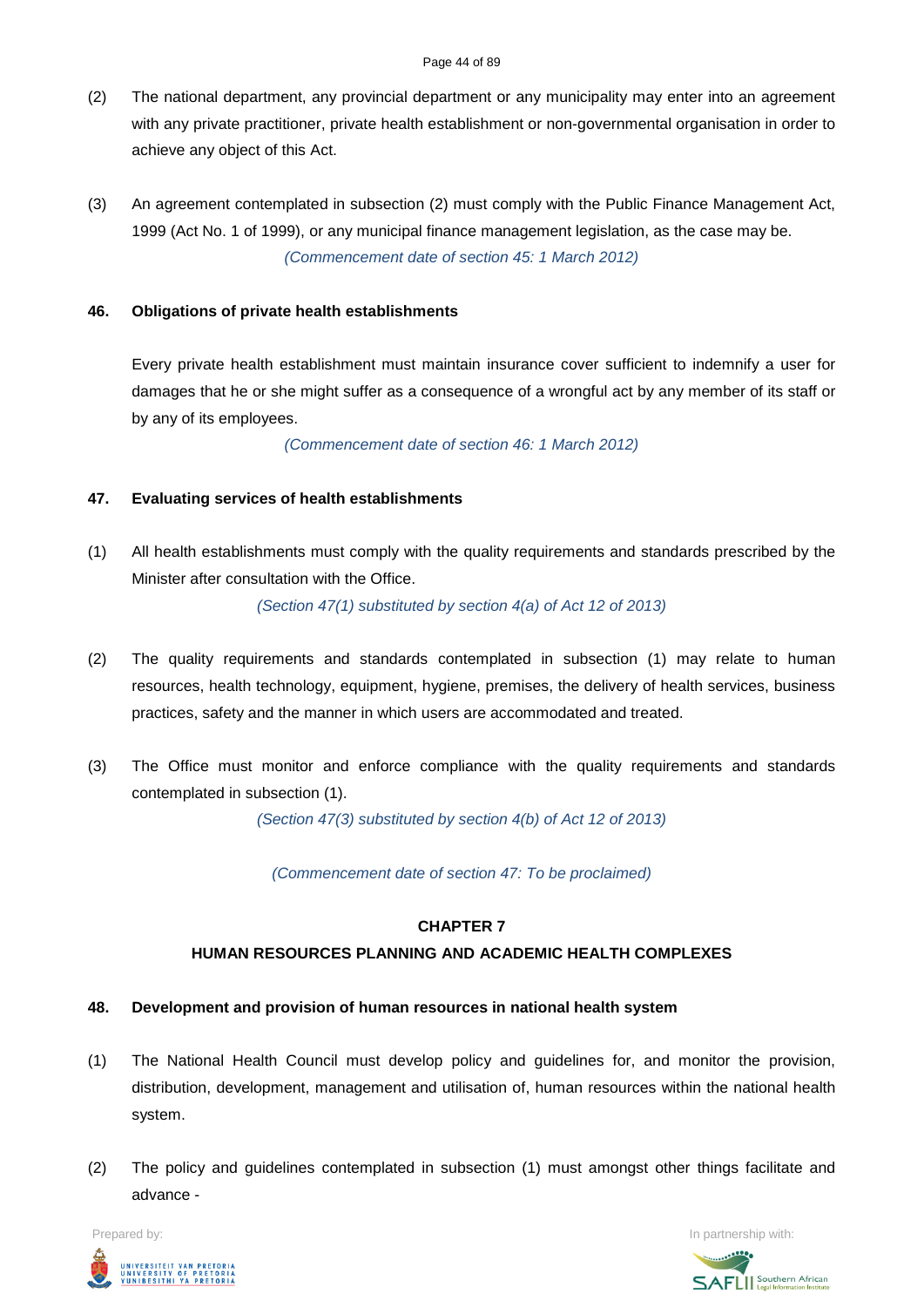(2) The national department, any provincial department or any municipality may enter into an agreement with any private practitioner, private health establishment or non-governmental organisation in order to achieve any object of this Act.

(3) An agreement contemplated in subsection (2) must comply with the Public Finance Management Act, 1999 (Act No. 1 of 1999), or any municipal finance management legislation, as the case may be.

*(Commencement date of section 45: 1 March 2012)*

**46. Obligations of private health establishments**

Every private health establishment must maintain insurance cover sufficient to indemnify a user for damages that he or she might suffer as a consequence of a wrongful act by any member of its staff or by any of its employees.

*(Commencement date of section 46: 1 March 2012)*

**47. Evaluating services of health establishments**

(1) All health establishments must comply with the quality requirements and standards prescribed by the Minister after consultation with the Office.

*(Section 47(1) substituted by section 4(a) of Act 12 of 2013)*

(2) The quality requirements and standards contemplated in subsection (1) may relate to human resources, health technology, equipment, hygiene, premises, the delivery of health services, business practices, safety and the manner in which users are accommodated and treated.

(3) The Office must monitor and enforce compliance with the quality requirements and standards contemplated in subsection (1).

*(Section 47(3) substituted by section 4(b) of Act 12 of 2013)*

*(Commencement date of section 47: To be proclaimed)*

## CHAPTER 7

## HUMAN RESOURCES PLANNING AND ACADEMIC HEALTH COMPLEXES

**48. Development and provision of human resources in national health system**

(1) The National Health Council must develop policy and guidelines for, and monitor the provision, distribution, development, management and utilisation of, human resources within the national health system.

(2) The policy and guidelines contemplated in subsection (1) must amongst other things facilitate and advance -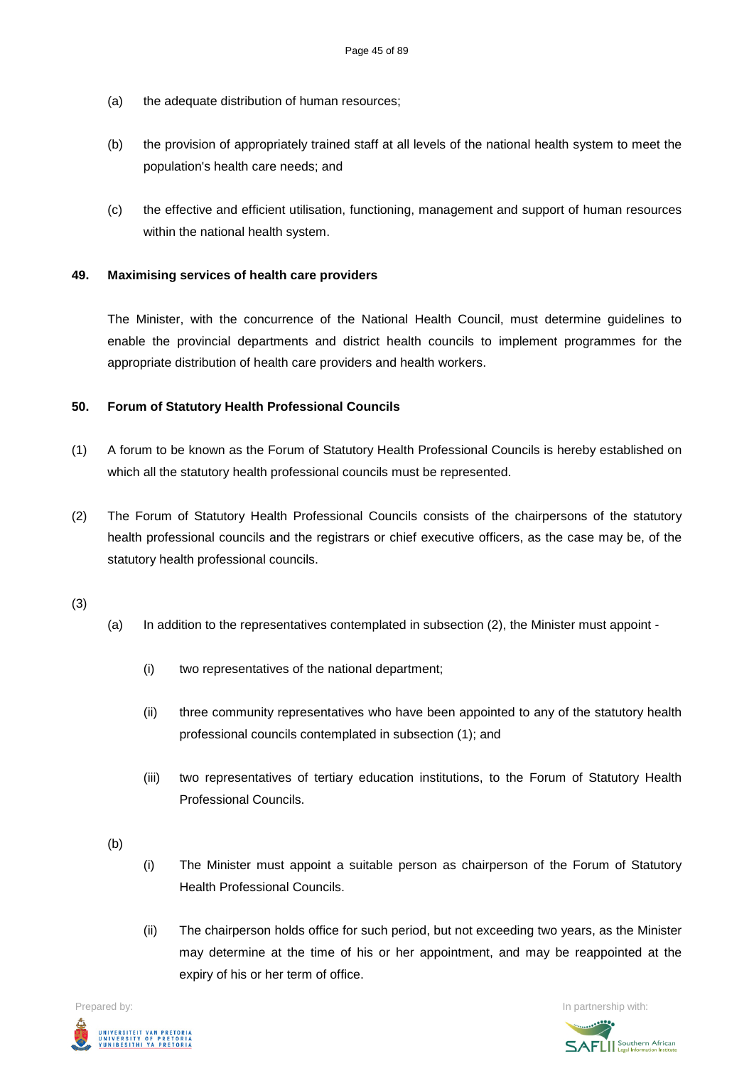(a) the adequate distribution of human resources;

(b) the provision of appropriately trained staff at all levels of the national health system to meet the population's health care needs; and

(c) the effective and efficient utilisation, functioning, management and support of human resources within the national health system.

**49. Maximising services of health care providers**

The Minister, with the concurrence of the National Health Council, must determine guidelines to enable the provincial departments and district health councils to implement programmes for the appropriate distribution of health care providers and health workers.

**50. Forum of Statutory Health Professional Councils**

(1) A forum to be known as the Forum of Statutory Health Professional Councils is hereby established on which all the statutory health professional councils must be represented.

(2) The Forum of Statutory Health Professional Councils consists of the chairpersons of the statutory health professional councils and the registrars or chief executive officers, as the case may be, of the statutory health professional councils.

(3)

(a) In addition to the representatives contemplated in subsection (2), the Minister must appoint -

(i) two representatives of the national department;

(ii) three community representatives who have been appointed to any of the statutory health professional councils contemplated in subsection (1); and

(iii) two representatives of tertiary education institutions, to the Forum of Statutory Health Professional Councils.

(b)

(i) The Minister must appoint a suitable person as chairperson of the Forum of Statutory Health Professional Councils.

(ii) The chairperson holds office for such period, but not exceeding two years, as the Minister may determine at the time of his or her appointment, and may be reappointed at the expiry of his or her term of office.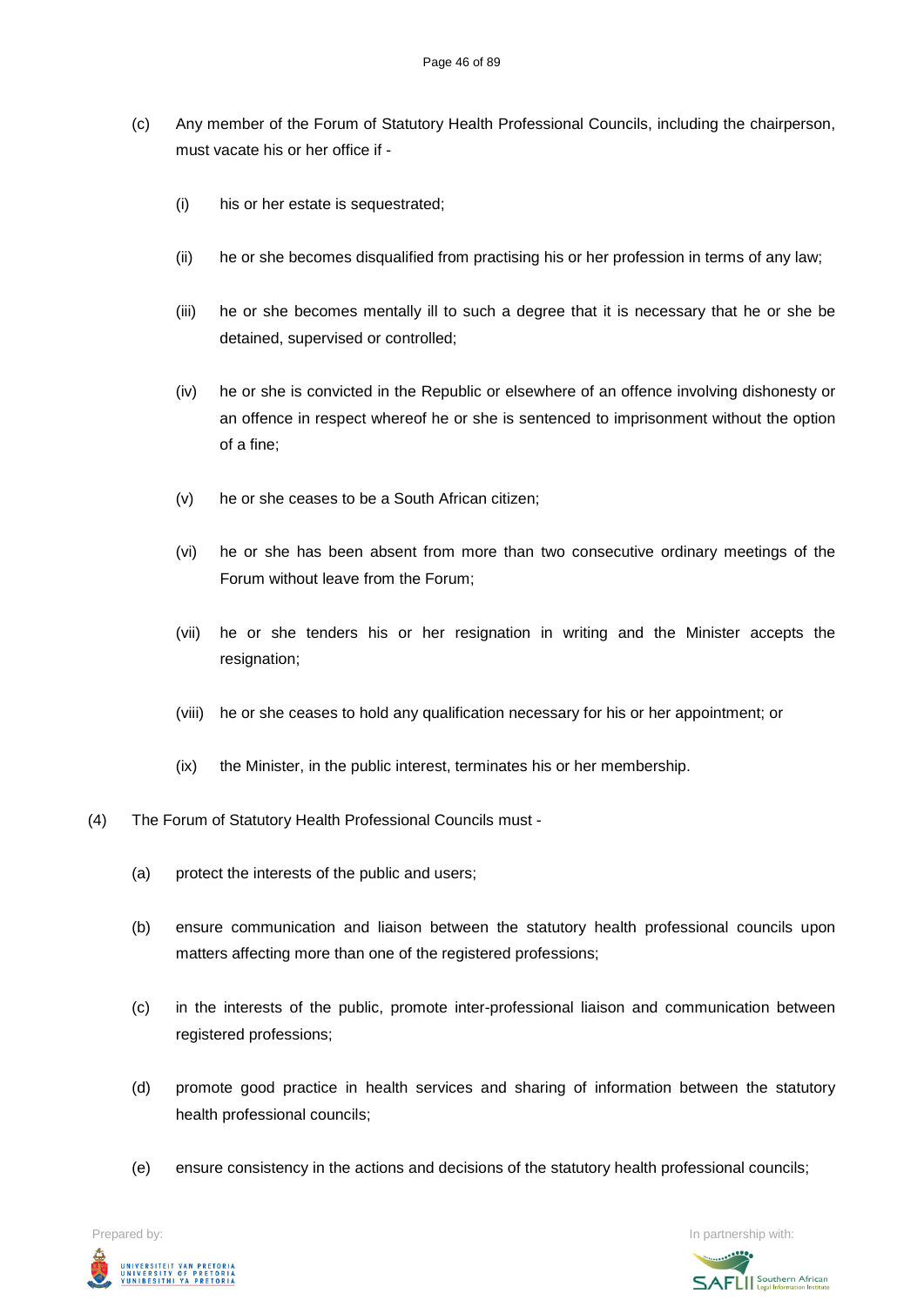(c) Any member of the Forum of Statutory Health Professional Councils, including the chairperson, must vacate his or her office if -

(i) his or her estate is sequestrated;

(ii) he or she becomes disqualified from practising his or her profession in terms of any law;

(iii) he or she becomes mentally ill to such a degree that it is necessary that he or she be detained, supervised or controlled;

(iv) he or she is convicted in the Republic or elsewhere of an offence involving dishonesty or an offence in respect whereof he or she is sentenced to imprisonment without the option of a fine;

(v) he or she ceases to be a South African citizen;

(vi) he or she has been absent from more than two consecutive ordinary meetings of the Forum without leave from the Forum;

(vii) he or she tenders his or her resignation in writing and the Minister accepts the resignation;

(viii) he or she ceases to hold any qualification necessary for his or her appointment; or

(ix) the Minister, in the public interest, terminates his or her membership.

(4) The Forum of Statutory Health Professional Councils must -

(a) protect the interests of the public and users;

(b) ensure communication and liaison between the statutory health professional councils upon matters affecting more than one of the registered professions;

(c) in the interests of the public, promote inter-professional liaison and communication between registered professions;

(d) promote good practice in health services and sharing of information between the statutory health professional councils;

(e) ensure consistency in the actions and decisions of the statutory health professional councils;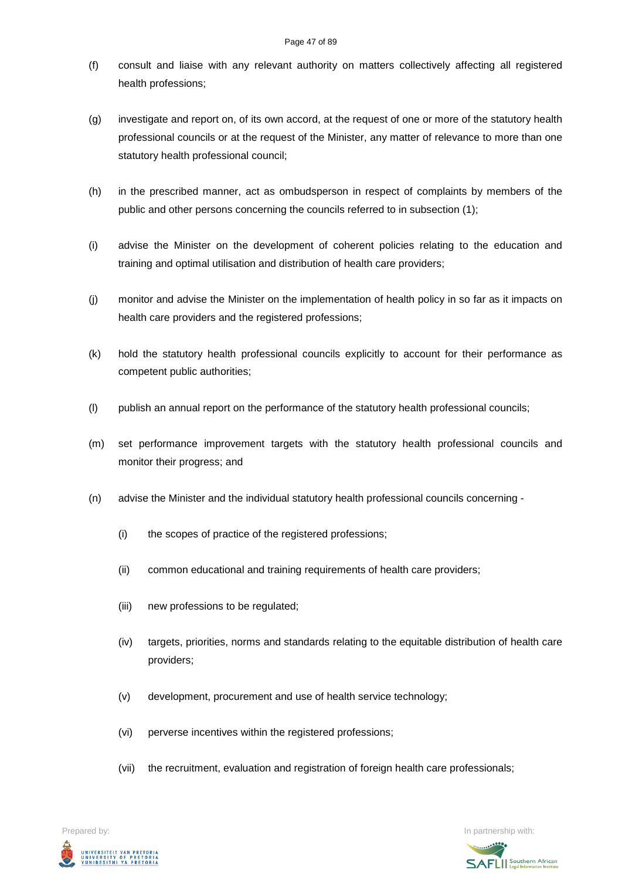(f) consult and liaise with any relevant authority on matters collectively affecting all registered health professions;

(g) investigate and report on, of its own accord, at the request of one or more of the statutory health professional councils or at the request of the Minister, any matter of relevance to more than one statutory health professional council;

(h) in the prescribed manner, act as ombudsperson in respect of complaints by members of the public and other persons concerning the councils referred to in subsection (1);

(i) advise the Minister on the development of coherent policies relating to the education and training and optimal utilisation and distribution of health care providers;

(j) monitor and advise the Minister on the implementation of health policy in so far as it impacts on health care providers and the registered professions;

(k) hold the statutory health professional councils explicitly to account for their performance as competent public authorities;

(l) publish an annual report on the performance of the statutory health professional councils;

(m) set performance improvement targets with the statutory health professional councils and monitor their progress; and

(n) advise the Minister and the individual statutory health professional councils concerning -

  (i) the scopes of practice of the registered professions;

  (ii) common educational and training requirements of health care providers;

  (iii) new professions to be regulated;

  (iv) targets, priorities, norms and standards relating to the equitable distribution of health care providers;

  (v) development, procurement and use of health service technology;

  (vi) perverse incentives within the registered professions;

  (vii) the recruitment, evaluation and registration of foreign health care professionals;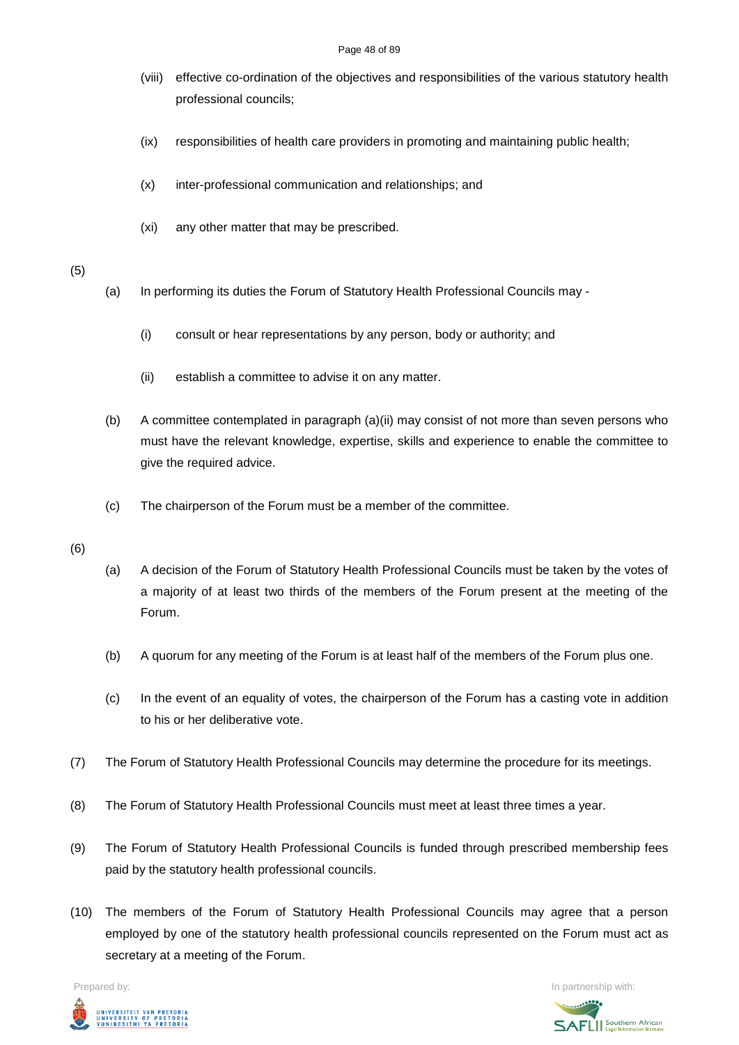(viii) effective co-ordination of the objectives and responsibilities of the various statutory health professional councils;

(ix) responsibilities of health care providers in promoting and maintaining public health;

(x) inter-professional communication and relationships; and

(xi) any other matter that may be prescribed.

(5)

(a) In performing its duties the Forum of Statutory Health Professional Councils may -

(i) consult or hear representations by any person, body or authority; and

(ii) establish a committee to advise it on any matter.

(b) A committee contemplated in paragraph (a)(ii) may consist of not more than seven persons who must have the relevant knowledge, expertise, skills and experience to enable the committee to give the required advice.

(c) The chairperson of the Forum must be a member of the committee.

(6)

(a) A decision of the Forum of Statutory Health Professional Councils must be taken by the votes of a majority of at least two thirds of the members of the Forum present at the meeting of the Forum.

(b) A quorum for any meeting of the Forum is at least half of the members of the Forum plus one.

(c) In the event of an equality of votes, the chairperson of the Forum has a casting vote in addition to his or her deliberative vote.

(7) The Forum of Statutory Health Professional Councils may determine the procedure for its meetings.

(8) The Forum of Statutory Health Professional Councils must meet at least three times a year.

(9) The Forum of Statutory Health Professional Councils is funded through prescribed membership fees paid by the statutory health professional councils.

(10) The members of the Forum of Statutory Health Professional Councils may agree that a person employed by one of the statutory health professional councils represented on the Forum must act as secretary at a meeting of the Forum.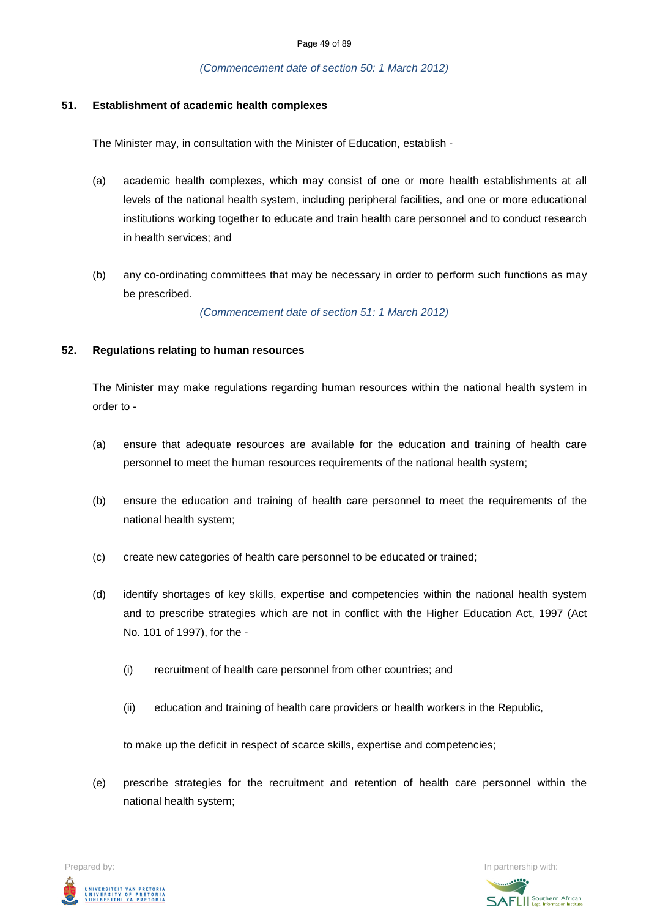*(Commencement date of section 50: 1 March 2012)*

**51. Establishment of academic health complexes**

The Minister may, in consultation with the Minister of Education, establish -

(a) academic health complexes, which may consist of one or more health establishments at all levels of the national health system, including peripheral facilities, and one or more educational institutions working together to educate and train health care personnel and to conduct research in health services; and

(b) any co-ordinating committees that may be necessary in order to perform such functions as may be prescribed.

*(Commencement date of section 51: 1 March 2012)*

**52. Regulations relating to human resources**

The Minister may make regulations regarding human resources within the national health system in order to -

(a) ensure that adequate resources are available for the education and training of health care personnel to meet the human resources requirements of the national health system;

(b) ensure the education and training of health care personnel to meet the requirements of the national health system;

(c) create new categories of health care personnel to be educated or trained;

(d) identify shortages of key skills, expertise and competencies within the national health system and to prescribe strategies which are not in conflict with the Higher Education Act, 1997 (Act No. 101 of 1997), for the -

(i) recruitment of health care personnel from other countries; and

(ii) education and training of health care providers or health workers in the Republic,

to make up the deficit in respect of scarce skills, expertise and competencies;

(e) prescribe strategies for the recruitment and retention of health care personnel within the national health system;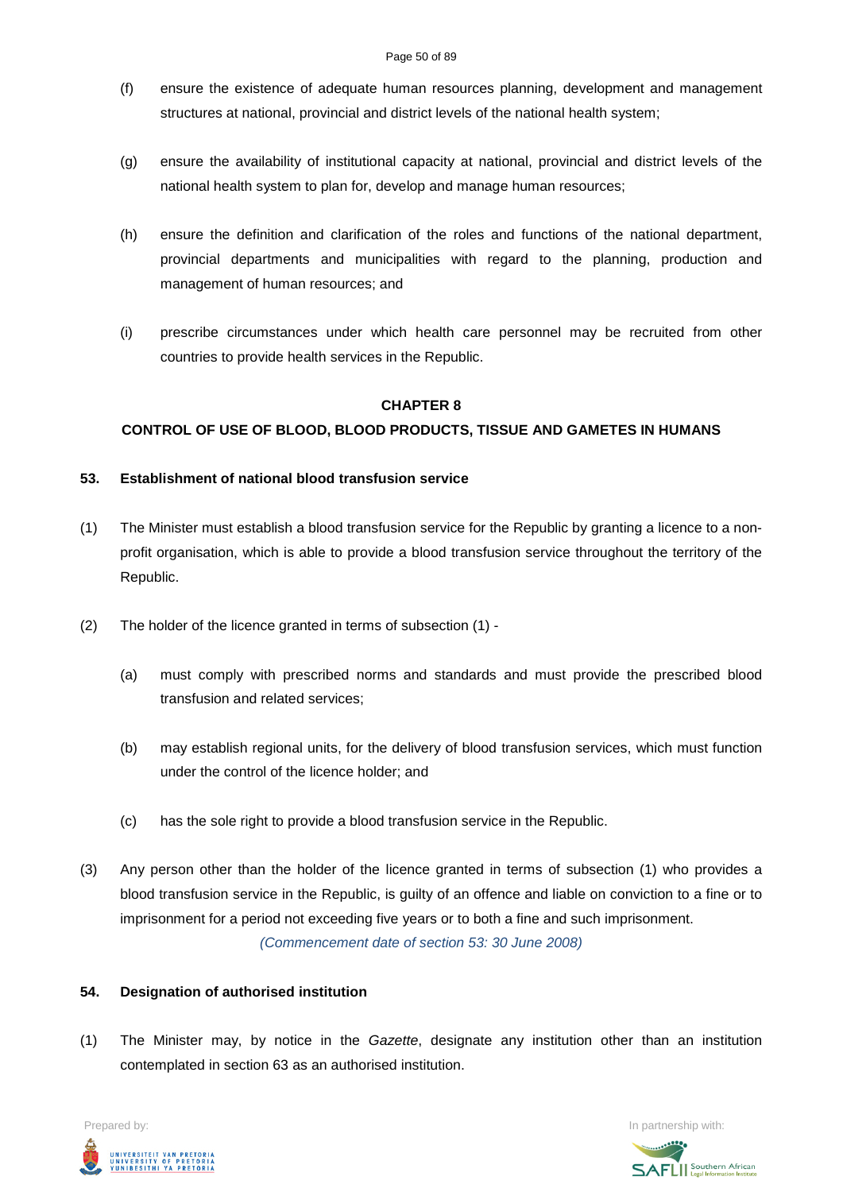(f) ensure the existence of adequate human resources planning, development and management structures at national, provincial and district levels of the national health system;

(g) ensure the availability of institutional capacity at national, provincial and district levels of the national health system to plan for, develop and manage human resources;

(h) ensure the definition and clarification of the roles and functions of the national department, provincial departments and municipalities with regard to the planning, production and management of human resources; and

(i) prescribe circumstances under which health care personnel may be recruited from other countries to provide health services in the Republic.

## CHAPTER 8

## CONTROL OF USE OF BLOOD, BLOOD PRODUCTS, TISSUE AND GAMETES IN HUMANS

### 53. Establishment of national blood transfusion service

(1) The Minister must establish a blood transfusion service for the Republic by granting a licence to a non-profit organisation, which is able to provide a blood transfusion service throughout the territory of the Republic.

(2) The holder of the licence granted in terms of subsection (1) -

(a) must comply with prescribed norms and standards and must provide the prescribed blood transfusion and related services;

(b) may establish regional units, for the delivery of blood transfusion services, which must function under the control of the licence holder; and

(c) has the sole right to provide a blood transfusion service in the Republic.

(3) Any person other than the holder of the licence granted in terms of subsection (1) who provides a blood transfusion service in the Republic, is guilty of an offence and liable on conviction to a fine or to imprisonment for a period not exceeding five years or to both a fine and such imprisonment.

*(Commencement date of section 53: 30 June 2008)*

### 54. Designation of authorised institution

(1) The Minister may, by notice in the *Gazette*, designate any institution other than an institution contemplated in section 63 as an authorised institution.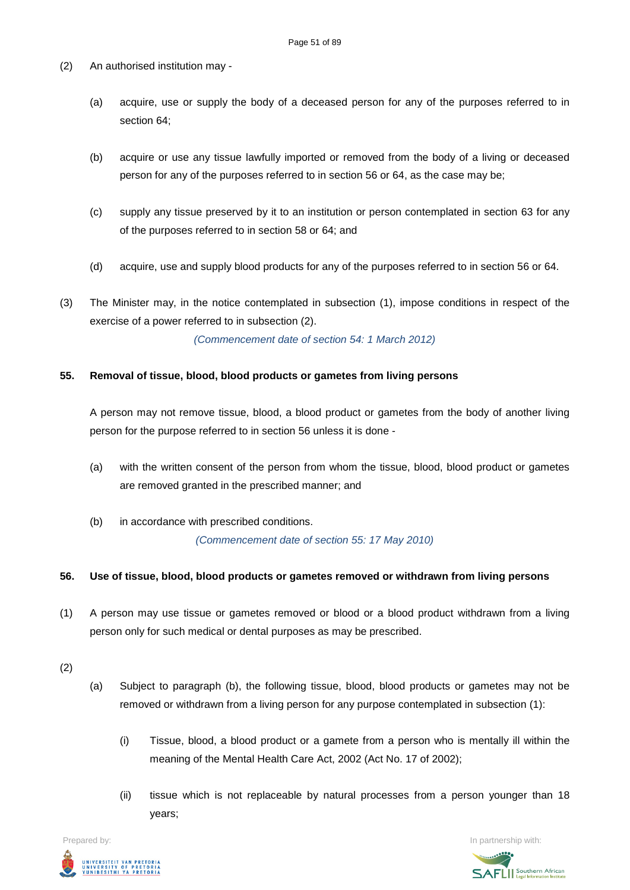(2) An authorised institution may -

(a) acquire, use or supply the body of a deceased person for any of the purposes referred to in section 64;

(b) acquire or use any tissue lawfully imported or removed from the body of a living or deceased person for any of the purposes referred to in section 56 or 64, as the case may be;

(c) supply any tissue preserved by it to an institution or person contemplated in section 63 for any of the purposes referred to in section 58 or 64; and

(d) acquire, use and supply blood products for any of the purposes referred to in section 56 or 64.

(3) The Minister may, in the notice contemplated in subsection (1), impose conditions in respect of the exercise of a power referred to in subsection (2).

*(Commencement date of section 54: 1 March 2012)*

**55. Removal of tissue, blood, blood products or gametes from living persons**

A person may not remove tissue, blood, a blood product or gametes from the body of another living person for the purpose referred to in section 56 unless it is done -

(a) with the written consent of the person from whom the tissue, blood, blood product or gametes are removed granted in the prescribed manner; and

(b) in accordance with prescribed conditions.

*(Commencement date of section 55: 17 May 2010)*

**56. Use of tissue, blood, blood products or gametes removed or withdrawn from living persons**

(1) A person may use tissue or gametes removed or blood or a blood product withdrawn from a living person only for such medical or dental purposes as may be prescribed.

(2)

(a) Subject to paragraph (b), the following tissue, blood, blood products or gametes may not be removed or withdrawn from a living person for any purpose contemplated in subsection (1):

(i) Tissue, blood, a blood product or a gamete from a person who is mentally ill within the meaning of the Mental Health Care Act, 2002 (Act No. 17 of 2002);

(ii) tissue which is not replaceable by natural processes from a person younger than 18 years;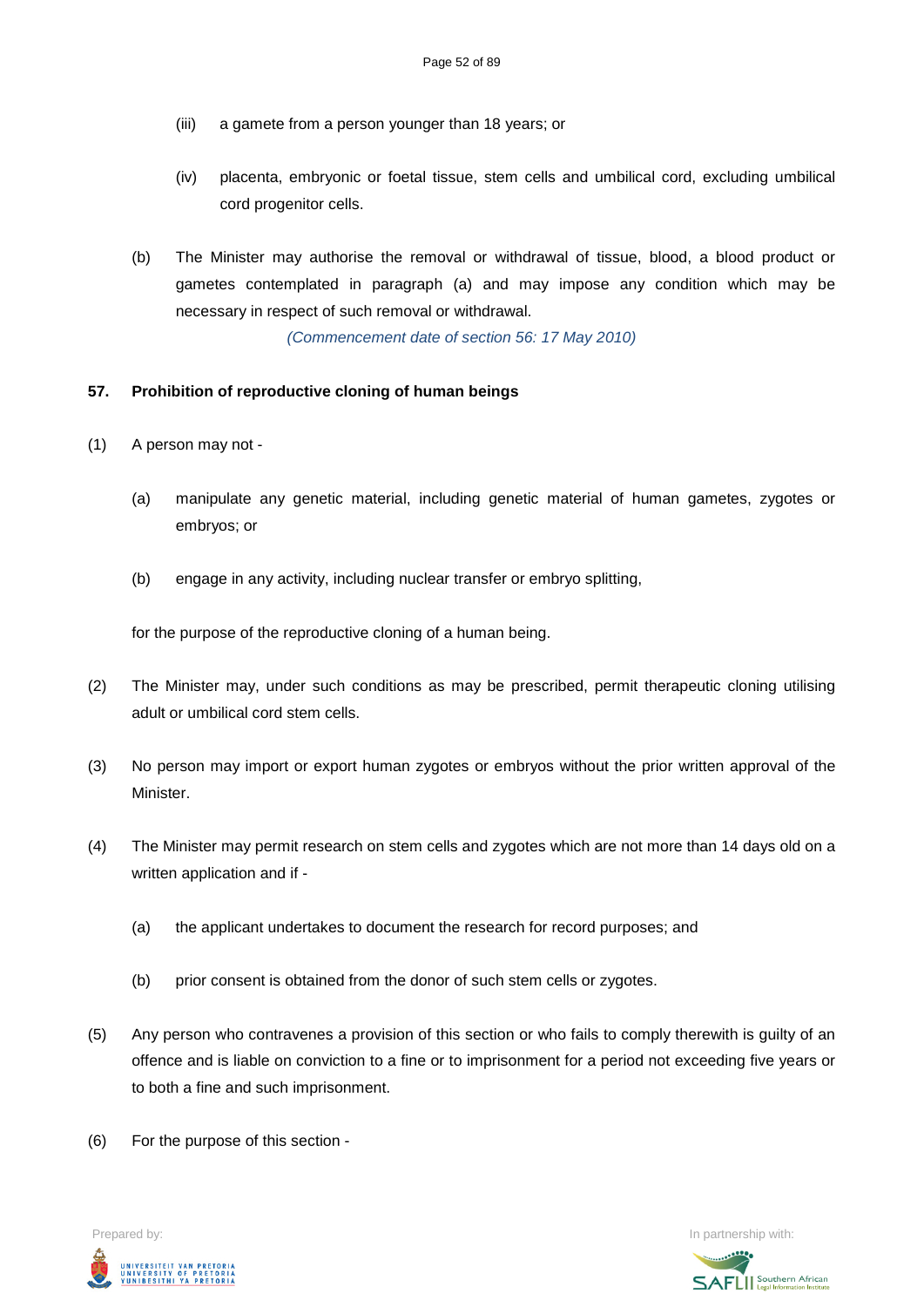(iii) a gamete from a person younger than 18 years; or

(iv) placenta, embryonic or foetal tissue, stem cells and umbilical cord, excluding umbilical cord progenitor cells.

(b) The Minister may authorise the removal or withdrawal of tissue, blood, a blood product or gametes contemplated in paragraph (a) and may impose any condition which may be necessary in respect of such removal or withdrawal.

*(Commencement date of section 56: 17 May 2010)*

**57. Prohibition of reproductive cloning of human beings**

(1) A person may not -

(a) manipulate any genetic material, including genetic material of human gametes, zygotes or embryos; or

(b) engage in any activity, including nuclear transfer or embryo splitting,

for the purpose of the reproductive cloning of a human being.

(2) The Minister may, under such conditions as may be prescribed, permit therapeutic cloning utilising adult or umbilical cord stem cells.

(3) No person may import or export human zygotes or embryos without the prior written approval of the Minister.

(4) The Minister may permit research on stem cells and zygotes which are not more than 14 days old on a written application and if -

(a) the applicant undertakes to document the research for record purposes; and

(b) prior consent is obtained from the donor of such stem cells or zygotes.

(5) Any person who contravenes a provision of this section or who fails to comply therewith is guilty of an offence and is liable on conviction to a fine or to imprisonment for a period not exceeding five years or to both a fine and such imprisonment.

(6) For the purpose of this section -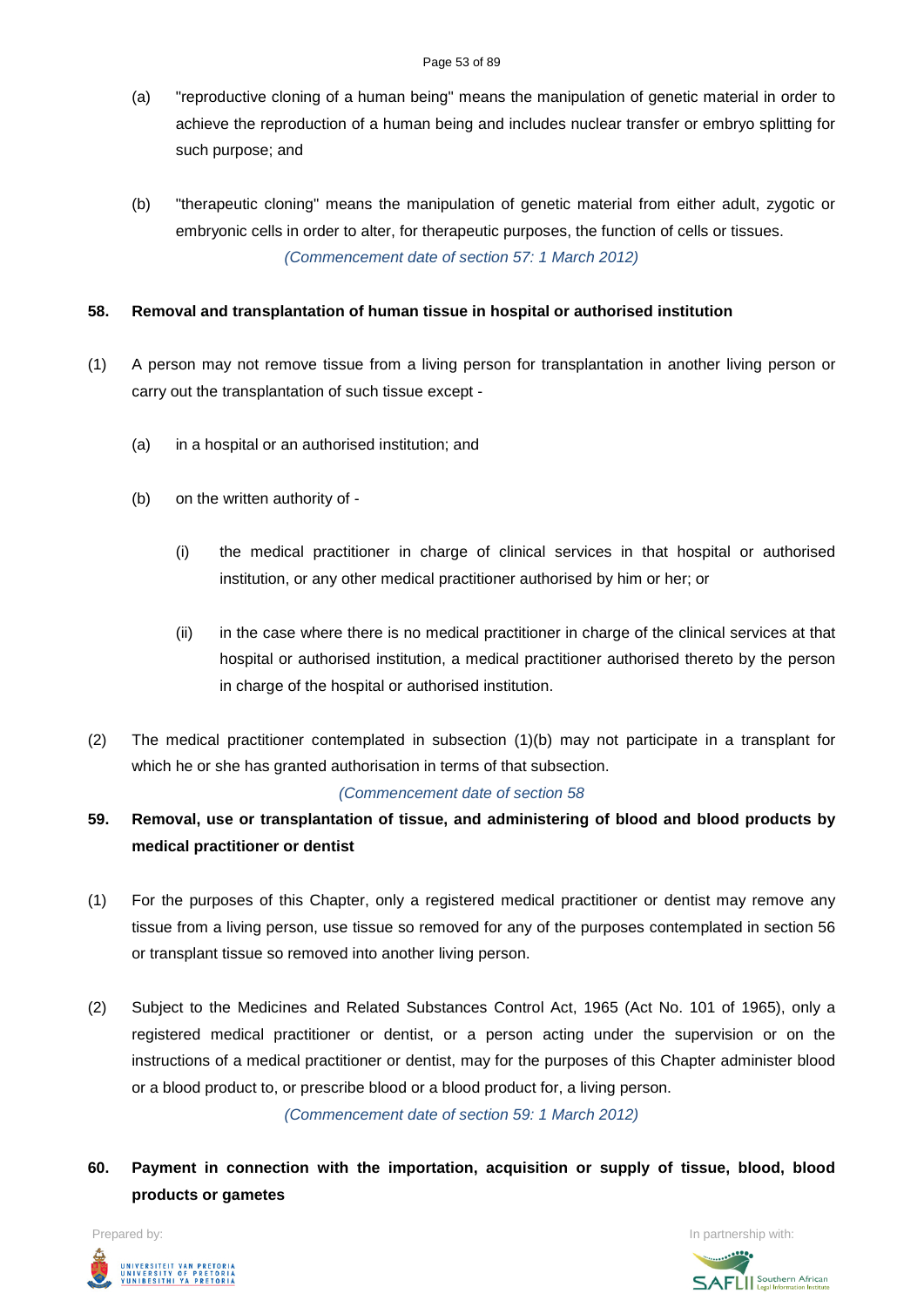(a) "reproductive cloning of a human being" means the manipulation of genetic material in order to achieve the reproduction of a human being and includes nuclear transfer or embryo splitting for such purpose; and

(b) "therapeutic cloning" means the manipulation of genetic material from either adult, zygotic or embryonic cells in order to alter, for therapeutic purposes, the function of cells or tissues.

*(Commencement date of section 57: 1 March 2012)*

**58. Removal and transplantation of human tissue in hospital or authorised institution**

(1) A person may not remove tissue from a living person for transplantation in another living person or carry out the transplantation of such tissue except -

(a) in a hospital or an authorised institution; and

(b) on the written authority of -

(i) the medical practitioner in charge of clinical services in that hospital or authorised institution, or any other medical practitioner authorised by him or her; or

(ii) in the case where there is no medical practitioner in charge of the clinical services at that hospital or authorised institution, a medical practitioner authorised thereto by the person in charge of the hospital or authorised institution.

(2) The medical practitioner contemplated in subsection (1)(b) may not participate in a transplant for which he or she has granted authorisation in terms of that subsection.

*(Commencement date of section 58*

**59. Removal, use or transplantation of tissue, and administering of blood and blood products by medical practitioner or dentist**

(1) For the purposes of this Chapter, only a registered medical practitioner or dentist may remove any tissue from a living person, use tissue so removed for any of the purposes contemplated in section 56 or transplant tissue so removed into another living person.

(2) Subject to the Medicines and Related Substances Control Act, 1965 (Act No. 101 of 1965), only a registered medical practitioner or dentist, or a person acting under the supervision or on the instructions of a medical practitioner or dentist, may for the purposes of this Chapter administer blood or a blood product to, or prescribe blood or a blood product for, a living person.

*(Commencement date of section 59: 1 March 2012)*

**60. Payment in connection with the importation, acquisition or supply of tissue, blood, blood products or gametes**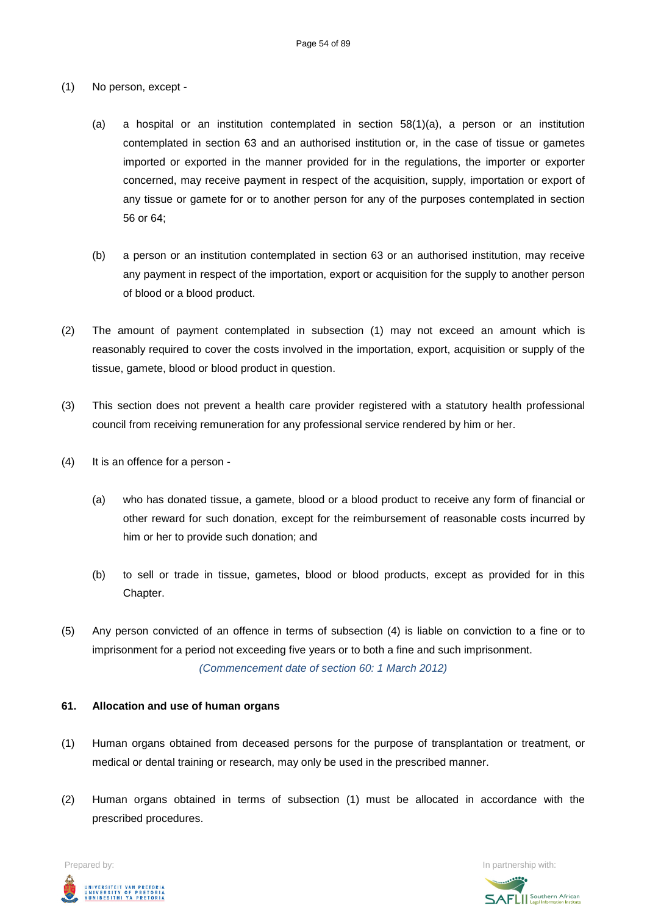(1) No person, except -

(a) a hospital or an institution contemplated in section 58(1)(a), a person or an institution contemplated in section 63 and an authorised institution or, in the case of tissue or gametes imported or exported in the manner provided for in the regulations, the importer or exporter concerned, may receive payment in respect of the acquisition, supply, importation or export of any tissue or gamete for or to another person for any of the purposes contemplated in section 56 or 64;

(b) a person or an institution contemplated in section 63 or an authorised institution, may receive any payment in respect of the importation, export or acquisition for the supply to another person of blood or a blood product.

(2) The amount of payment contemplated in subsection (1) may not exceed an amount which is reasonably required to cover the costs involved in the importation, export, acquisition or supply of the tissue, gamete, blood or blood product in question.

(3) This section does not prevent a health care provider registered with a statutory health professional council from receiving remuneration for any professional service rendered by him or her.

(4) It is an offence for a person -

(a) who has donated tissue, a gamete, blood or a blood product to receive any form of financial or other reward for such donation, except for the reimbursement of reasonable costs incurred by him or her to provide such donation; and

(b) to sell or trade in tissue, gametes, blood or blood products, except as provided for in this Chapter.

(5) Any person convicted of an offence in terms of subsection (4) is liable on conviction to a fine or to imprisonment for a period not exceeding five years or to both a fine and such imprisonment.

*(Commencement date of section 60: 1 March 2012)*

**61. Allocation and use of human organs**

(1) Human organs obtained from deceased persons for the purpose of transplantation or treatment, or medical or dental training or research, may only be used in the prescribed manner.

(2) Human organs obtained in terms of subsection (1) must be allocated in accordance with the prescribed procedures.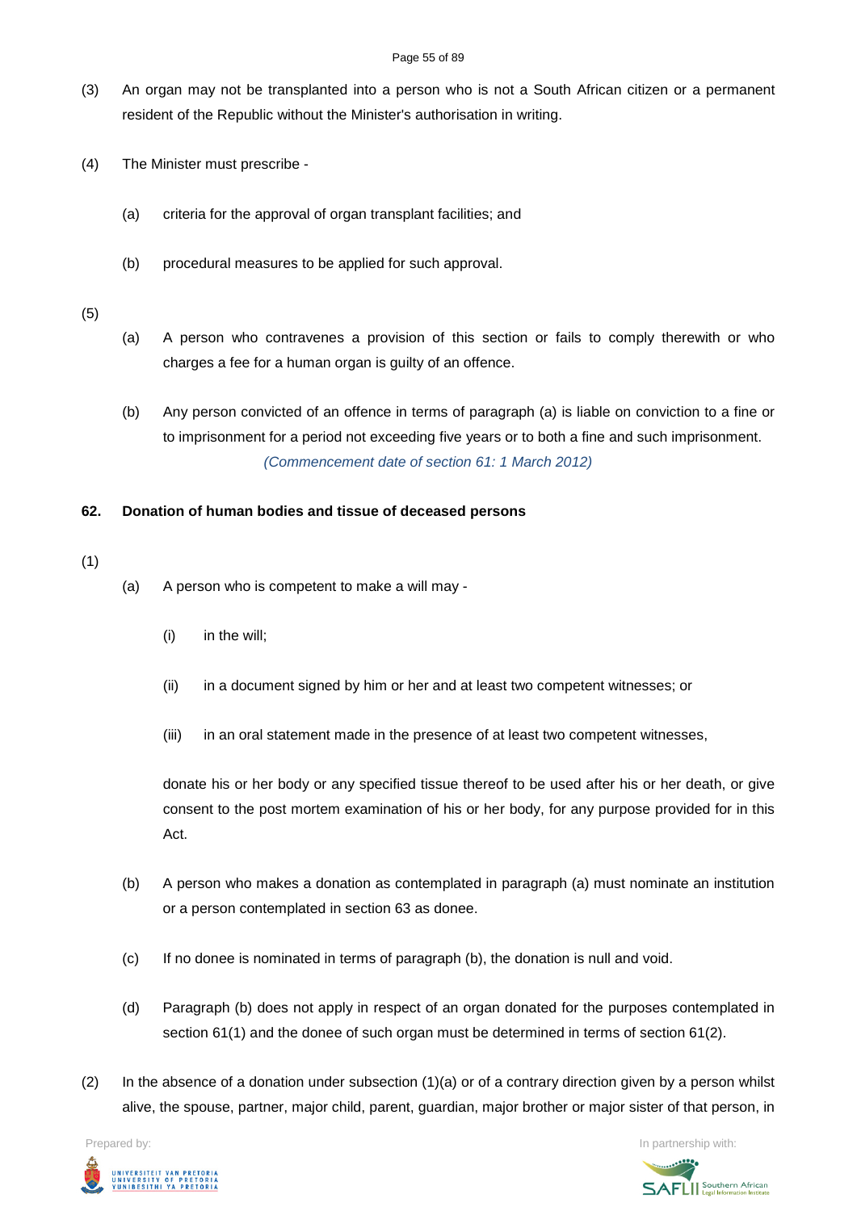(3) An organ may not be transplanted into a person who is not a South African citizen or a permanent resident of the Republic without the Minister's authorisation in writing.

(4) The Minister must prescribe -

(a) criteria for the approval of organ transplant facilities; and

(b) procedural measures to be applied for such approval.

(5)

(a) A person who contravenes a provision of this section or fails to comply therewith or who charges a fee for a human organ is guilty of an offence.

(b) Any person convicted of an offence in terms of paragraph (a) is liable on conviction to a fine or to imprisonment for a period not exceeding five years or to both a fine and such imprisonment.

*(Commencement date of section 61: 1 March 2012)*

**62. Donation of human bodies and tissue of deceased persons**

(1)

(a) A person who is competent to make a will may -

(i) in the will;

(ii) in a document signed by him or her and at least two competent witnesses; or

(iii) in an oral statement made in the presence of at least two competent witnesses,

donate his or her body or any specified tissue thereof to be used after his or her death, or give consent to the post mortem examination of his or her body, for any purpose provided for in this Act.

(b) A person who makes a donation as contemplated in paragraph (a) must nominate an institution or a person contemplated in section 63 as donee.

(c) If no donee is nominated in terms of paragraph (b), the donation is null and void.

(d) Paragraph (b) does not apply in respect of an organ donated for the purposes contemplated in section 61(1) and the donee of such organ must be determined in terms of section 61(2).

(2) In the absence of a donation under subsection (1)(a) or of a contrary direction given by a person whilst alive, the spouse, partner, major child, parent, guardian, major brother or major sister of that person, in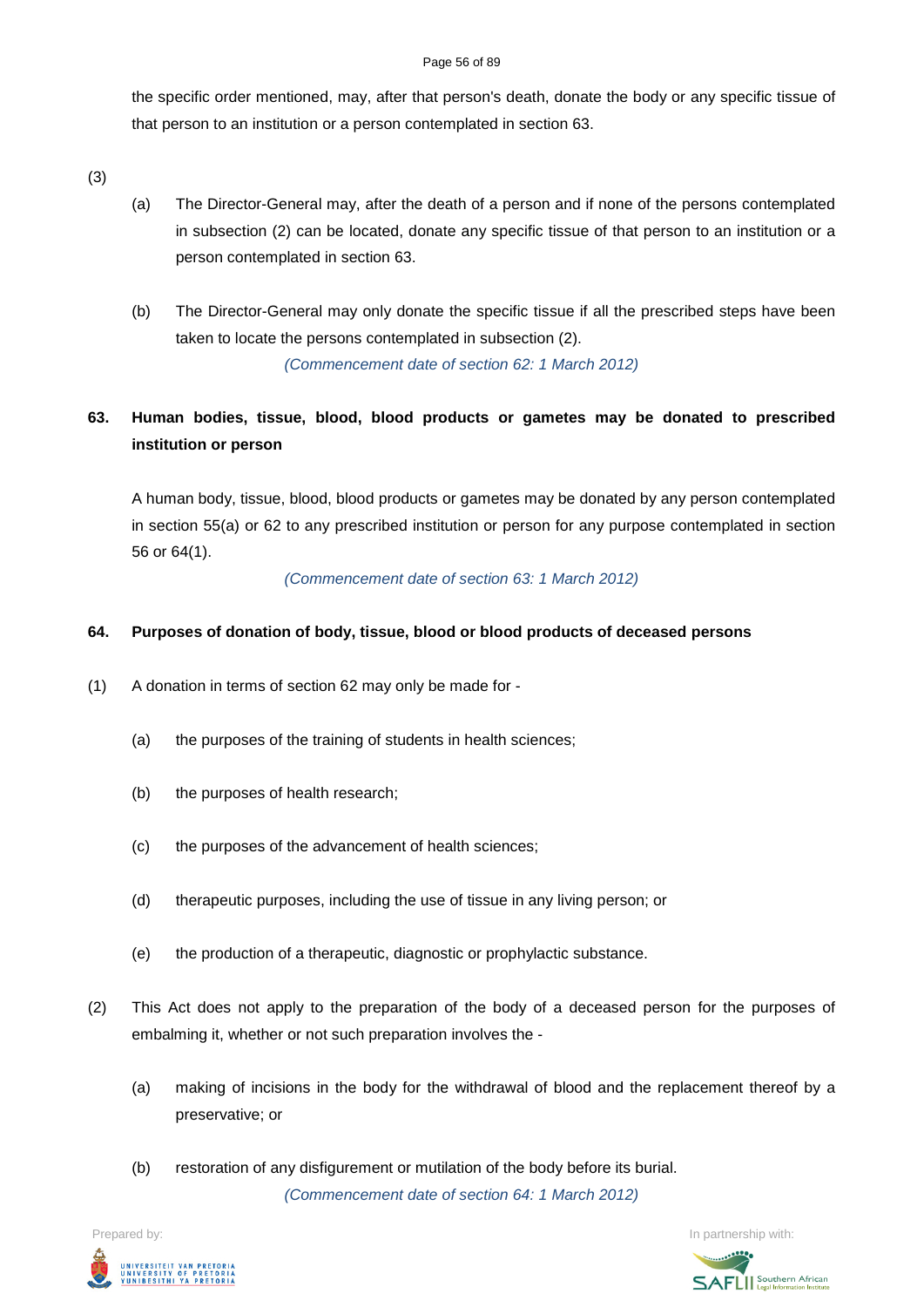the specific order mentioned, may, after that person's death, donate the body or any specific tissue of that person to an institution or a person contemplated in section 63.

(3)

(a) The Director-General may, after the death of a person and if none of the persons contemplated in subsection (2) can be located, donate any specific tissue of that person to an institution or a person contemplated in section 63.

(b) The Director-General may only donate the specific tissue if all the prescribed steps have been taken to locate the persons contemplated in subsection (2).

*(Commencement date of section 62: 1 March 2012)*

**63. Human bodies, tissue, blood, blood products or gametes may be donated to prescribed institution or person**

A human body, tissue, blood, blood products or gametes may be donated by any person contemplated in section 55(a) or 62 to any prescribed institution or person for any purpose contemplated in section 56 or 64(1).

*(Commencement date of section 63: 1 March 2012)*

**64. Purposes of donation of body, tissue, blood or blood products of deceased persons**

(1) A donation in terms of section 62 may only be made for -

(a) the purposes of the training of students in health sciences;

(b) the purposes of health research;

(c) the purposes of the advancement of health sciences;

(d) therapeutic purposes, including the use of tissue in any living person; or

(e) the production of a therapeutic, diagnostic or prophylactic substance.

(2) This Act does not apply to the preparation of the body of a deceased person for the purposes of embalming it, whether or not such preparation involves the -

(a) making of incisions in the body for the withdrawal of blood and the replacement thereof by a preservative; or

(b) restoration of any disfigurement or mutilation of the body before its burial.

*(Commencement date of section 64: 1 March 2012)*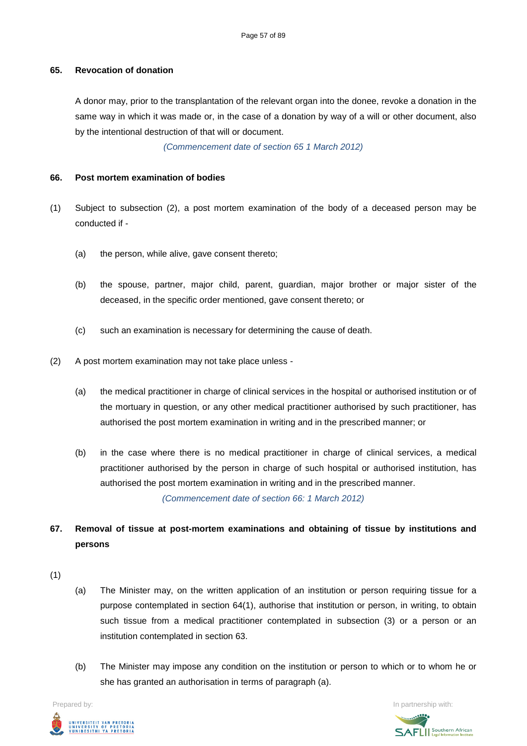### 65. Revocation of donation

A donor may, prior to the transplantation of the relevant organ into the donee, revoke a donation in the same way in which it was made or, in the case of a donation by way of a will or other document, also by the intentional destruction of that will or document.

*(Commencement date of section 65 1 March 2012)*

### 66. Post mortem examination of bodies

(1) Subject to subsection (2), a post mortem examination of the body of a deceased person may be conducted if -

(a) the person, while alive, gave consent thereto;

(b) the spouse, partner, major child, parent, guardian, major brother or major sister of the deceased, in the specific order mentioned, gave consent thereto; or

(c) such an examination is necessary for determining the cause of death.

(2) A post mortem examination may not take place unless -

(a) the medical practitioner in charge of clinical services in the hospital or authorised institution or of the mortuary in question, or any other medical practitioner authorised by such practitioner, has authorised the post mortem examination in writing and in the prescribed manner; or

(b) in the case where there is no medical practitioner in charge of clinical services, a medical practitioner authorised by the person in charge of such hospital or authorised institution, has authorised the post mortem examination in writing and in the prescribed manner.

*(Commencement date of section 66: 1 March 2012)*

### 67. Removal of tissue at post-mortem examinations and obtaining of tissue by institutions and persons

(1)

(a) The Minister may, on the written application of an institution or person requiring tissue for a purpose contemplated in section 64(1), authorise that institution or person, in writing, to obtain such tissue from a medical practitioner contemplated in subsection (3) or a person or an institution contemplated in section 63.

(b) The Minister may impose any condition on the institution or person to which or to whom he or she has granted an authorisation in terms of paragraph (a).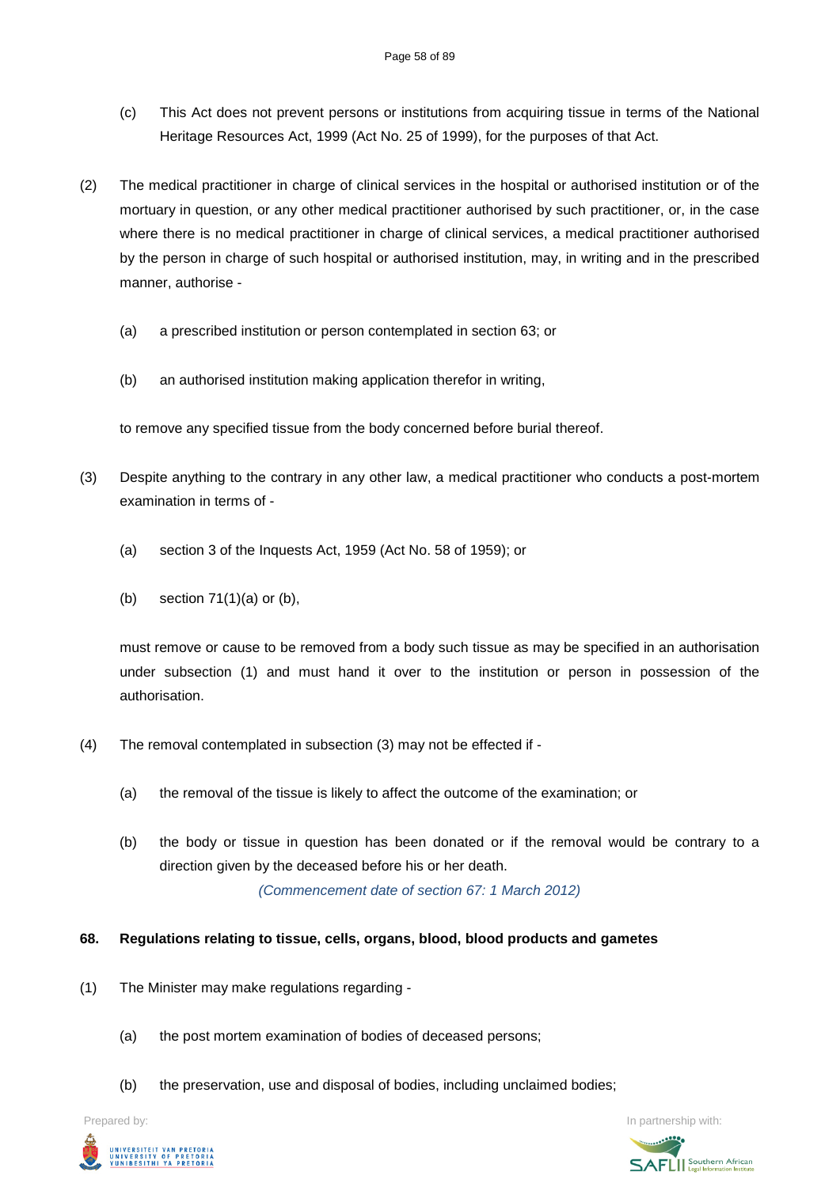(c) This Act does not prevent persons or institutions from acquiring tissue in terms of the National Heritage Resources Act, 1999 (Act No. 25 of 1999), for the purposes of that Act.

(2) The medical practitioner in charge of clinical services in the hospital or authorised institution or of the mortuary in question, or any other medical practitioner authorised by such practitioner, or, in the case where there is no medical practitioner in charge of clinical services, a medical practitioner authorised by the person in charge of such hospital or authorised institution, may, in writing and in the prescribed manner, authorise -

(a) a prescribed institution or person contemplated in section 63; or

(b) an authorised institution making application therefor in writing,

to remove any specified tissue from the body concerned before burial thereof.

(3) Despite anything to the contrary in any other law, a medical practitioner who conducts a post-mortem examination in terms of -

(a) section 3 of the Inquests Act, 1959 (Act No. 58 of 1959); or

(b) section 71(1)(a) or (b),

must remove or cause to be removed from a body such tissue as may be specified in an authorisation under subsection (1) and must hand it over to the institution or person in possession of the authorisation.

(4) The removal contemplated in subsection (3) may not be effected if -

(a) the removal of the tissue is likely to affect the outcome of the examination; or

(b) the body or tissue in question has been donated or if the removal would be contrary to a direction given by the deceased before his or her death.

*(Commencement date of section 67: 1 March 2012)*

**68. Regulations relating to tissue, cells, organs, blood, blood products and gametes**

(1) The Minister may make regulations regarding -

(a) the post mortem examination of bodies of deceased persons;

(b) the preservation, use and disposal of bodies, including unclaimed bodies;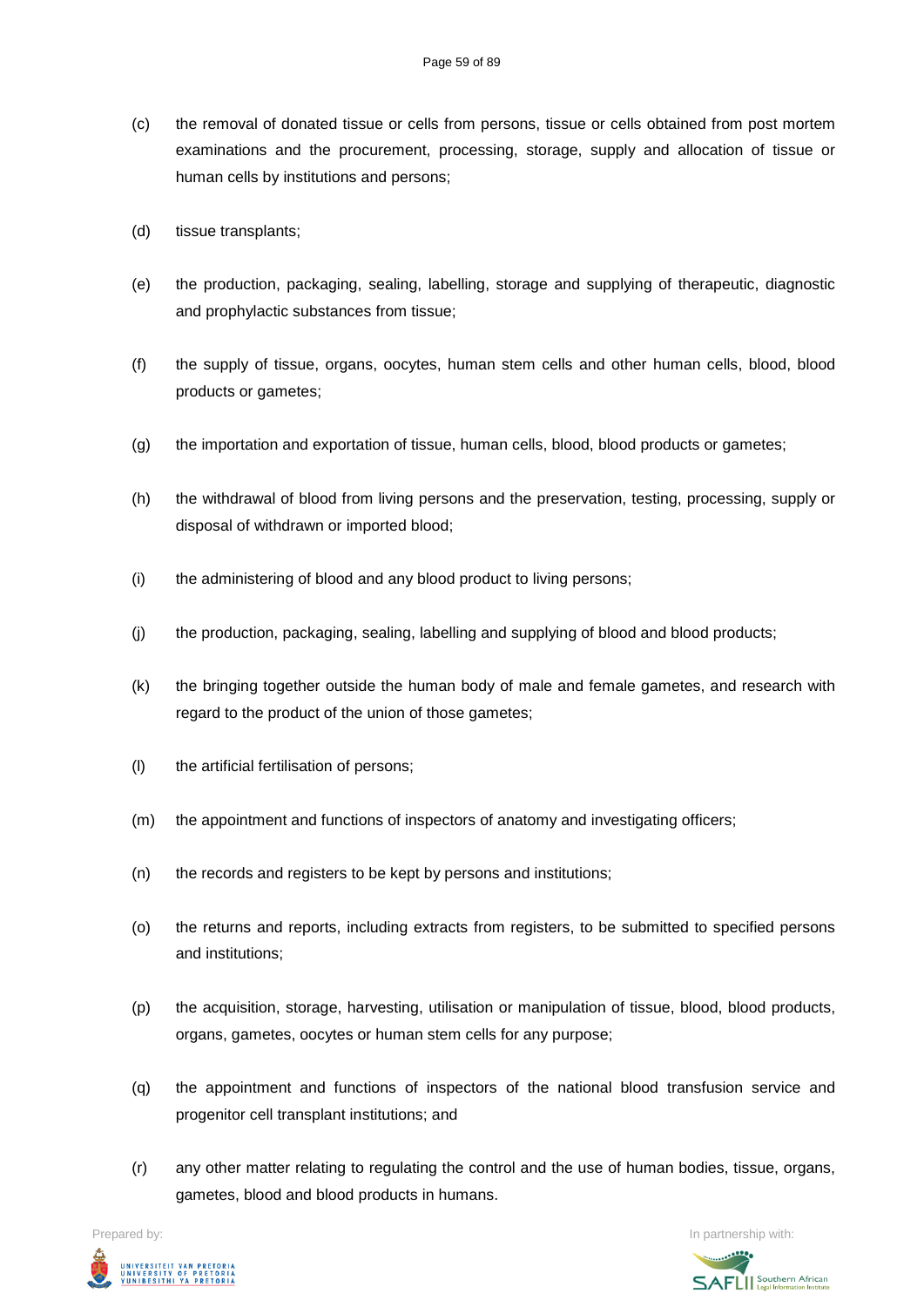(c) the removal of donated tissue or cells from persons, tissue or cells obtained from post mortem examinations and the procurement, processing, storage, supply and allocation of tissue or human cells by institutions and persons;

(d) tissue transplants;

(e) the production, packaging, sealing, labelling, storage and supplying of therapeutic, diagnostic and prophylactic substances from tissue;

(f) the supply of tissue, organs, oocytes, human stem cells and other human cells, blood, blood products or gametes;

(g) the importation and exportation of tissue, human cells, blood, blood products or gametes;

(h) the withdrawal of blood from living persons and the preservation, testing, processing, supply or disposal of withdrawn or imported blood;

(i) the administering of blood and any blood product to living persons;

(j) the production, packaging, sealing, labelling and supplying of blood and blood products;

(k) the bringing together outside the human body of male and female gametes, and research with regard to the product of the union of those gametes;

(l) the artificial fertilisation of persons;

(m) the appointment and functions of inspectors of anatomy and investigating officers;

(n) the records and registers to be kept by persons and institutions;

(o) the returns and reports, including extracts from registers, to be submitted to specified persons and institutions;

(p) the acquisition, storage, harvesting, utilisation or manipulation of tissue, blood, blood products, organs, gametes, oocytes or human stem cells for any purpose;

(q) the appointment and functions of inspectors of the national blood transfusion service and progenitor cell transplant institutions; and

(r) any other matter relating to regulating the control and the use of human bodies, tissue, organs, gametes, blood and blood products in humans.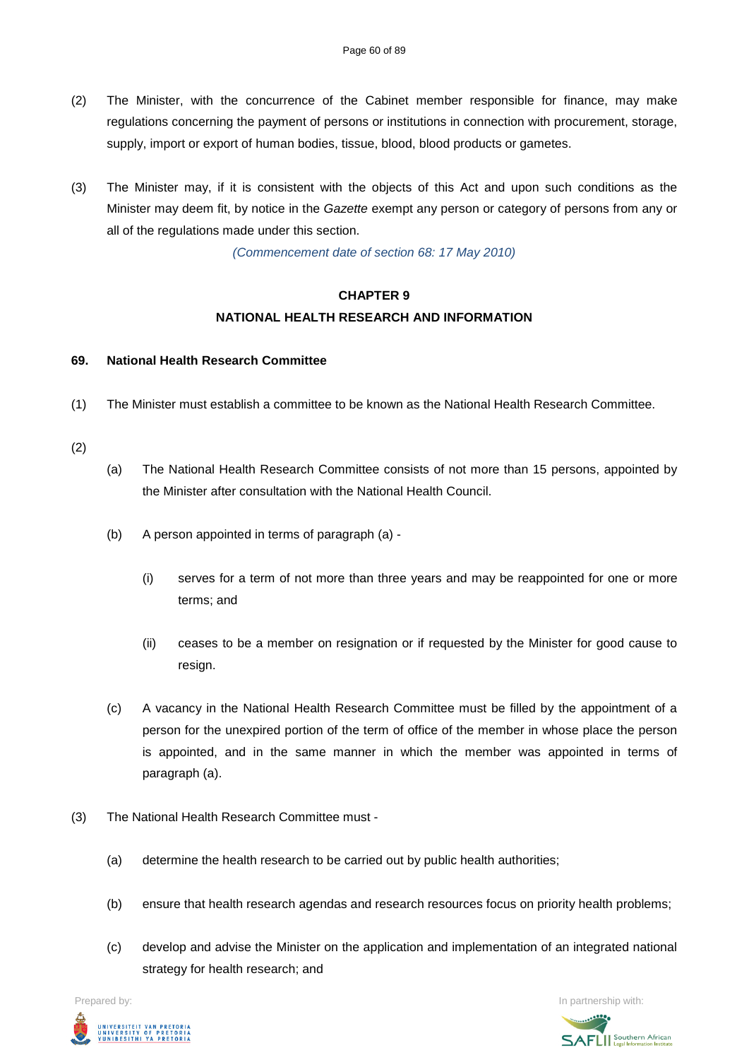(2) The Minister, with the concurrence of the Cabinet member responsible for finance, may make regulations concerning the payment of persons or institutions in connection with procurement, storage, supply, import or export of human bodies, tissue, blood, blood products or gametes.

(3) The Minister may, if it is consistent with the objects of this Act and upon such conditions as the Minister may deem fit, by notice in the *Gazette* exempt any person or category of persons from any or all of the regulations made under this section.

*(Commencement date of section 68: 17 May 2010)*

## CHAPTER 9
## NATIONAL HEALTH RESEARCH AND INFORMATION

### 69. National Health Research Committee

(1) The Minister must establish a committee to be known as the National Health Research Committee.

(2)

(a) The National Health Research Committee consists of not more than 15 persons, appointed by the Minister after consultation with the National Health Council.

(b) A person appointed in terms of paragraph (a) -

(i) serves for a term of not more than three years and may be reappointed for one or more terms; and

(ii) ceases to be a member on resignation or if requested by the Minister for good cause to resign.

(c) A vacancy in the National Health Research Committee must be filled by the appointment of a person for the unexpired portion of the term of office of the member in whose place the person is appointed, and in the same manner in which the member was appointed in terms of paragraph (a).

(3) The National Health Research Committee must -

(a) determine the health research to be carried out by public health authorities;

(b) ensure that health research agendas and research resources focus on priority health problems;

(c) develop and advise the Minister on the application and implementation of an integrated national strategy for health research; and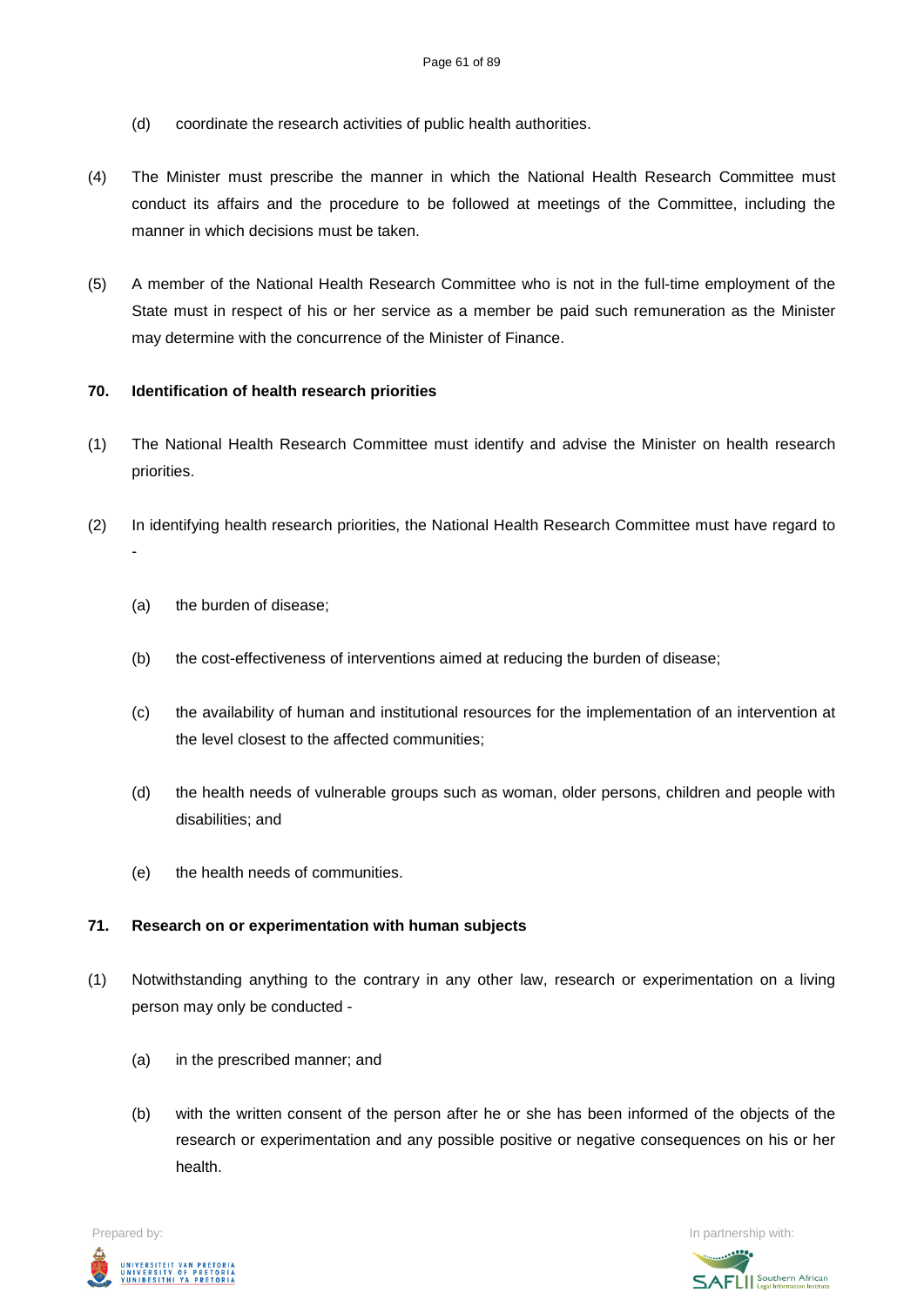(d) coordinate the research activities of public health authorities.

(4) The Minister must prescribe the manner in which the National Health Research Committee must conduct its affairs and the procedure to be followed at meetings of the Committee, including the manner in which decisions must be taken.

(5) A member of the National Health Research Committee who is not in the full-time employment of the State must in respect of his or her service as a member be paid such remuneration as the Minister may determine with the concurrence of the Minister of Finance.

**70. Identification of health research priorities**

(1) The National Health Research Committee must identify and advise the Minister on health research priorities.

(2) In identifying health research priorities, the National Health Research Committee must have regard to -

(a) the burden of disease;

(b) the cost-effectiveness of interventions aimed at reducing the burden of disease;

(c) the availability of human and institutional resources for the implementation of an intervention at the level closest to the affected communities;

(d) the health needs of vulnerable groups such as woman, older persons, children and people with disabilities; and

(e) the health needs of communities.

**71. Research on or experimentation with human subjects**

(1) Notwithstanding anything to the contrary in any other law, research or experimentation on a living person may only be conducted -

(a) in the prescribed manner; and

(b) with the written consent of the person after he or she has been informed of the objects of the research or experimentation and any possible positive or negative consequences on his or her health.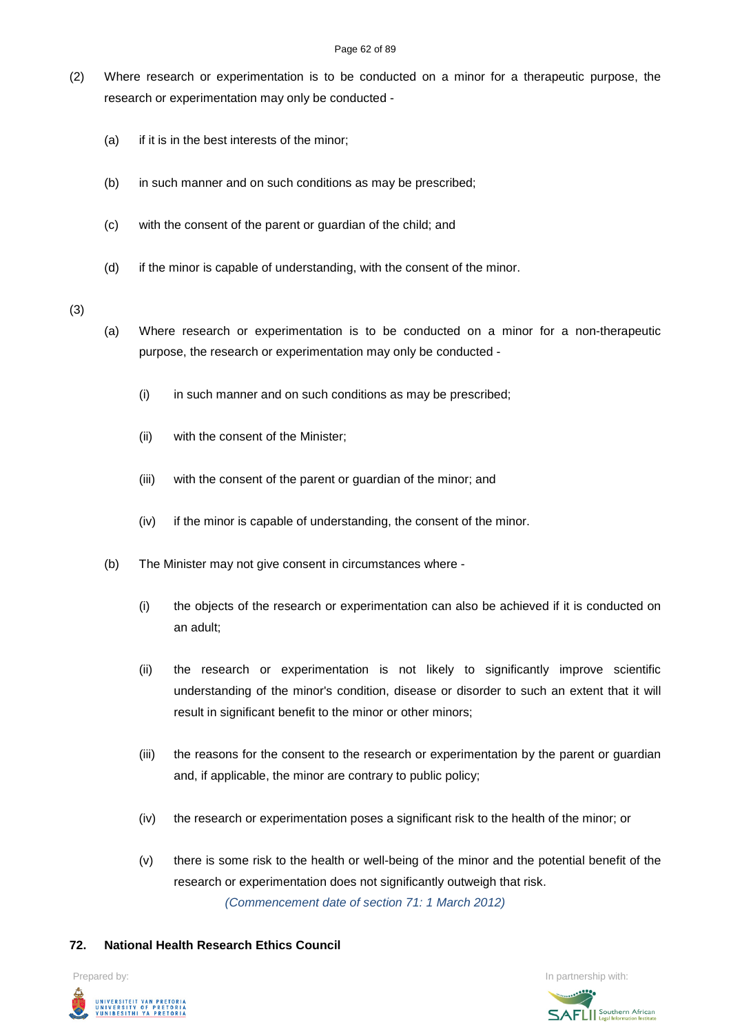(2) Where research or experimentation is to be conducted on a minor for a therapeutic purpose, the research or experimentation may only be conducted -

(a) if it is in the best interests of the minor;

(b) in such manner and on such conditions as may be prescribed;

(c) with the consent of the parent or guardian of the child; and

(d) if the minor is capable of understanding, with the consent of the minor.

(3)

(a) Where research or experimentation is to be conducted on a minor for a non-therapeutic purpose, the research or experimentation may only be conducted -

(i) in such manner and on such conditions as may be prescribed;

(ii) with the consent of the Minister;

(iii) with the consent of the parent or guardian of the minor; and

(iv) if the minor is capable of understanding, the consent of the minor.

(b) The Minister may not give consent in circumstances where -

(i) the objects of the research or experimentation can also be achieved if it is conducted on an adult;

(ii) the research or experimentation is not likely to significantly improve scientific understanding of the minor's condition, disease or disorder to such an extent that it will result in significant benefit to the minor or other minors;

(iii) the reasons for the consent to the research or experimentation by the parent or guardian and, if applicable, the minor are contrary to public policy;

(iv) the research or experimentation poses a significant risk to the health of the minor; or

(v) there is some risk to the health or well-being of the minor and the potential benefit of the research or experimentation does not significantly outweigh that risk.

*(Commencement date of section 71: 1 March 2012)*

**72. National Health Research Ethics Council**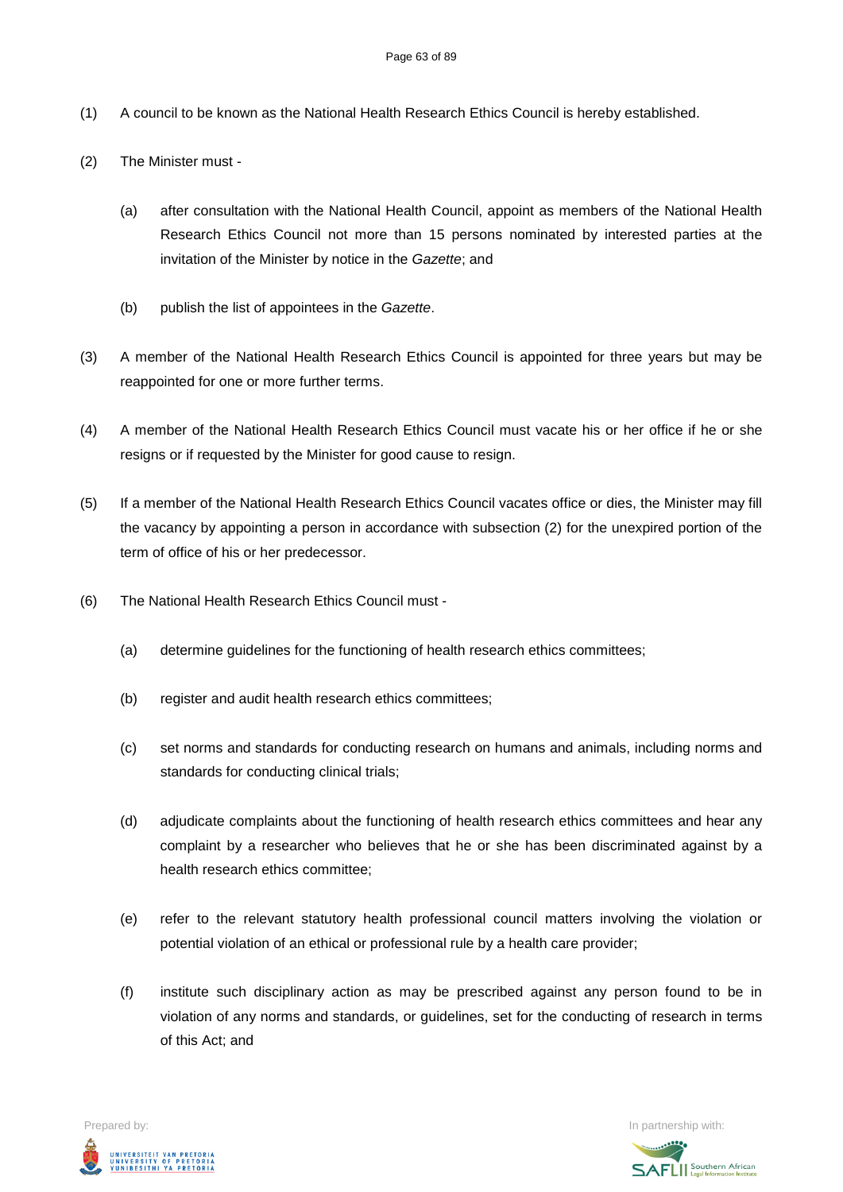(1) A council to be known as the National Health Research Ethics Council is hereby established.

(2) The Minister must -

(a) after consultation with the National Health Council, appoint as members of the National Health Research Ethics Council not more than 15 persons nominated by interested parties at the invitation of the Minister by notice in the *Gazette*; and

(b) publish the list of appointees in the *Gazette*.

(3) A member of the National Health Research Ethics Council is appointed for three years but may be reappointed for one or more further terms.

(4) A member of the National Health Research Ethics Council must vacate his or her office if he or she resigns or if requested by the Minister for good cause to resign.

(5) If a member of the National Health Research Ethics Council vacates office or dies, the Minister may fill the vacancy by appointing a person in accordance with subsection (2) for the unexpired portion of the term of office of his or her predecessor.

(6) The National Health Research Ethics Council must -

(a) determine guidelines for the functioning of health research ethics committees;

(b) register and audit health research ethics committees;

(c) set norms and standards for conducting research on humans and animals, including norms and standards for conducting clinical trials;

(d) adjudicate complaints about the functioning of health research ethics committees and hear any complaint by a researcher who believes that he or she has been discriminated against by a health research ethics committee;

(e) refer to the relevant statutory health professional council matters involving the violation or potential violation of an ethical or professional rule by a health care provider;

(f) institute such disciplinary action as may be prescribed against any person found to be in violation of any norms and standards, or guidelines, set for the conducting of research in terms of this Act; and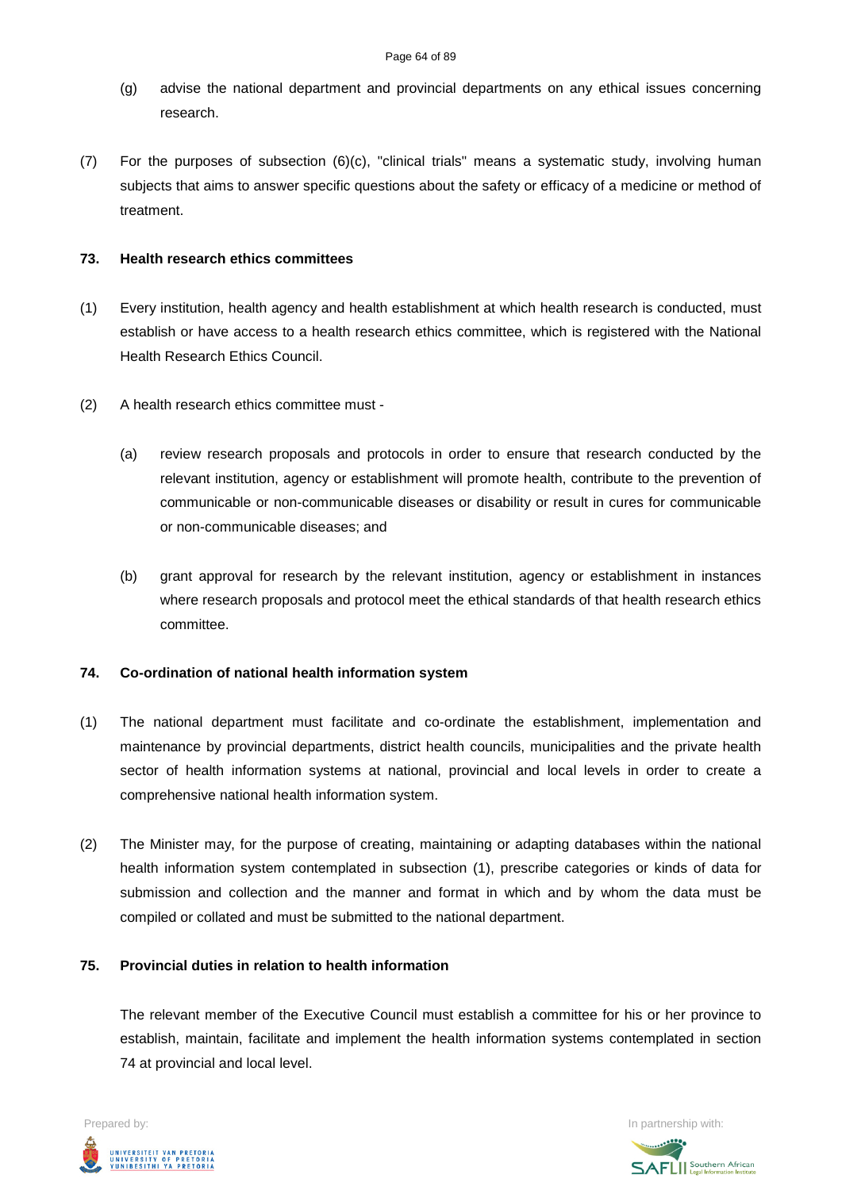(g) advise the national department and provincial departments on any ethical issues concerning research.

(7) For the purposes of subsection (6)(c), "clinical trials" means a systematic study, involving human subjects that aims to answer specific questions about the safety or efficacy of a medicine or method of treatment.

**73. Health research ethics committees**

(1) Every institution, health agency and health establishment at which health research is conducted, must establish or have access to a health research ethics committee, which is registered with the National Health Research Ethics Council.

(2) A health research ethics committee must -

(a) review research proposals and protocols in order to ensure that research conducted by the relevant institution, agency or establishment will promote health, contribute to the prevention of communicable or non-communicable diseases or disability or result in cures for communicable or non-communicable diseases; and

(b) grant approval for research by the relevant institution, agency or establishment in instances where research proposals and protocol meet the ethical standards of that health research ethics committee.

**74. Co-ordination of national health information system**

(1) The national department must facilitate and co-ordinate the establishment, implementation and maintenance by provincial departments, district health councils, municipalities and the private health sector of health information systems at national, provincial and local levels in order to create a comprehensive national health information system.

(2) The Minister may, for the purpose of creating, maintaining or adapting databases within the national health information system contemplated in subsection (1), prescribe categories or kinds of data for submission and collection and the manner and format in which and by whom the data must be compiled or collated and must be submitted to the national department.

**75. Provincial duties in relation to health information**

The relevant member of the Executive Council must establish a committee for his or her province to establish, maintain, facilitate and implement the health information systems contemplated in section 74 at provincial and local level.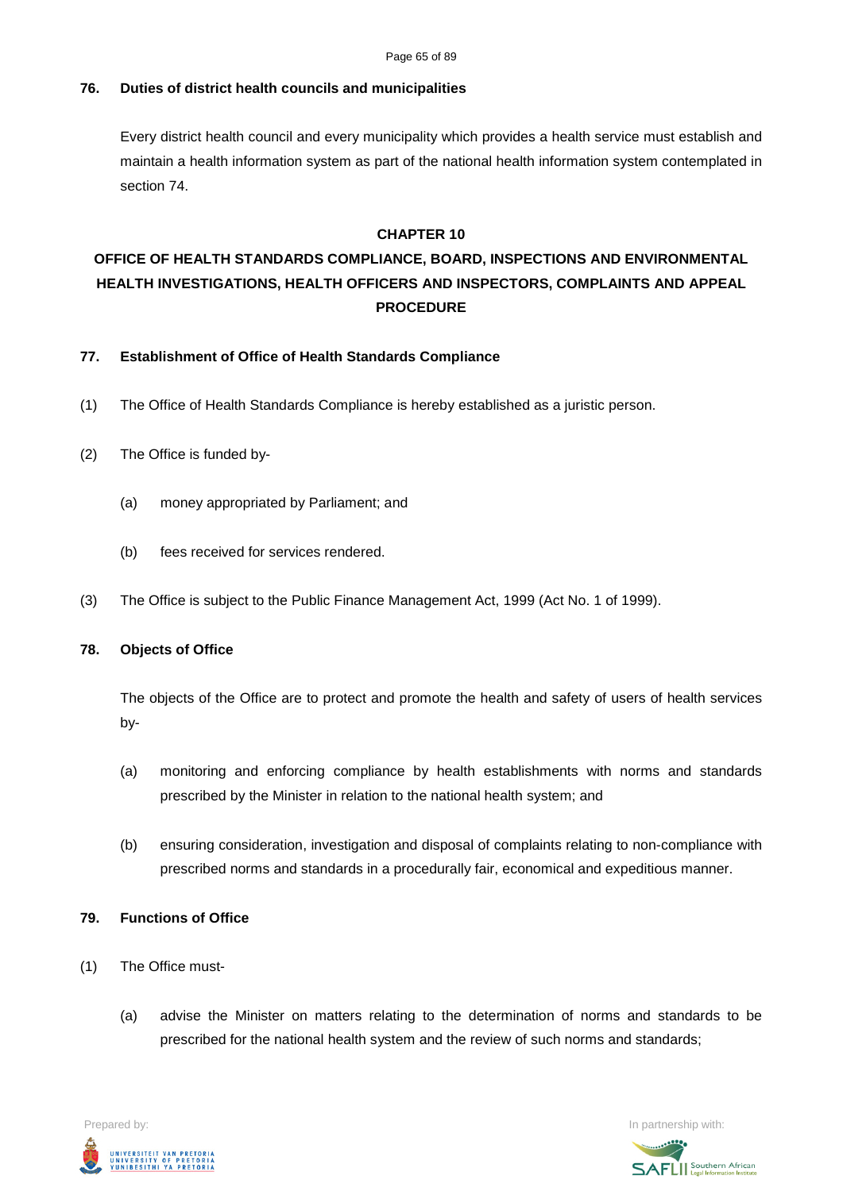**76. Duties of district health councils and municipalities**

Every district health council and every municipality which provides a health service must establish and maintain a health information system as part of the national health information system contemplated in section 74.

## CHAPTER 10

## OFFICE OF HEALTH STANDARDS COMPLIANCE, BOARD, INSPECTIONS AND ENVIRONMENTAL HEALTH INVESTIGATIONS, HEALTH OFFICERS AND INSPECTORS, COMPLAINTS AND APPEAL PROCEDURE

**77. Establishment of Office of Health Standards Compliance**

(1) The Office of Health Standards Compliance is hereby established as a juristic person.

(2) The Office is funded by-

(a) money appropriated by Parliament; and

(b) fees received for services rendered.

(3) The Office is subject to the Public Finance Management Act, 1999 (Act No. 1 of 1999).

**78. Objects of Office**

The objects of the Office are to protect and promote the health and safety of users of health services by-

(a) monitoring and enforcing compliance by health establishments with norms and standards prescribed by the Minister in relation to the national health system; and

(b) ensuring consideration, investigation and disposal of complaints relating to non-compliance with prescribed norms and standards in a procedurally fair, economical and expeditious manner.

**79. Functions of Office**

(1) The Office must-

(a) advise the Minister on matters relating to the determination of norms and standards to be prescribed for the national health system and the review of such norms and standards;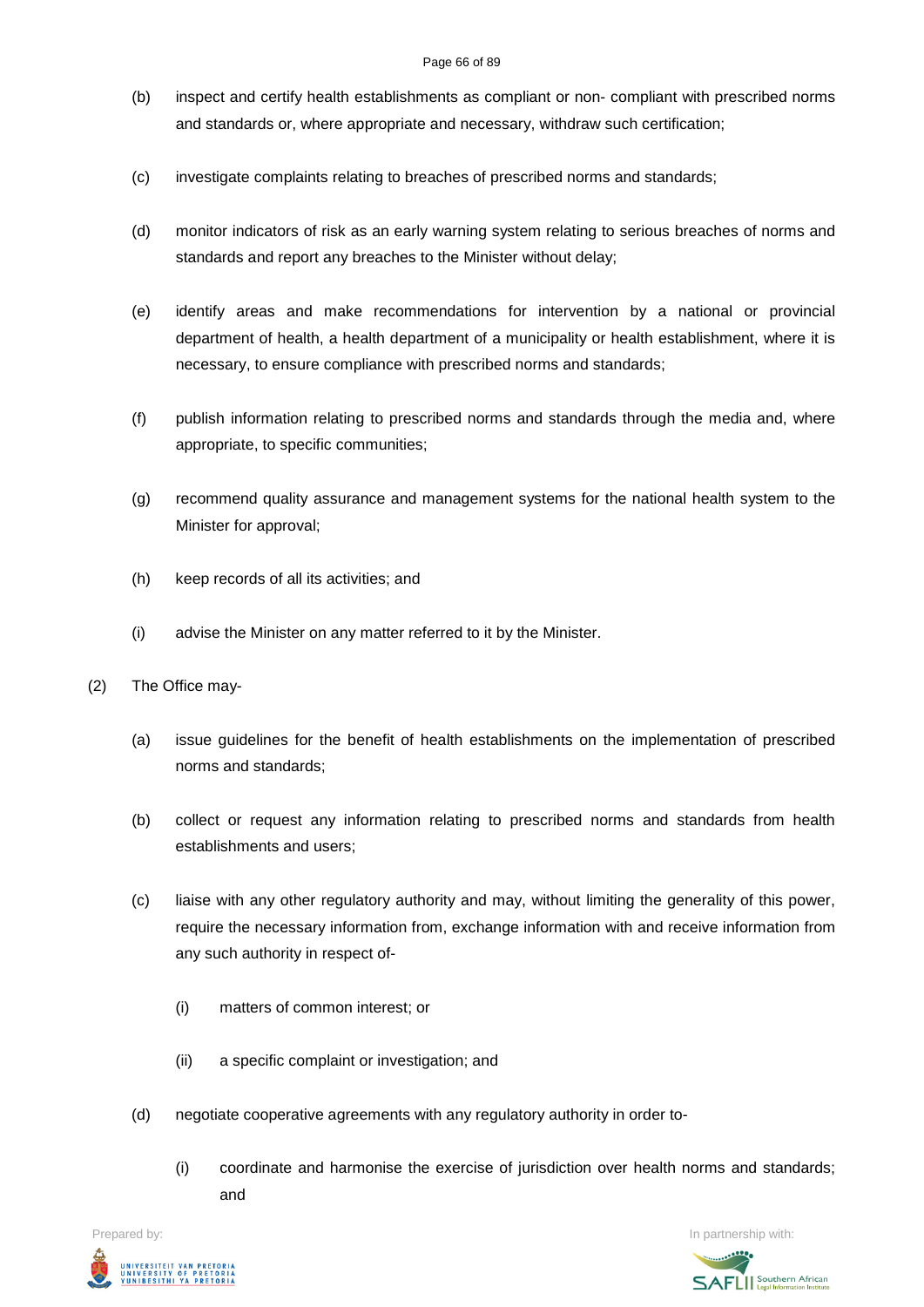(b) inspect and certify health establishments as compliant or non- compliant with prescribed norms and standards or, where appropriate and necessary, withdraw such certification;

(c) investigate complaints relating to breaches of prescribed norms and standards;

(d) monitor indicators of risk as an early warning system relating to serious breaches of norms and standards and report any breaches to the Minister without delay;

(e) identify areas and make recommendations for intervention by a national or provincial department of health, a health department of a municipality or health establishment, where it is necessary, to ensure compliance with prescribed norms and standards;

(f) publish information relating to prescribed norms and standards through the media and, where appropriate, to specific communities;

(g) recommend quality assurance and management systems for the national health system to the Minister for approval;

(h) keep records of all its activities; and

(i) advise the Minister on any matter referred to it by the Minister.

(2) The Office may-

(a) issue guidelines for the benefit of health establishments on the implementation of prescribed norms and standards;

(b) collect or request any information relating to prescribed norms and standards from health establishments and users;

(c) liaise with any other regulatory authority and may, without limiting the generality of this power, require the necessary information from, exchange information with and receive information from any such authority in respect of-

(i) matters of common interest; or

(ii) a specific complaint or investigation; and

(d) negotiate cooperative agreements with any regulatory authority in order to-

(i) coordinate and harmonise the exercise of jurisdiction over health norms and standards; and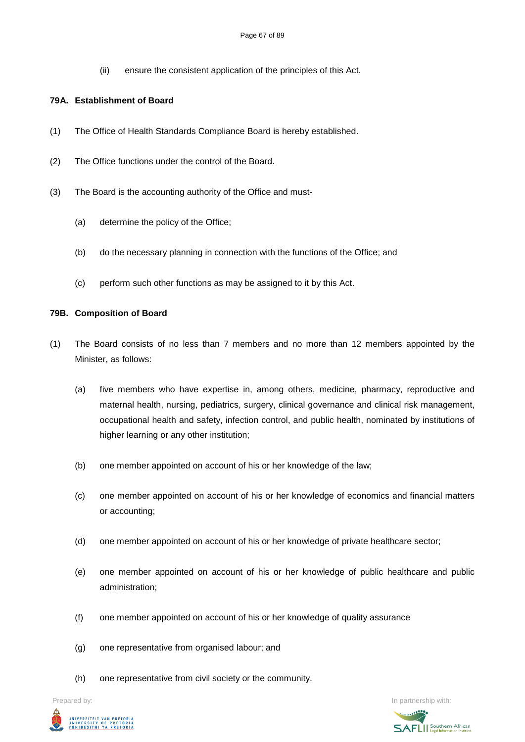(ii) ensure the consistent application of the principles of this Act.

**79A. Establishment of Board**

(1) The Office of Health Standards Compliance Board is hereby established.

(2) The Office functions under the control of the Board.

(3) The Board is the accounting authority of the Office and must-

(a) determine the policy of the Office;

(b) do the necessary planning in connection with the functions of the Office; and

(c) perform such other functions as may be assigned to it by this Act.

**79B. Composition of Board**

(1) The Board consists of no less than 7 members and no more than 12 members appointed by the Minister, as follows:

(a) five members who have expertise in, among others, medicine, pharmacy, reproductive and maternal health, nursing, pediatrics, surgery, clinical governance and clinical risk management, occupational health and safety, infection control, and public health, nominated by institutions of higher learning or any other institution;

(b) one member appointed on account of his or her knowledge of the law;

(c) one member appointed on account of his or her knowledge of economics and financial matters or accounting;

(d) one member appointed on account of his or her knowledge of private healthcare sector;

(e) one member appointed on account of his or her knowledge of public healthcare and public administration;

(f) one member appointed on account of his or her knowledge of quality assurance

(g) one representative from organised labour; and

(h) one representative from civil society or the community.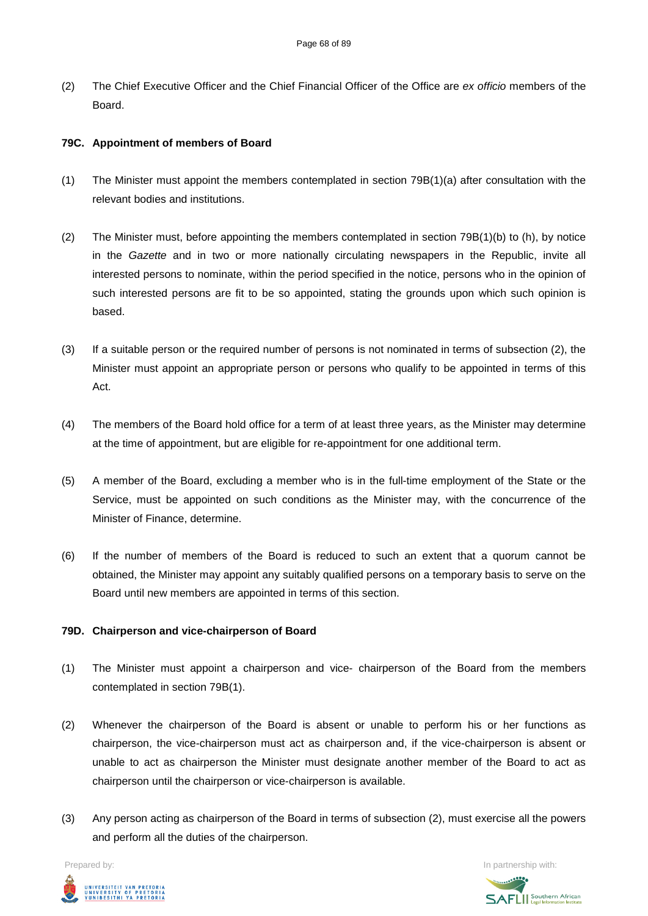(2) The Chief Executive Officer and the Chief Financial Officer of the Office are *ex officio* members of the Board.

**79C. Appointment of members of Board**

(1) The Minister must appoint the members contemplated in section 79B(1)(a) after consultation with the relevant bodies and institutions.

(2) The Minister must, before appointing the members contemplated in section 79B(1)(b) to (h), by notice in the *Gazette* and in two or more nationally circulating newspapers in the Republic, invite all interested persons to nominate, within the period specified in the notice, persons who in the opinion of such interested persons are fit to be so appointed, stating the grounds upon which such opinion is based.

(3) If a suitable person or the required number of persons is not nominated in terms of subsection (2), the Minister must appoint an appropriate person or persons who qualify to be appointed in terms of this Act.

(4) The members of the Board hold office for a term of at least three years, as the Minister may determine at the time of appointment, but are eligible for re-appointment for one additional term.

(5) A member of the Board, excluding a member who is in the full-time employment of the State or the Service, must be appointed on such conditions as the Minister may, with the concurrence of the Minister of Finance, determine.

(6) If the number of members of the Board is reduced to such an extent that a quorum cannot be obtained, the Minister may appoint any suitably qualified persons on a temporary basis to serve on the Board until new members are appointed in terms of this section.

**79D. Chairperson and vice-chairperson of Board**

(1) The Minister must appoint a chairperson and vice- chairperson of the Board from the members contemplated in section 79B(1).

(2) Whenever the chairperson of the Board is absent or unable to perform his or her functions as chairperson, the vice-chairperson must act as chairperson and, if the vice-chairperson is absent or unable to act as chairperson the Minister must designate another member of the Board to act as chairperson until the chairperson or vice-chairperson is available.

(3) Any person acting as chairperson of the Board in terms of subsection (2), must exercise all the powers and perform all the duties of the chairperson.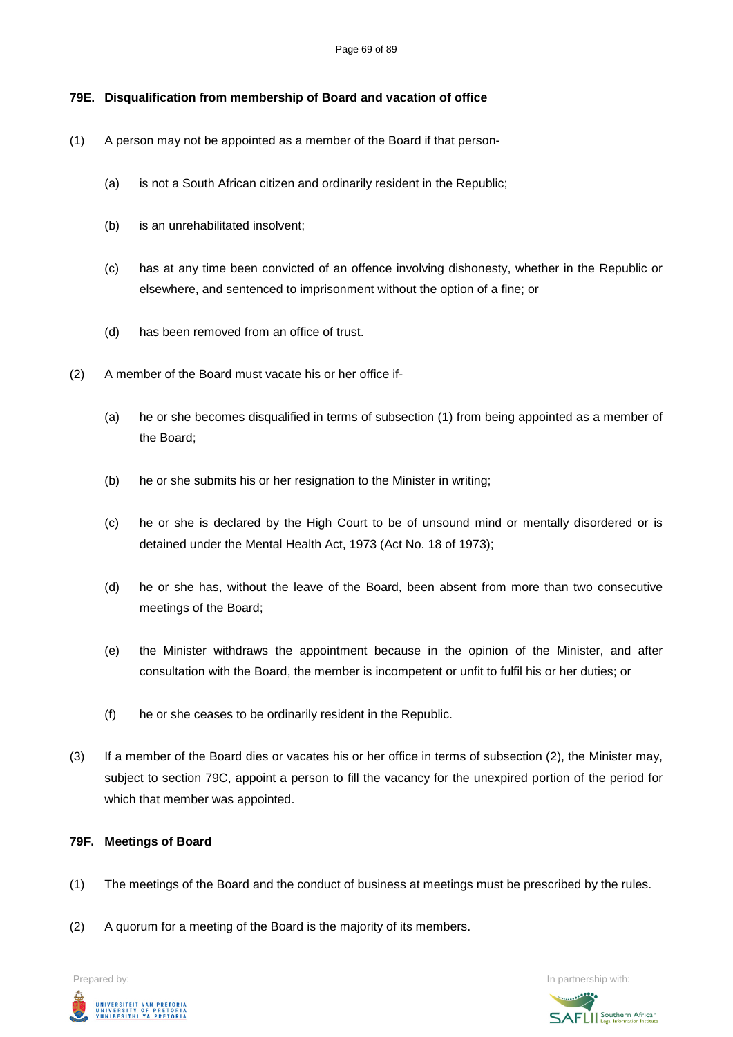**79E. Disqualification from membership of Board and vacation of office**

(1) A person may not be appointed as a member of the Board if that person-

(a) is not a South African citizen and ordinarily resident in the Republic;

(b) is an unrehabilitated insolvent;

(c) has at any time been convicted of an offence involving dishonesty, whether in the Republic or elsewhere, and sentenced to imprisonment without the option of a fine; or

(d) has been removed from an office of trust.

(2) A member of the Board must vacate his or her office if-

(a) he or she becomes disqualified in terms of subsection (1) from being appointed as a member of the Board;

(b) he or she submits his or her resignation to the Minister in writing;

(c) he or she is declared by the High Court to be of unsound mind or mentally disordered or is detained under the Mental Health Act, 1973 (Act No. 18 of 1973);

(d) he or she has, without the leave of the Board, been absent from more than two consecutive meetings of the Board;

(e) the Minister withdraws the appointment because in the opinion of the Minister, and after consultation with the Board, the member is incompetent or unfit to fulfil his or her duties; or

(f) he or she ceases to be ordinarily resident in the Republic.

(3) If a member of the Board dies or vacates his or her office in terms of subsection (2), the Minister may, subject to section 79C, appoint a person to fill the vacancy for the unexpired portion of the period for which that member was appointed.

**79F. Meetings of Board**

(1) The meetings of the Board and the conduct of business at meetings must be prescribed by the rules.

(2) A quorum for a meeting of the Board is the majority of its members.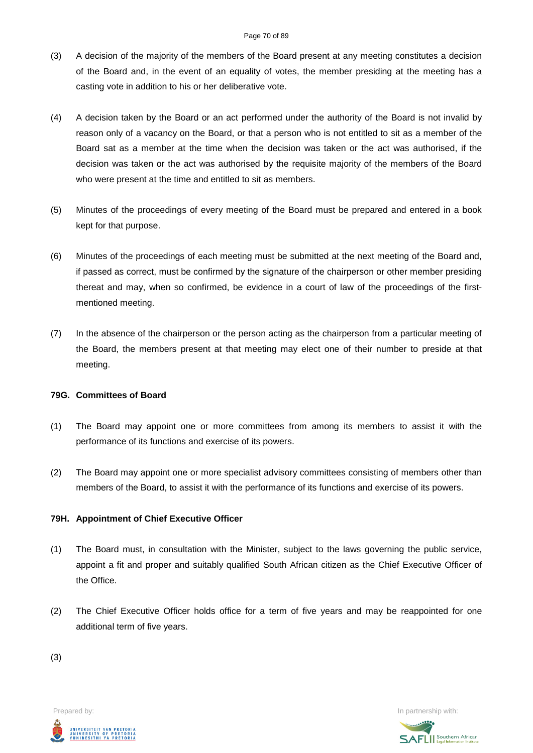(3) A decision of the majority of the members of the Board present at any meeting constitutes a decision of the Board and, in the event of an equality of votes, the member presiding at the meeting has a casting vote in addition to his or her deliberative vote.

(4) A decision taken by the Board or an act performed under the authority of the Board is not invalid by reason only of a vacancy on the Board, or that a person who is not entitled to sit as a member of the Board sat as a member at the time when the decision was taken or the act was authorised, if the decision was taken or the act was authorised by the requisite majority of the members of the Board who were present at the time and entitled to sit as members.

(5) Minutes of the proceedings of every meeting of the Board must be prepared and entered in a book kept for that purpose.

(6) Minutes of the proceedings of each meeting must be submitted at the next meeting of the Board and, if passed as correct, must be confirmed by the signature of the chairperson or other member presiding thereat and may, when so confirmed, be evidence in a court of law of the proceedings of the first-mentioned meeting.

(7) In the absence of the chairperson or the person acting as the chairperson from a particular meeting of the Board, the members present at that meeting may elect one of their number to preside at that meeting.

**79G. Committees of Board**

(1) The Board may appoint one or more committees from among its members to assist it with the performance of its functions and exercise of its powers.

(2) The Board may appoint one or more specialist advisory committees consisting of members other than members of the Board, to assist it with the performance of its functions and exercise of its powers.

**79H. Appointment of Chief Executive Officer**

(1) The Board must, in consultation with the Minister, subject to the laws governing the public service, appoint a fit and proper and suitably qualified South African citizen as the Chief Executive Officer of the Office.

(2) The Chief Executive Officer holds office for a term of five years and may be reappointed for one additional term of five years.

(3)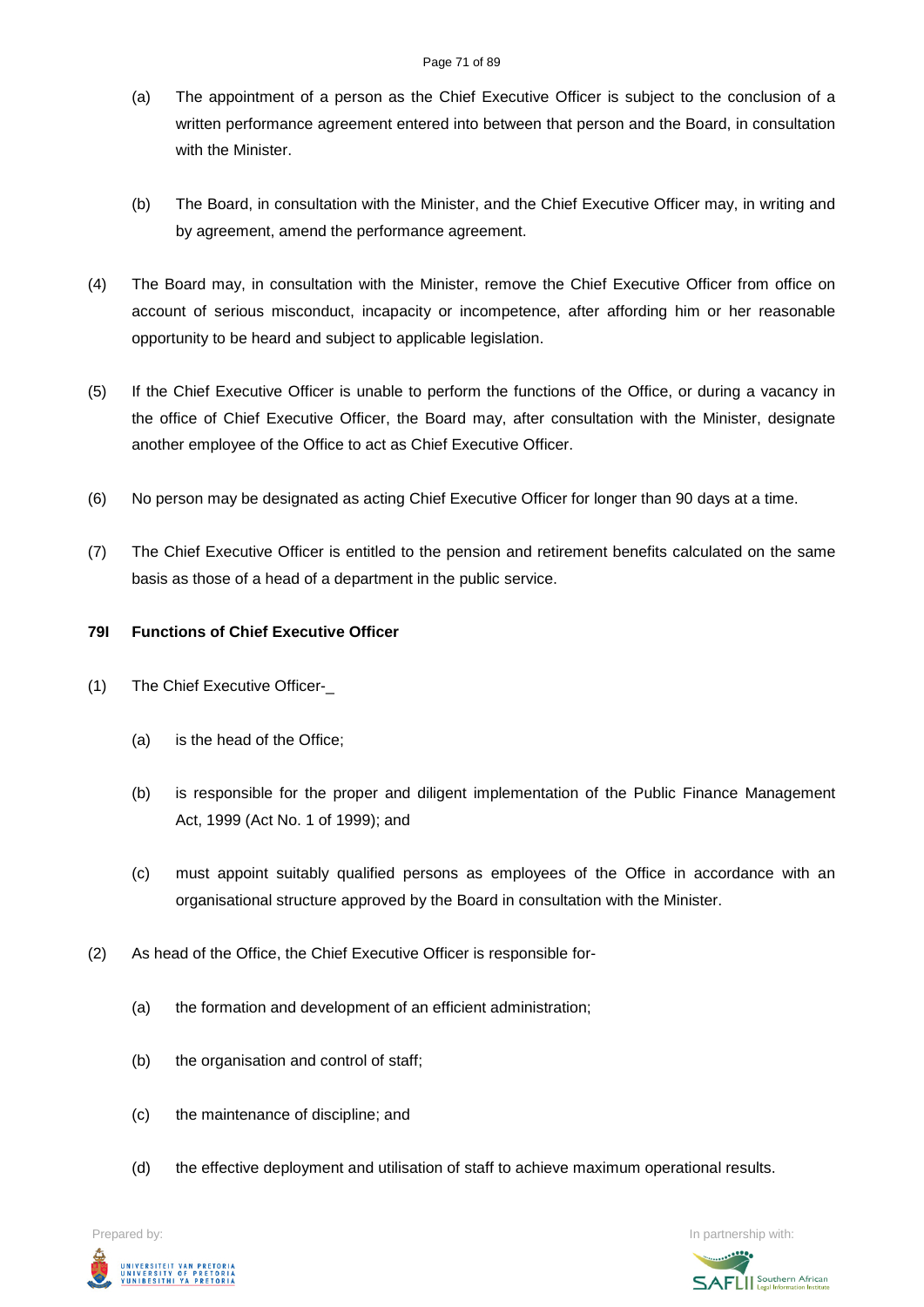(a) The appointment of a person as the Chief Executive Officer is subject to the conclusion of a written performance agreement entered into between that person and the Board, in consultation with the Minister.

(b) The Board, in consultation with the Minister, and the Chief Executive Officer may, in writing and by agreement, amend the performance agreement.

(4) The Board may, in consultation with the Minister, remove the Chief Executive Officer from office on account of serious misconduct, incapacity or incompetence, after affording him or her reasonable opportunity to be heard and subject to applicable legislation.

(5) If the Chief Executive Officer is unable to perform the functions of the Office, or during a vacancy in the office of Chief Executive Officer, the Board may, after consultation with the Minister, designate another employee of the Office to act as Chief Executive Officer.

(6) No person may be designated as acting Chief Executive Officer for longer than 90 days at a time.

(7) The Chief Executive Officer is entitled to the pension and retirement benefits calculated on the same basis as those of a head of a department in the public service.

**79I Functions of Chief Executive Officer**

(1) The Chief Executive Officer-_

(a) is the head of the Office;

(b) is responsible for the proper and diligent implementation of the Public Finance Management Act, 1999 (Act No. 1 of 1999); and

(c) must appoint suitably qualified persons as employees of the Office in accordance with an organisational structure approved by the Board in consultation with the Minister.

(2) As head of the Office, the Chief Executive Officer is responsible for-

(a) the formation and development of an efficient administration;

(b) the organisation and control of staff;

(c) the maintenance of discipline; and

(d) the effective deployment and utilisation of staff to achieve maximum operational results.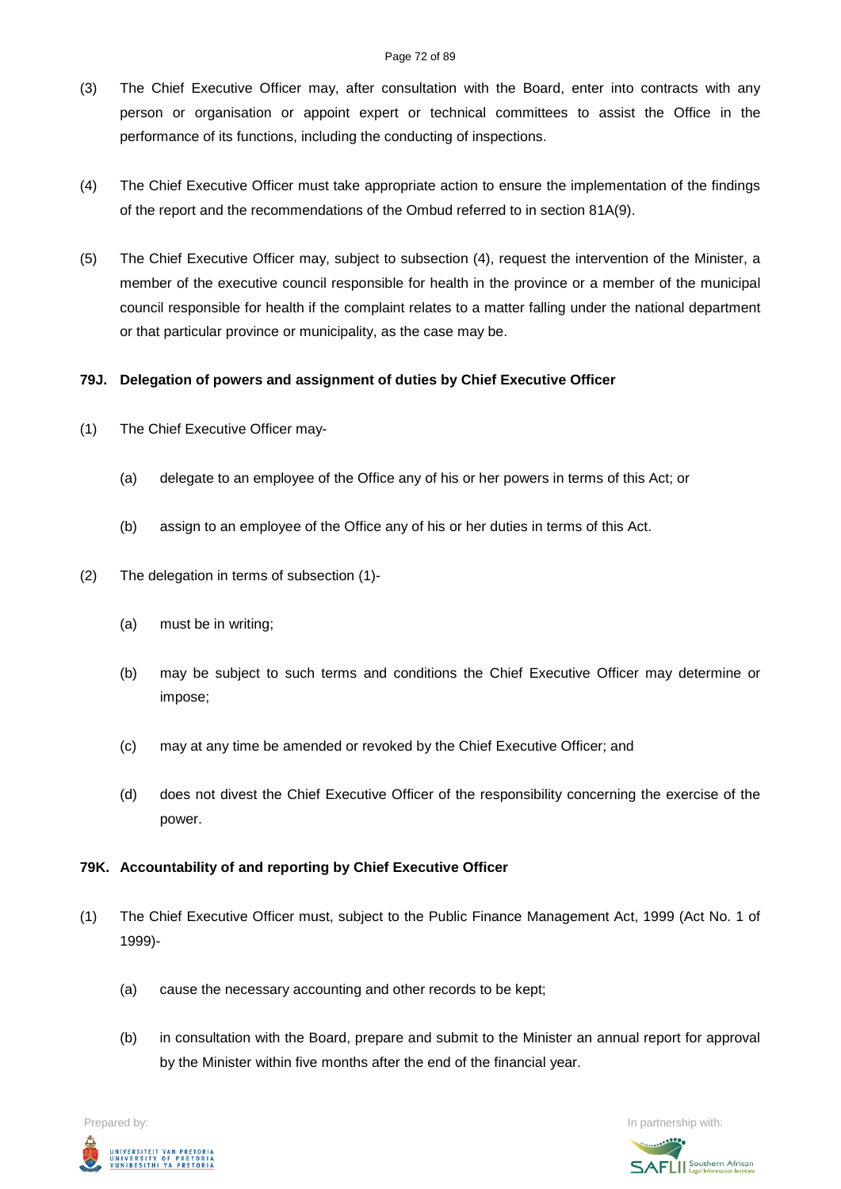(3) The Chief Executive Officer may, after consultation with the Board, enter into contracts with any person or organisation or appoint expert or technical committees to assist the Office in the performance of its functions, including the conducting of inspections.

(4) The Chief Executive Officer must take appropriate action to ensure the implementation of the findings of the report and the recommendations of the Ombud referred to in section 81A(9).

(5) The Chief Executive Officer may, subject to subsection (4), request the intervention of the Minister, a member of the executive council responsible for health in the province or a member of the municipal council responsible for health if the complaint relates to a matter falling under the national department or that particular province or municipality, as the case may be.

**79J. Delegation of powers and assignment of duties by Chief Executive Officer**

(1) The Chief Executive Officer may-

(a) delegate to an employee of the Office any of his or her powers in terms of this Act; or

(b) assign to an employee of the Office any of his or her duties in terms of this Act.

(2) The delegation in terms of subsection (1)-

(a) must be in writing;

(b) may be subject to such terms and conditions the Chief Executive Officer may determine or impose;

(c) may at any time be amended or revoked by the Chief Executive Officer; and

(d) does not divest the Chief Executive Officer of the responsibility concerning the exercise of the power.

**79K. Accountability of and reporting by Chief Executive Officer**

(1) The Chief Executive Officer must, subject to the Public Finance Management Act, 1999 (Act No. 1 of 1999)-

(a) cause the necessary accounting and other records to be kept;

(b) in consultation with the Board, prepare and submit to the Minister an annual report for approval by the Minister within five months after the end of the financial year.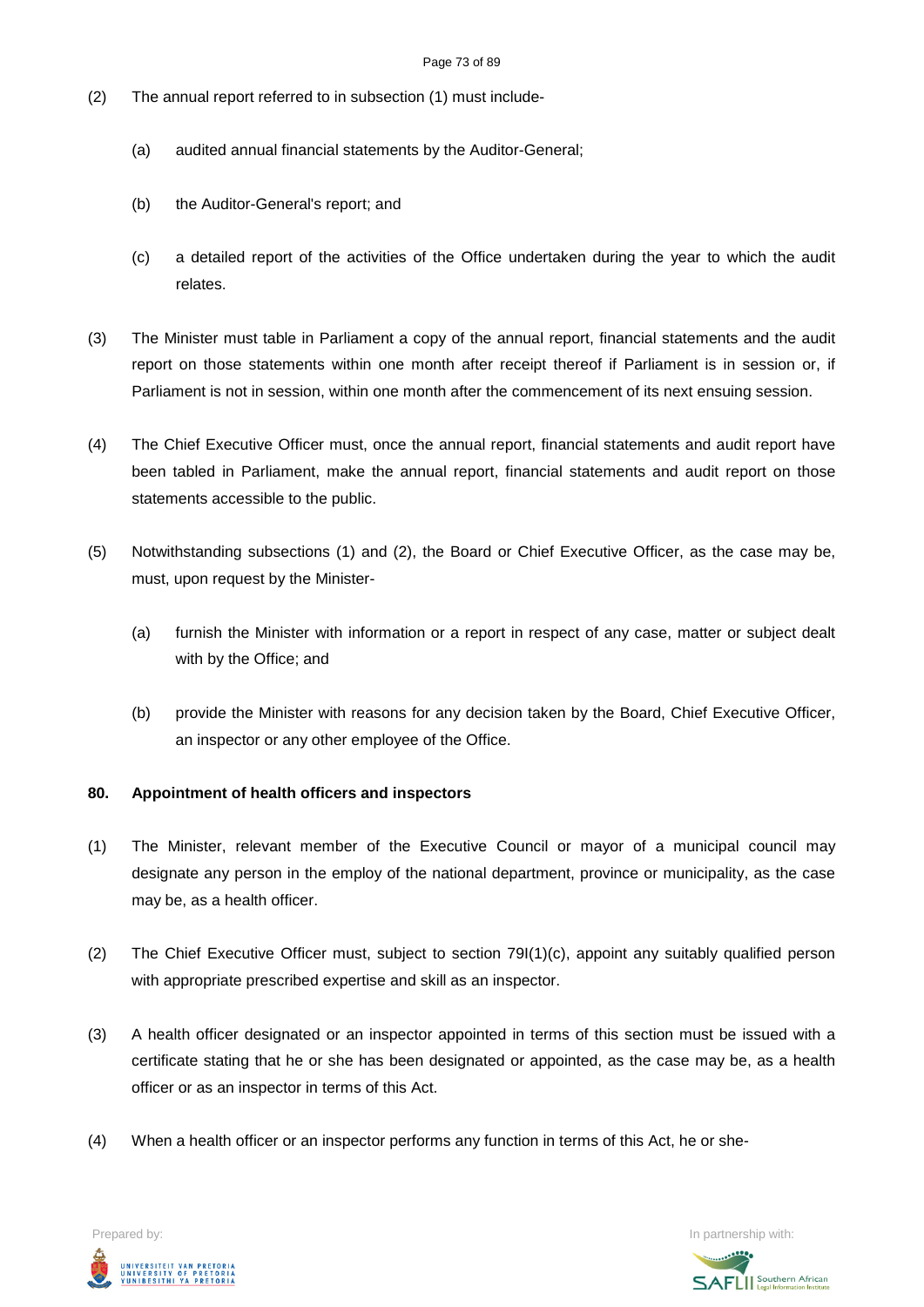(2) The annual report referred to in subsection (1) must include-

(a) audited annual financial statements by the Auditor-General;

(b) the Auditor-General's report; and

(c) a detailed report of the activities of the Office undertaken during the year to which the audit relates.

(3) The Minister must table in Parliament a copy of the annual report, financial statements and the audit report on those statements within one month after receipt thereof if Parliament is in session or, if Parliament is not in session, within one month after the commencement of its next ensuing session.

(4) The Chief Executive Officer must, once the annual report, financial statements and audit report have been tabled in Parliament, make the annual report, financial statements and audit report on those statements accessible to the public.

(5) Notwithstanding subsections (1) and (2), the Board or Chief Executive Officer, as the case may be, must, upon request by the Minister-

(a) furnish the Minister with information or a report in respect of any case, matter or subject dealt with by the Office; and

(b) provide the Minister with reasons for any decision taken by the Board, Chief Executive Officer, an inspector or any other employee of the Office.

**80. Appointment of health officers and inspectors**

(1) The Minister, relevant member of the Executive Council or mayor of a municipal council may designate any person in the employ of the national department, province or municipality, as the case may be, as a health officer.

(2) The Chief Executive Officer must, subject to section 79I(1)(c), appoint any suitably qualified person with appropriate prescribed expertise and skill as an inspector.

(3) A health officer designated or an inspector appointed in terms of this section must be issued with a certificate stating that he or she has been designated or appointed, as the case may be, as a health officer or as an inspector in terms of this Act.

(4) When a health officer or an inspector performs any function in terms of this Act, he or she-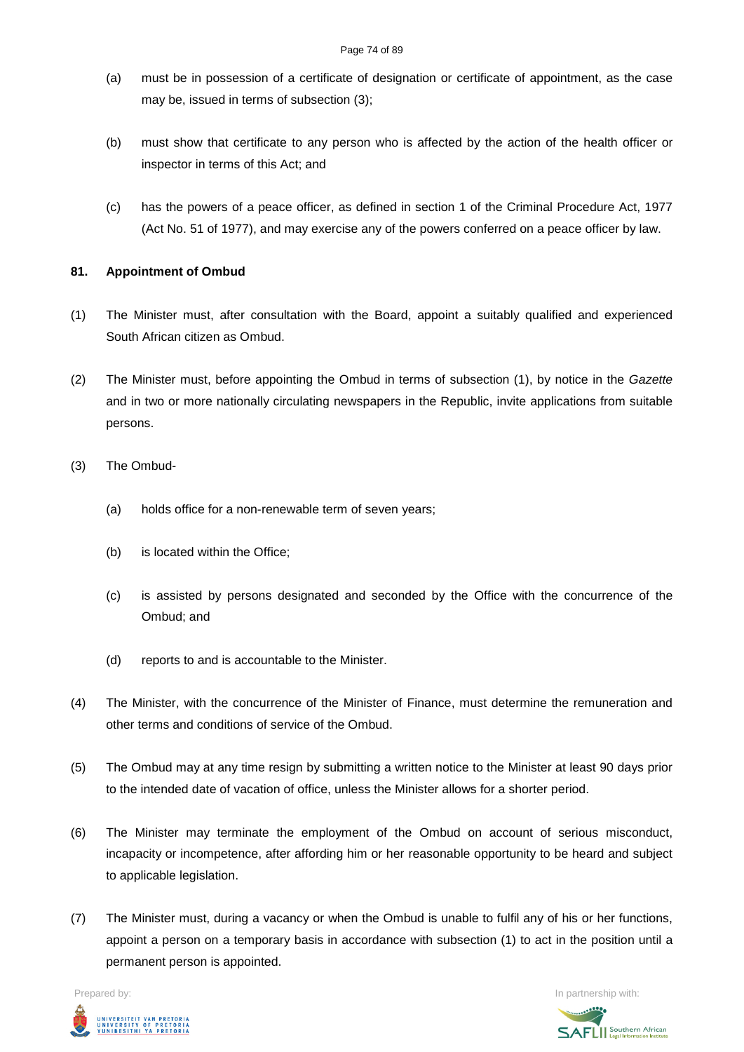(a) must be in possession of a certificate of designation or certificate of appointment, as the case may be, issued in terms of subsection (3);

(b) must show that certificate to any person who is affected by the action of the health officer or inspector in terms of this Act; and

(c) has the powers of a peace officer, as defined in section 1 of the Criminal Procedure Act, 1977 (Act No. 51 of 1977), and may exercise any of the powers conferred on a peace officer by law.

**81. Appointment of Ombud**

(1) The Minister must, after consultation with the Board, appoint a suitably qualified and experienced South African citizen as Ombud.

(2) The Minister must, before appointing the Ombud in terms of subsection (1), by notice in the *Gazette* and in two or more nationally circulating newspapers in the Republic, invite applications from suitable persons.

(3) The Ombud-

(a) holds office for a non-renewable term of seven years;

(b) is located within the Office;

(c) is assisted by persons designated and seconded by the Office with the concurrence of the Ombud; and

(d) reports to and is accountable to the Minister.

(4) The Minister, with the concurrence of the Minister of Finance, must determine the remuneration and other terms and conditions of service of the Ombud.

(5) The Ombud may at any time resign by submitting a written notice to the Minister at least 90 days prior to the intended date of vacation of office, unless the Minister allows for a shorter period.

(6) The Minister may terminate the employment of the Ombud on account of serious misconduct, incapacity or incompetence, after affording him or her reasonable opportunity to be heard and subject to applicable legislation.

(7) The Minister must, during a vacancy or when the Ombud is unable to fulfil any of his or her functions, appoint a person on a temporary basis in accordance with subsection (1) to act in the position until a permanent person is appointed.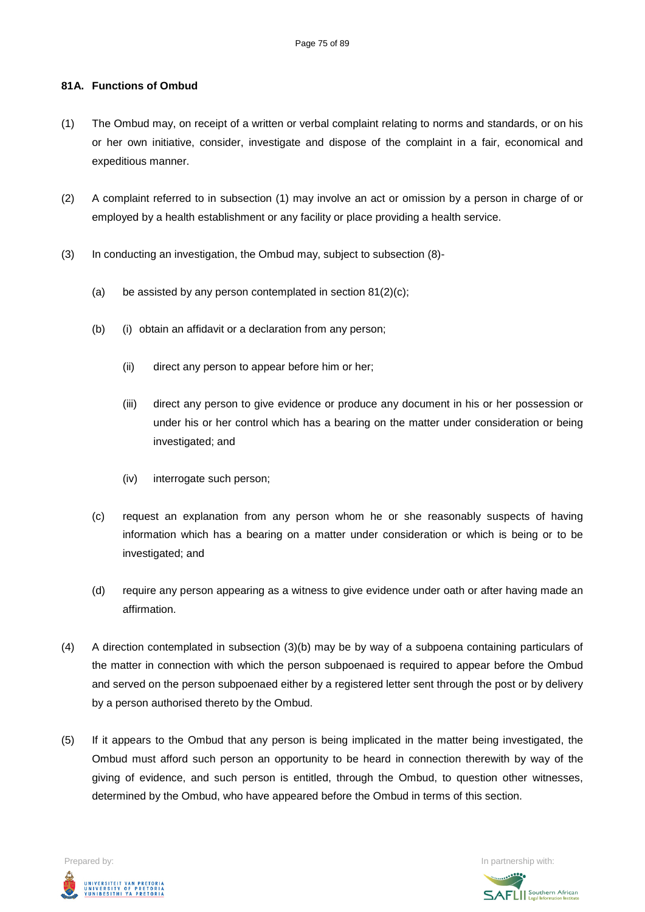### 81A. Functions of Ombud

(1) The Ombud may, on receipt of a written or verbal complaint relating to norms and standards, or on his or her own initiative, consider, investigate and dispose of the complaint in a fair, economical and expeditious manner.

(2) A complaint referred to in subsection (1) may involve an act or omission by a person in charge of or employed by a health establishment or any facility or place providing a health service.

(3) In conducting an investigation, the Ombud may, subject to subsection (8)-

(a) be assisted by any person contemplated in section 81(2)(c);

(b) (i) obtain an affidavit or a declaration from any person;

(ii) direct any person to appear before him or her;

(iii) direct any person to give evidence or produce any document in his or her possession or under his or her control which has a bearing on the matter under consideration or being investigated; and

(iv) interrogate such person;

(c) request an explanation from any person whom he or she reasonably suspects of having information which has a bearing on a matter under consideration or which is being or to be investigated; and

(d) require any person appearing as a witness to give evidence under oath or after having made an affirmation.

(4) A direction contemplated in subsection (3)(b) may be by way of a subpoena containing particulars of the matter in connection with which the person subpoenaed is required to appear before the Ombud and served on the person subpoenaed either by a registered letter sent through the post or by delivery by a person authorised thereto by the Ombud.

(5) If it appears to the Ombud that any person is being implicated in the matter being investigated, the Ombud must afford such person an opportunity to be heard in connection therewith by way of the giving of evidence, and such person is entitled, through the Ombud, to question other witnesses, determined by the Ombud, who have appeared before the Ombud in terms of this section.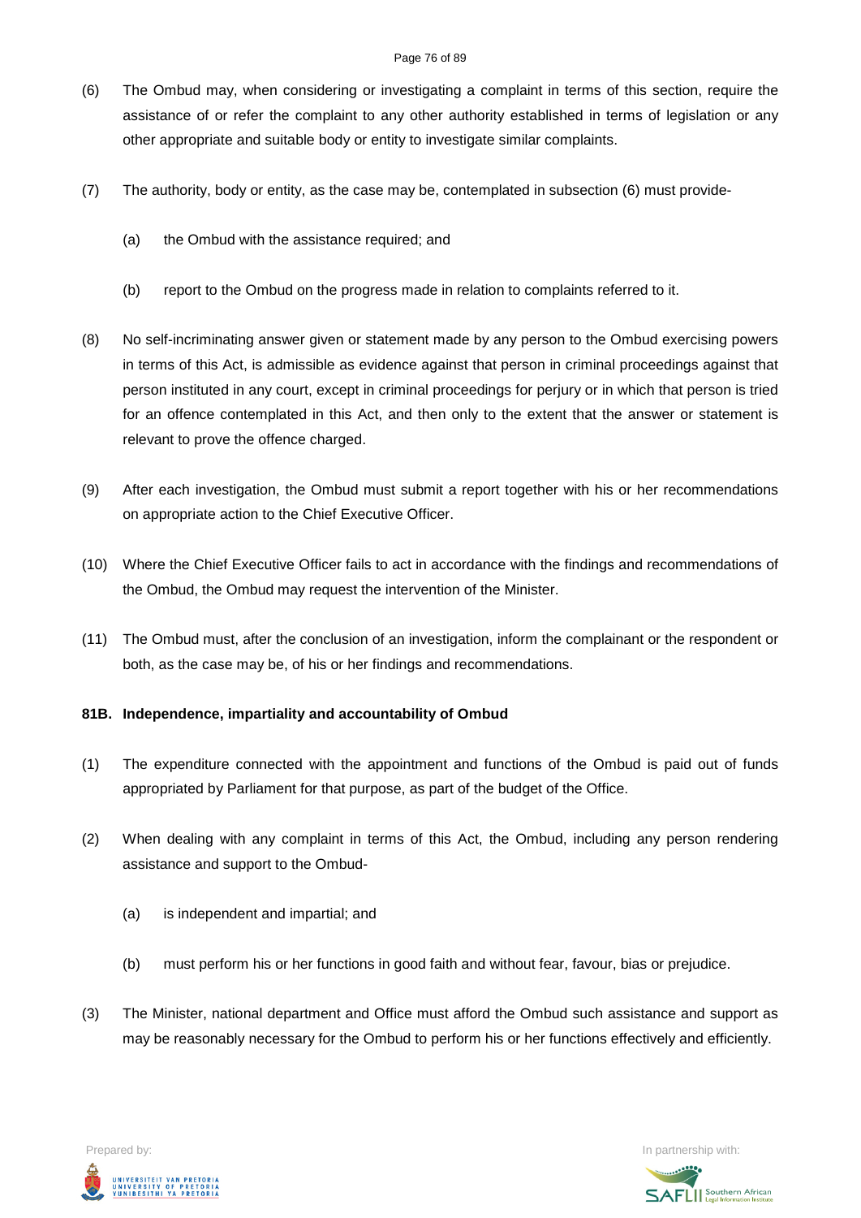(6) The Ombud may, when considering or investigating a complaint in terms of this section, require the assistance of or refer the complaint to any other authority established in terms of legislation or any other appropriate and suitable body or entity to investigate similar complaints.

(7) The authority, body or entity, as the case may be, contemplated in subsection (6) must provide-

(a) the Ombud with the assistance required; and

(b) report to the Ombud on the progress made in relation to complaints referred to it.

(8) No self-incriminating answer given or statement made by any person to the Ombud exercising powers in terms of this Act, is admissible as evidence against that person in criminal proceedings against that person instituted in any court, except in criminal proceedings for perjury or in which that person is tried for an offence contemplated in this Act, and then only to the extent that the answer or statement is relevant to prove the offence charged.

(9) After each investigation, the Ombud must submit a report together with his or her recommendations on appropriate action to the Chief Executive Officer.

(10) Where the Chief Executive Officer fails to act in accordance with the findings and recommendations of the Ombud, the Ombud may request the intervention of the Minister.

(11) The Ombud must, after the conclusion of an investigation, inform the complainant or the respondent or both, as the case may be, of his or her findings and recommendations.

**81B. Independence, impartiality and accountability of Ombud**

(1) The expenditure connected with the appointment and functions of the Ombud is paid out of funds appropriated by Parliament for that purpose, as part of the budget of the Office.

(2) When dealing with any complaint in terms of this Act, the Ombud, including any person rendering assistance and support to the Ombud-

(a) is independent and impartial; and

(b) must perform his or her functions in good faith and without fear, favour, bias or prejudice.

(3) The Minister, national department and Office must afford the Ombud such assistance and support as may be reasonably necessary for the Ombud to perform his or her functions effectively and efficiently.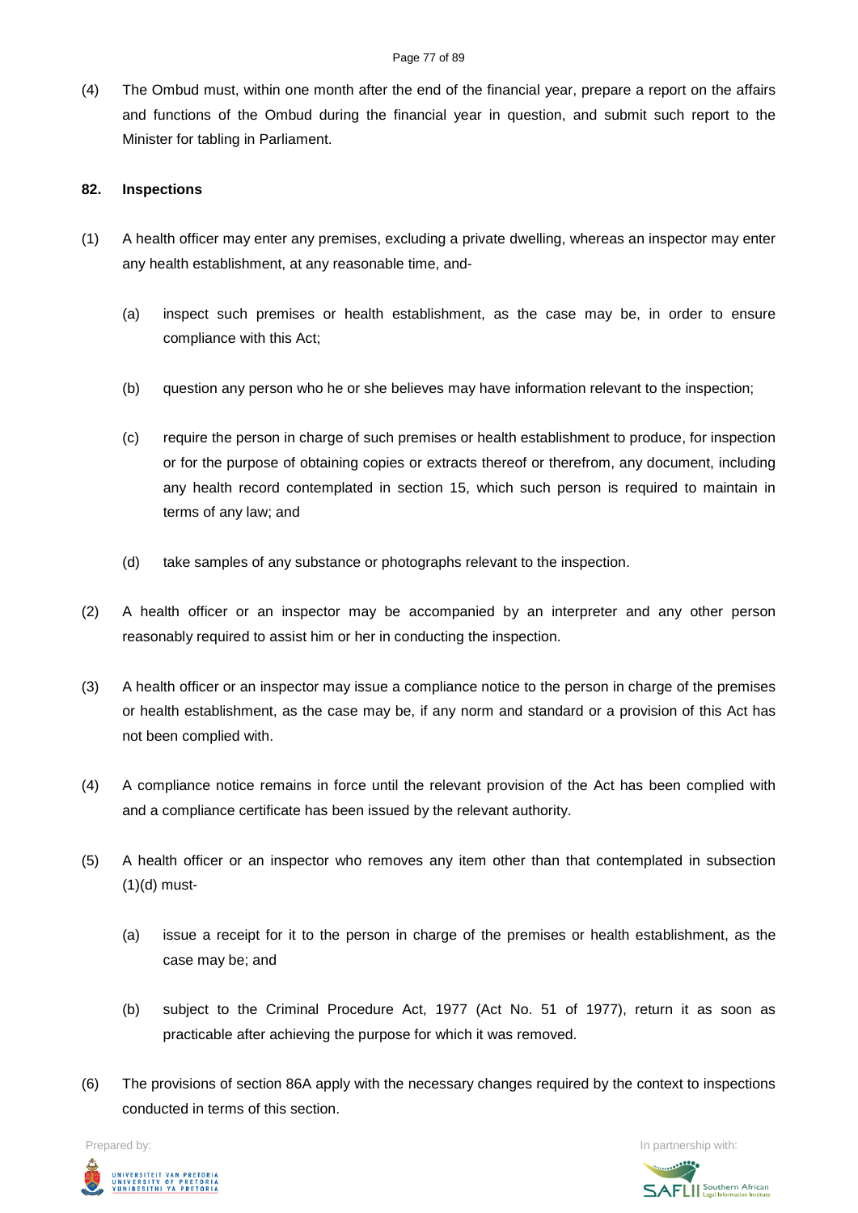(4) The Ombud must, within one month after the end of the financial year, prepare a report on the affairs and functions of the Ombud during the financial year in question, and submit such report to the Minister for tabling in Parliament.

**82. Inspections**

(1) A health officer may enter any premises, excluding a private dwelling, whereas an inspector may enter any health establishment, at any reasonable time, and-

(a) inspect such premises or health establishment, as the case may be, in order to ensure compliance with this Act;

(b) question any person who he or she believes may have information relevant to the inspection;

(c) require the person in charge of such premises or health establishment to produce, for inspection or for the purpose of obtaining copies or extracts thereof or therefrom, any document, including any health record contemplated in section 15, which such person is required to maintain in terms of any law; and

(d) take samples of any substance or photographs relevant to the inspection.

(2) A health officer or an inspector may be accompanied by an interpreter and any other person reasonably required to assist him or her in conducting the inspection.

(3) A health officer or an inspector may issue a compliance notice to the person in charge of the premises or health establishment, as the case may be, if any norm and standard or a provision of this Act has not been complied with.

(4) A compliance notice remains in force until the relevant provision of the Act has been complied with and a compliance certificate has been issued by the relevant authority.

(5) A health officer or an inspector who removes any item other than that contemplated in subsection (1)(d) must-

(a) issue a receipt for it to the person in charge of the premises or health establishment, as the case may be; and

(b) subject to the Criminal Procedure Act, 1977 (Act No. 51 of 1977), return it as soon as practicable after achieving the purpose for which it was removed.

(6) The provisions of section 86A apply with the necessary changes required by the context to inspections conducted in terms of this section.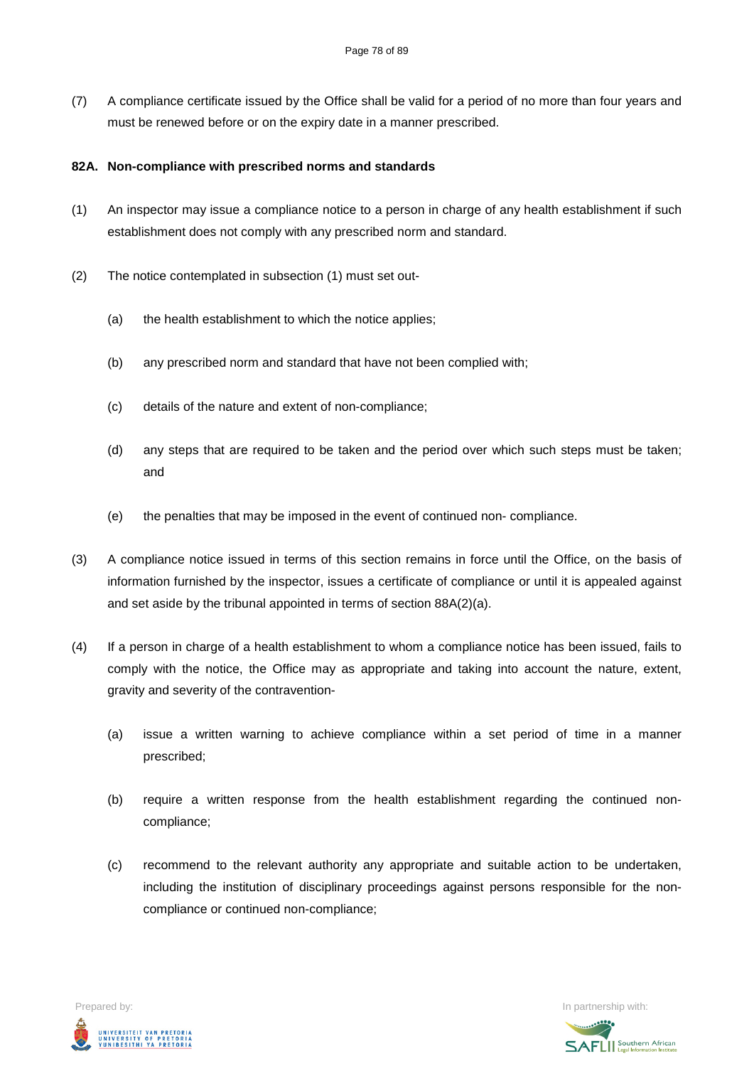(7) A compliance certificate issued by the Office shall be valid for a period of no more than four years and must be renewed before or on the expiry date in a manner prescribed.

**82A. Non-compliance with prescribed norms and standards**

(1) An inspector may issue a compliance notice to a person in charge of any health establishment if such establishment does not comply with any prescribed norm and standard.

(2) The notice contemplated in subsection (1) must set out-

(a) the health establishment to which the notice applies;

(b) any prescribed norm and standard that have not been complied with;

(c) details of the nature and extent of non-compliance;

(d) any steps that are required to be taken and the period over which such steps must be taken; and

(e) the penalties that may be imposed in the event of continued non- compliance.

(3) A compliance notice issued in terms of this section remains in force until the Office, on the basis of information furnished by the inspector, issues a certificate of compliance or until it is appealed against and set aside by the tribunal appointed in terms of section 88A(2)(a).

(4) If a person in charge of a health establishment to whom a compliance notice has been issued, fails to comply with the notice, the Office may as appropriate and taking into account the nature, extent, gravity and severity of the contravention-

(a) issue a written warning to achieve compliance within a set period of time in a manner prescribed;

(b) require a written response from the health establishment regarding the continued non-compliance;

(c) recommend to the relevant authority any appropriate and suitable action to be undertaken, including the institution of disciplinary proceedings against persons responsible for the non-compliance or continued non-compliance;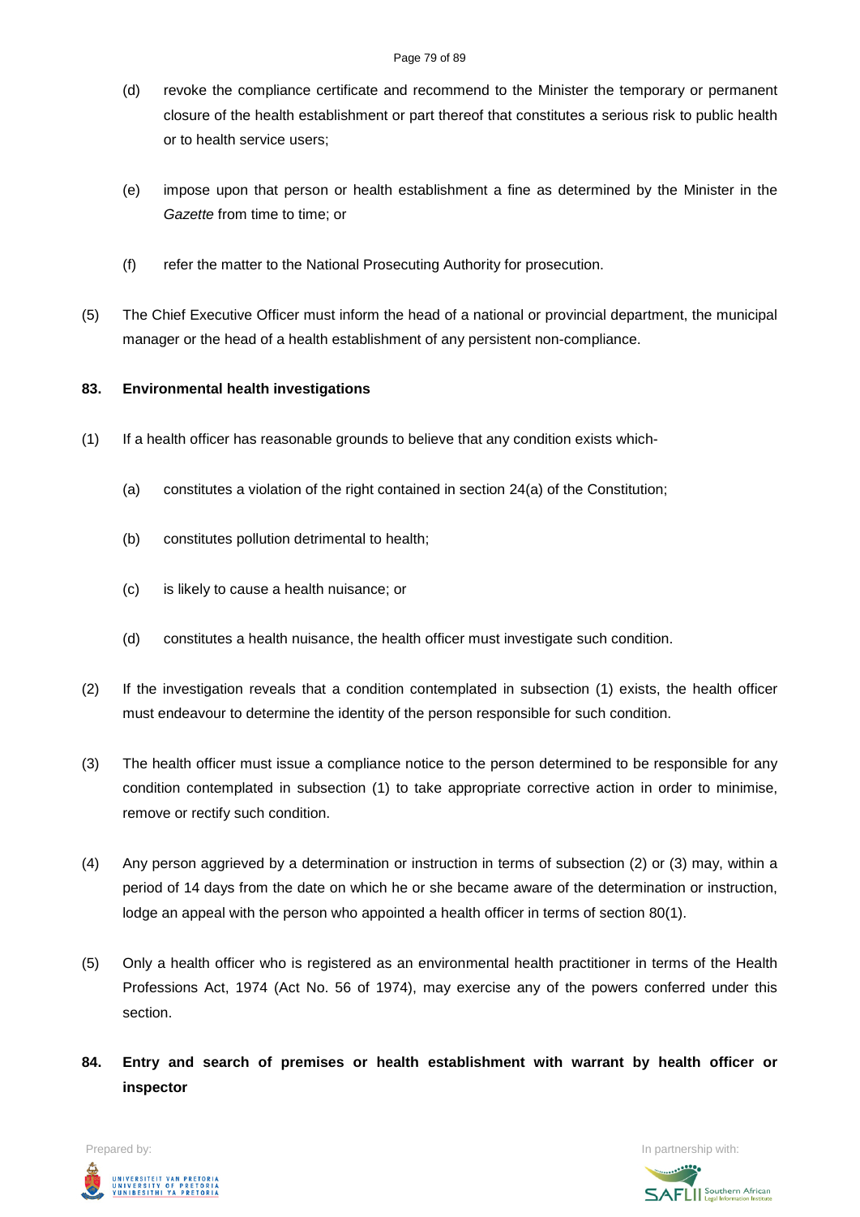(d) revoke the compliance certificate and recommend to the Minister the temporary or permanent closure of the health establishment or part thereof that constitutes a serious risk to public health or to health service users;

(e) impose upon that person or health establishment a fine as determined by the Minister in the *Gazette* from time to time; or

(f) refer the matter to the National Prosecuting Authority for prosecution.

(5) The Chief Executive Officer must inform the head of a national or provincial department, the municipal manager or the head of a health establishment of any persistent non-compliance.

**83. Environmental health investigations**

(1) If a health officer has reasonable grounds to believe that any condition exists which-

(a) constitutes a violation of the right contained in section 24(a) of the Constitution;

(b) constitutes pollution detrimental to health;

(c) is likely to cause a health nuisance; or

(d) constitutes a health nuisance, the health officer must investigate such condition.

(2) If the investigation reveals that a condition contemplated in subsection (1) exists, the health officer must endeavour to determine the identity of the person responsible for such condition.

(3) The health officer must issue a compliance notice to the person determined to be responsible for any condition contemplated in subsection (1) to take appropriate corrective action in order to minimise, remove or rectify such condition.

(4) Any person aggrieved by a determination or instruction in terms of subsection (2) or (3) may, within a period of 14 days from the date on which he or she became aware of the determination or instruction, lodge an appeal with the person who appointed a health officer in terms of section 80(1).

(5) Only a health officer who is registered as an environmental health practitioner in terms of the Health Professions Act, 1974 (Act No. 56 of 1974), may exercise any of the powers conferred under this section.

**84. Entry and search of premises or health establishment with warrant by health officer or inspector**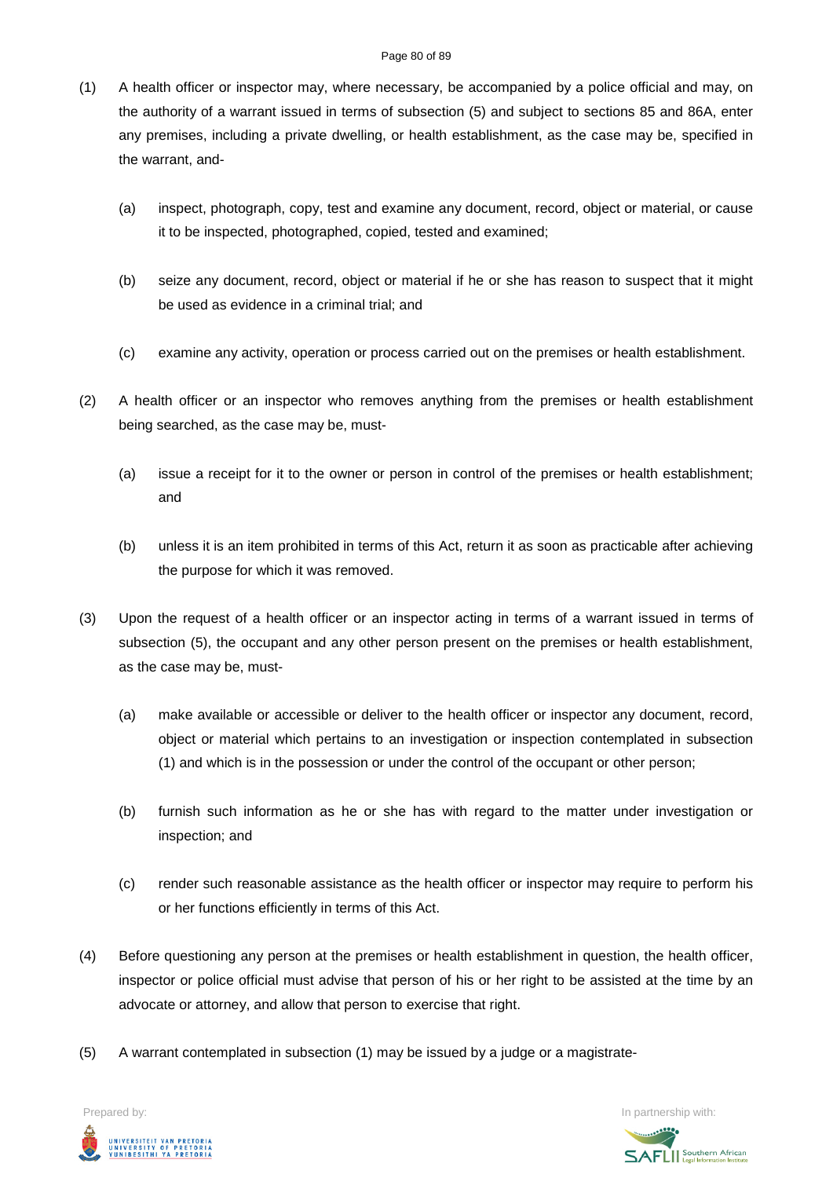(1) A health officer or inspector may, where necessary, be accompanied by a police official and may, on the authority of a warrant issued in terms of subsection (5) and subject to sections 85 and 86A, enter any premises, including a private dwelling, or health establishment, as the case may be, specified in the warrant, and-

  (a) inspect, photograph, copy, test and examine any document, record, object or material, or cause it to be inspected, photographed, copied, tested and examined;

  (b) seize any document, record, object or material if he or she has reason to suspect that it might be used as evidence in a criminal trial; and

  (c) examine any activity, operation or process carried out on the premises or health establishment.

(2) A health officer or an inspector who removes anything from the premises or health establishment being searched, as the case may be, must-

  (a) issue a receipt for it to the owner or person in control of the premises or health establishment; and

  (b) unless it is an item prohibited in terms of this Act, return it as soon as practicable after achieving the purpose for which it was removed.

(3) Upon the request of a health officer or an inspector acting in terms of a warrant issued in terms of subsection (5), the occupant and any other person present on the premises or health establishment, as the case may be, must-

  (a) make available or accessible or deliver to the health officer or inspector any document, record, object or material which pertains to an investigation or inspection contemplated in subsection (1) and which is in the possession or under the control of the occupant or other person;

  (b) furnish such information as he or she has with regard to the matter under investigation or inspection; and

  (c) render such reasonable assistance as the health officer or inspector may require to perform his or her functions efficiently in terms of this Act.

(4) Before questioning any person at the premises or health establishment in question, the health officer, inspector or police official must advise that person of his or her right to be assisted at the time by an advocate or attorney, and allow that person to exercise that right.

(5) A warrant contemplated in subsection (1) may be issued by a judge or a magistrate-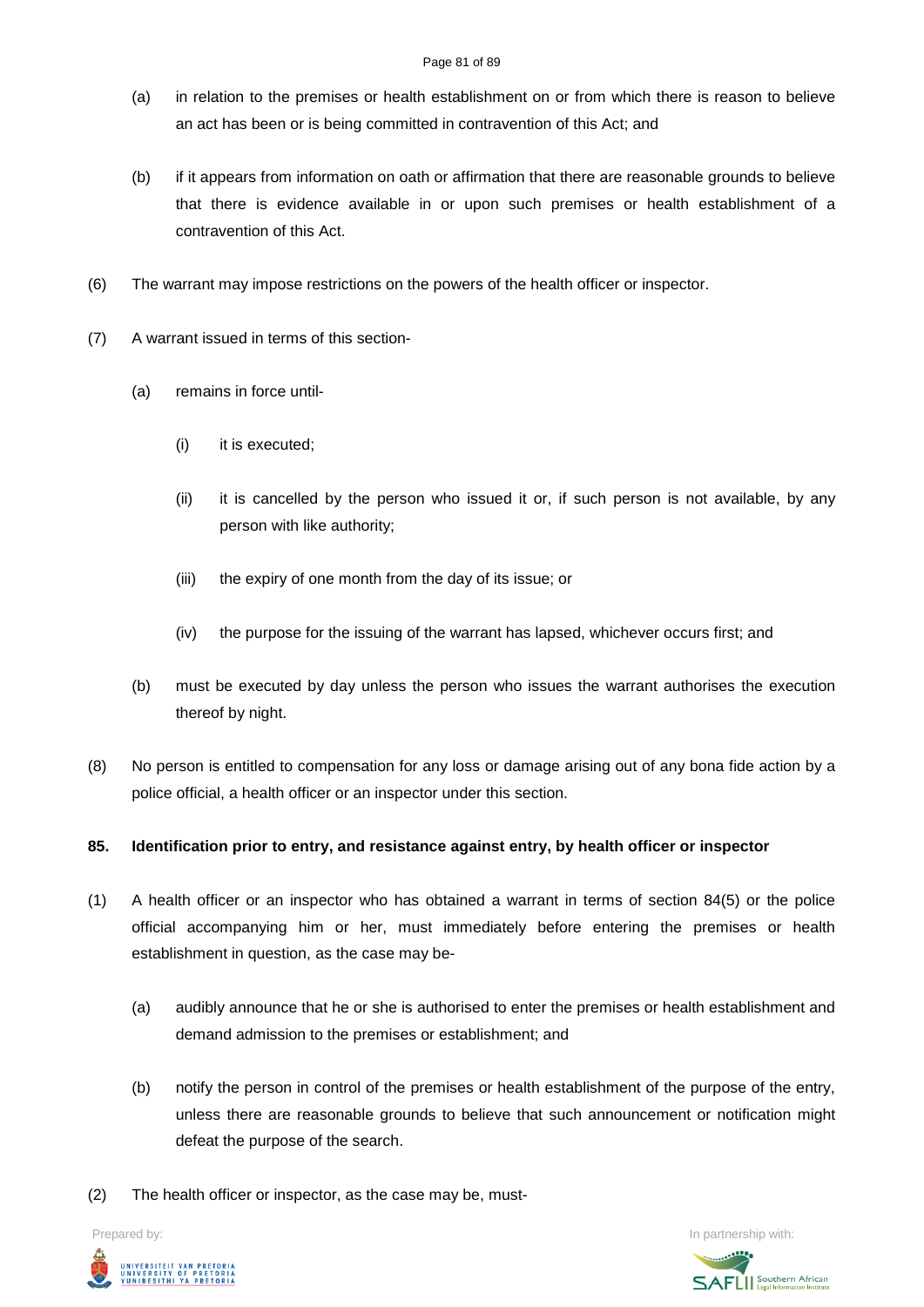(a) in relation to the premises or health establishment on or from which there is reason to believe an act has been or is being committed in contravention of this Act; and

(b) if it appears from information on oath or affirmation that there are reasonable grounds to believe that there is evidence available in or upon such premises or health establishment of a contravention of this Act.

(6) The warrant may impose restrictions on the powers of the health officer or inspector.

(7) A warrant issued in terms of this section-

(a) remains in force until-

(i) it is executed;

(ii) it is cancelled by the person who issued it or, if such person is not available, by any person with like authority;

(iii) the expiry of one month from the day of its issue; or

(iv) the purpose for the issuing of the warrant has lapsed, whichever occurs first; and

(b) must be executed by day unless the person who issues the warrant authorises the execution thereof by night.

(8) No person is entitled to compensation for any loss or damage arising out of any bona fide action by a police official, a health officer or an inspector under this section.

**85. Identification prior to entry, and resistance against entry, by health officer or inspector**

(1) A health officer or an inspector who has obtained a warrant in terms of section 84(5) or the police official accompanying him or her, must immediately before entering the premises or health establishment in question, as the case may be-

(a) audibly announce that he or she is authorised to enter the premises or health establishment and demand admission to the premises or establishment; and

(b) notify the person in control of the premises or health establishment of the purpose of the entry, unless there are reasonable grounds to believe that such announcement or notification might defeat the purpose of the search.

(2) The health officer or inspector, as the case may be, must-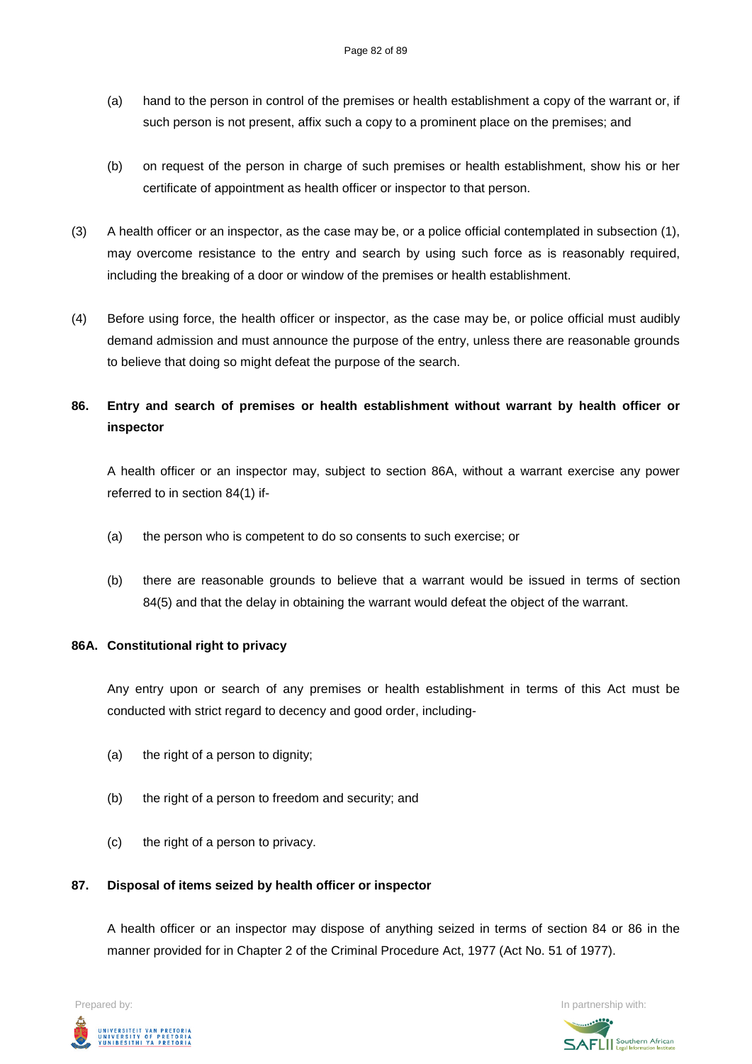(a) hand to the person in control of the premises or health establishment a copy of the warrant or, if such person is not present, affix such a copy to a prominent place on the premises; and

(b) on request of the person in charge of such premises or health establishment, show his or her certificate of appointment as health officer or inspector to that person.

(3) A health officer or an inspector, as the case may be, or a police official contemplated in subsection (1), may overcome resistance to the entry and search by using such force as is reasonably required, including the breaking of a door or window of the premises or health establishment.

(4) Before using force, the health officer or inspector, as the case may be, or police official must audibly demand admission and must announce the purpose of the entry, unless there are reasonable grounds to believe that doing so might defeat the purpose of the search.

**86. Entry and search of premises or health establishment without warrant by health officer or inspector**

A health officer or an inspector may, subject to section 86A, without a warrant exercise any power referred to in section 84(1) if-

(a) the person who is competent to do so consents to such exercise; or

(b) there are reasonable grounds to believe that a warrant would be issued in terms of section 84(5) and that the delay in obtaining the warrant would defeat the object of the warrant.

**86A. Constitutional right to privacy**

Any entry upon or search of any premises or health establishment in terms of this Act must be conducted with strict regard to decency and good order, including-

(a) the right of a person to dignity;

(b) the right of a person to freedom and security; and

(c) the right of a person to privacy.

**87. Disposal of items seized by health officer or inspector**

A health officer or an inspector may dispose of anything seized in terms of section 84 or 86 in the manner provided for in Chapter 2 of the Criminal Procedure Act, 1977 (Act No. 51 of 1977).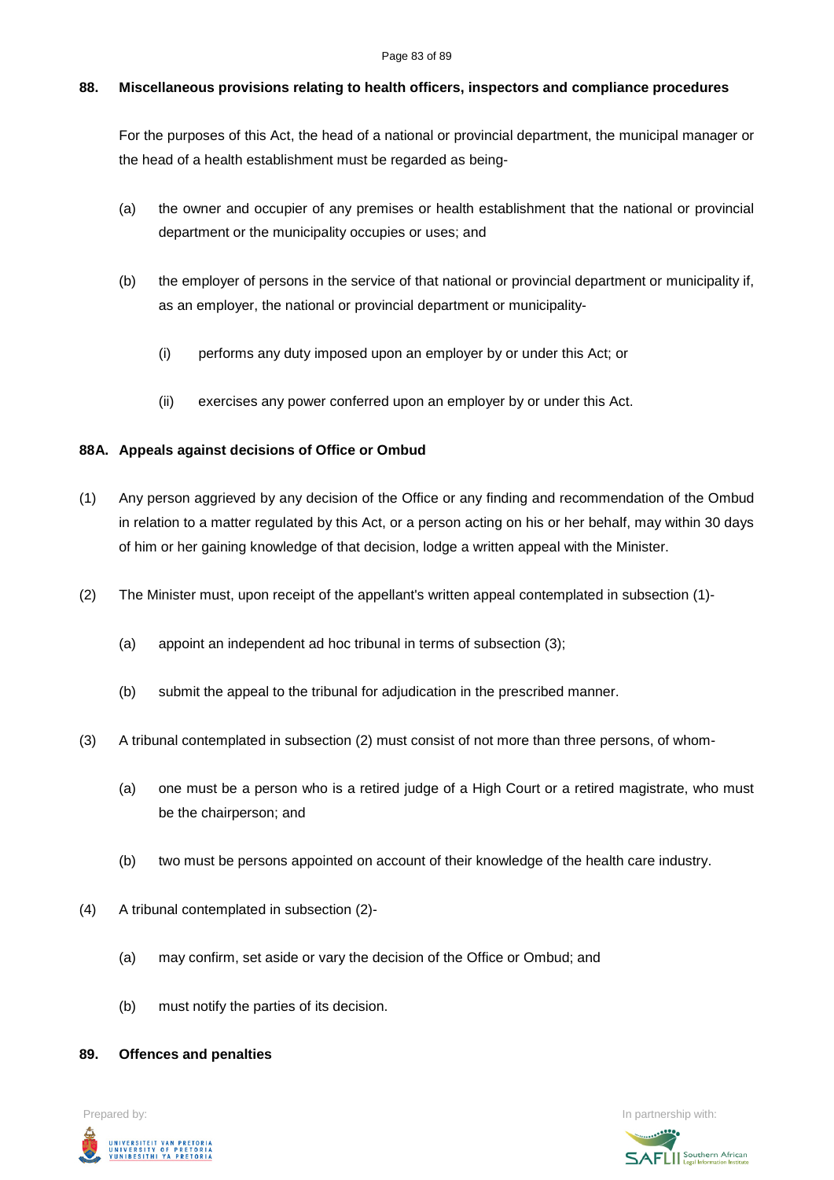### 88. Miscellaneous provisions relating to health officers, inspectors and compliance procedures

For the purposes of this Act, the head of a national or provincial department, the municipal manager or the head of a health establishment must be regarded as being-

(a) the owner and occupier of any premises or health establishment that the national or provincial department or the municipality occupies or uses; and

(b) the employer of persons in the service of that national or provincial department or municipality if, as an employer, the national or provincial department or municipality-

(i) performs any duty imposed upon an employer by or under this Act; or

(ii) exercises any power conferred upon an employer by or under this Act.

### 88A. Appeals against decisions of Office or Ombud

(1) Any person aggrieved by any decision of the Office or any finding and recommendation of the Ombud in relation to a matter regulated by this Act, or a person acting on his or her behalf, may within 30 days of him or her gaining knowledge of that decision, lodge a written appeal with the Minister.

(2) The Minister must, upon receipt of the appellant's written appeal contemplated in subsection (1)-

(a) appoint an independent ad hoc tribunal in terms of subsection (3);

(b) submit the appeal to the tribunal for adjudication in the prescribed manner.

(3) A tribunal contemplated in subsection (2) must consist of not more than three persons, of whom-

(a) one must be a person who is a retired judge of a High Court or a retired magistrate, who must be the chairperson; and

(b) two must be persons appointed on account of their knowledge of the health care industry.

(4) A tribunal contemplated in subsection (2)-

(a) may confirm, set aside or vary the decision of the Office or Ombud; and

(b) must notify the parties of its decision.

### 89. Offences and penalties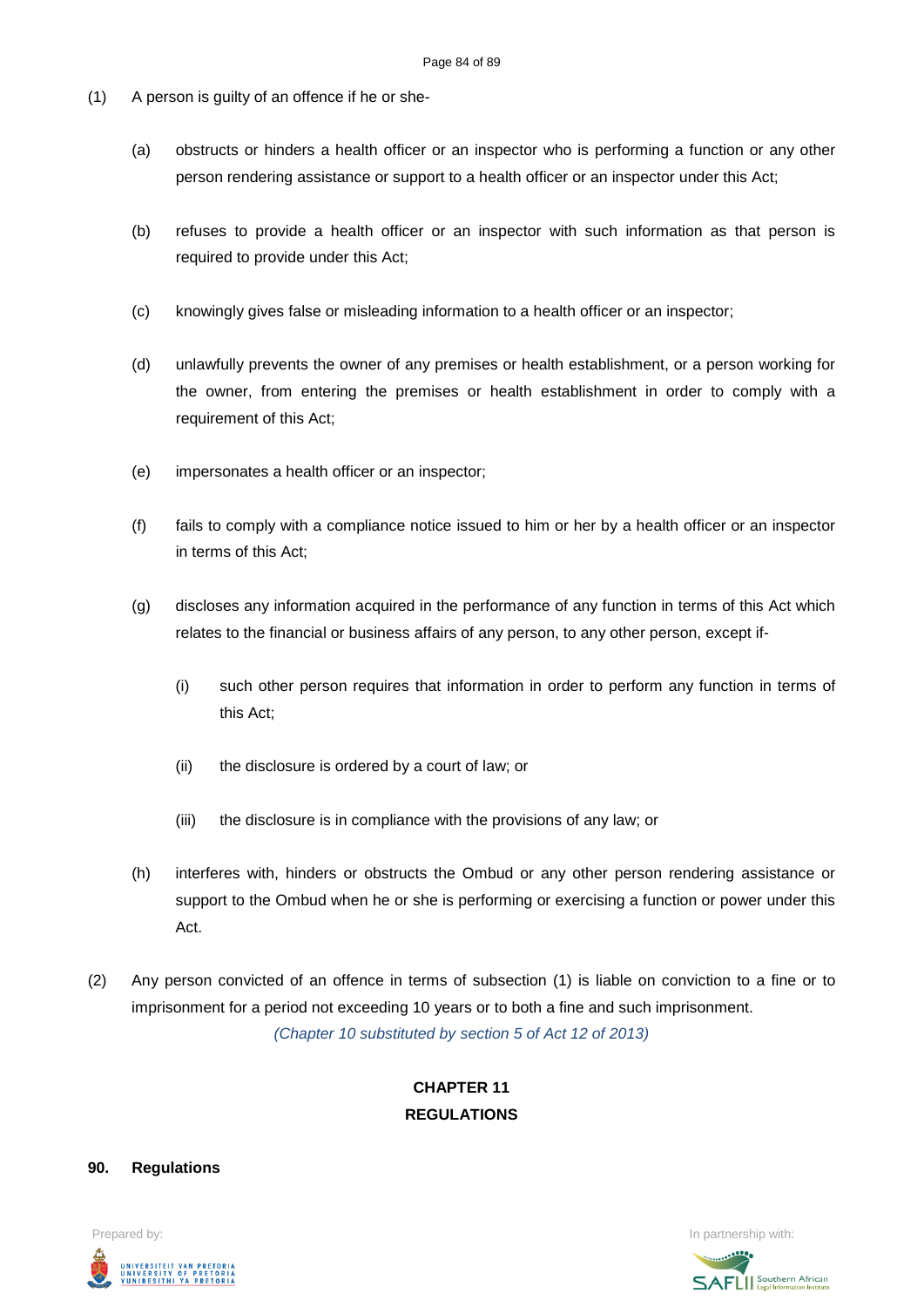(1) A person is guilty of an offence if he or she-

(a) obstructs or hinders a health officer or an inspector who is performing a function or any other person rendering assistance or support to a health officer or an inspector under this Act;

(b) refuses to provide a health officer or an inspector with such information as that person is required to provide under this Act;

(c) knowingly gives false or misleading information to a health officer or an inspector;

(d) unlawfully prevents the owner of any premises or health establishment, or a person working for the owner, from entering the premises or health establishment in order to comply with a requirement of this Act;

(e) impersonates a health officer or an inspector;

(f) fails to comply with a compliance notice issued to him or her by a health officer or an inspector in terms of this Act;

(g) discloses any information acquired in the performance of any function in terms of this Act which relates to the financial or business affairs of any person, to any other person, except if-

(i) such other person requires that information in order to perform any function in terms of this Act;

(ii) the disclosure is ordered by a court of law; or

(iii) the disclosure is in compliance with the provisions of any law; or

(h) interferes with, hinders or obstructs the Ombud or any other person rendering assistance or support to the Ombud when he or she is performing or exercising a function or power under this Act.

(2) Any person convicted of an offence in terms of subsection (1) is liable on conviction to a fine or to imprisonment for a period not exceeding 10 years or to both a fine and such imprisonment.

*(Chapter 10 substituted by section 5 of Act 12 of 2013)*

## CHAPTER 11
## REGULATIONS

### 90. Regulations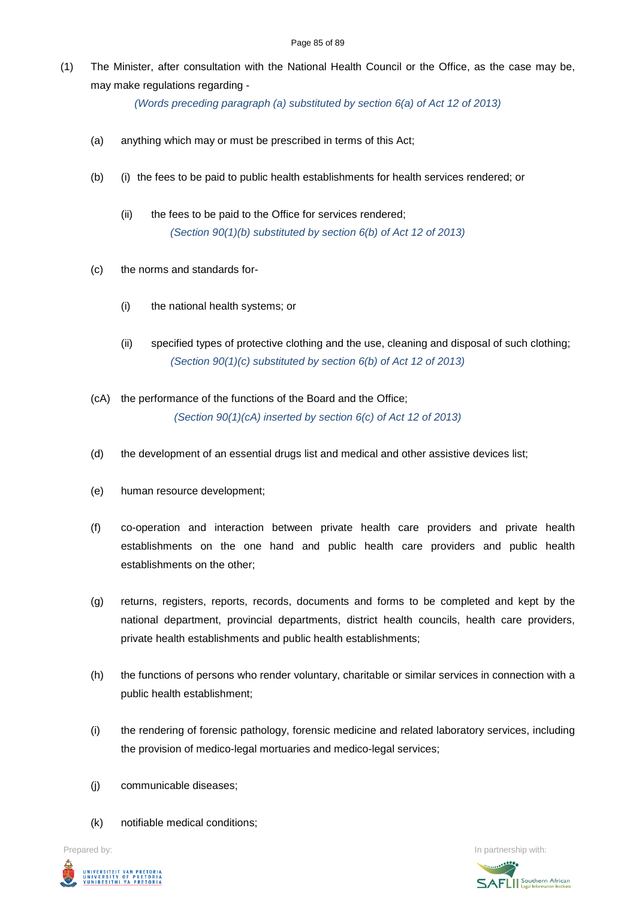(1) The Minister, after consultation with the National Health Council or the Office, as the case may be, may make regulations regarding -

*(Words preceding paragraph (a) substituted by section 6(a) of Act 12 of 2013)*

(a) anything which may or must be prescribed in terms of this Act;

(b) (i) the fees to be paid to public health establishments for health services rendered; or

(ii) the fees to be paid to the Office for services rendered;

*(Section 90(1)(b) substituted by section 6(b) of Act 12 of 2013)*

(c) the norms and standards for-

(i) the national health systems; or

(ii) specified types of protective clothing and the use, cleaning and disposal of such clothing;

*(Section 90(1)(c) substituted by section 6(b) of Act 12 of 2013)*

(cA) the performance of the functions of the Board and the Office;

*(Section 90(1)(cA) inserted by section 6(c) of Act 12 of 2013)*

(d) the development of an essential drugs list and medical and other assistive devices list;

(e) human resource development;

(f) co-operation and interaction between private health care providers and private health establishments on the one hand and public health care providers and public health establishments on the other;

(g) returns, registers, reports, records, documents and forms to be completed and kept by the national department, provincial departments, district health councils, health care providers, private health establishments and public health establishments;

(h) the functions of persons who render voluntary, charitable or similar services in connection with a public health establishment;

(i) the rendering of forensic pathology, forensic medicine and related laboratory services, including the provision of medico-legal mortuaries and medico-legal services;

(j) communicable diseases;

(k) notifiable medical conditions;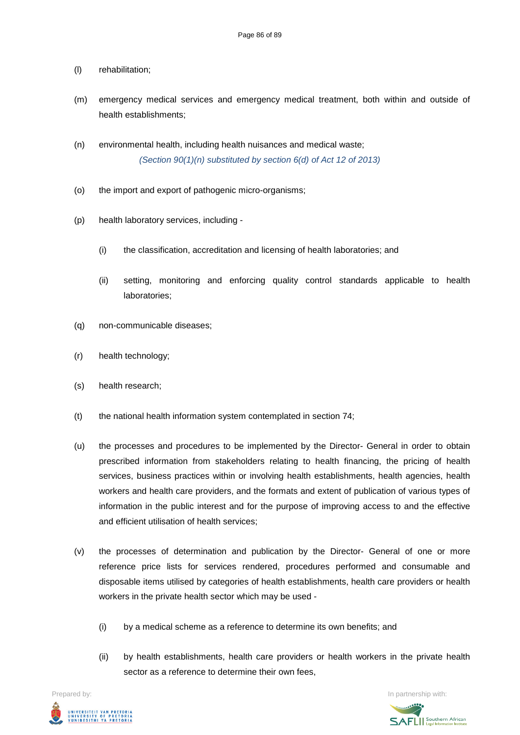(l) rehabilitation;

(m) emergency medical services and emergency medical treatment, both within and outside of health establishments;

(n) environmental health, including health nuisances and medical waste;

*(Section 90(1)(n) substituted by section 6(d) of Act 12 of 2013)*

(o) the import and export of pathogenic micro-organisms;

(p) health laboratory services, including -

  (i) the classification, accreditation and licensing of health laboratories; and

  (ii) setting, monitoring and enforcing quality control standards applicable to health laboratories;

(q) non-communicable diseases;

(r) health technology;

(s) health research;

(t) the national health information system contemplated in section 74;

(u) the processes and procedures to be implemented by the Director- General in order to obtain prescribed information from stakeholders relating to health financing, the pricing of health services, business practices within or involving health establishments, health agencies, health workers and health care providers, and the formats and extent of publication of various types of information in the public interest and for the purpose of improving access to and the effective and efficient utilisation of health services;

(v) the processes of determination and publication by the Director- General of one or more reference price lists for services rendered, procedures performed and consumable and disposable items utilised by categories of health establishments, health care providers or health workers in the private health sector which may be used -

  (i) by a medical scheme as a reference to determine its own benefits; and

  (ii) by health establishments, health care providers or health workers in the private health sector as a reference to determine their own fees,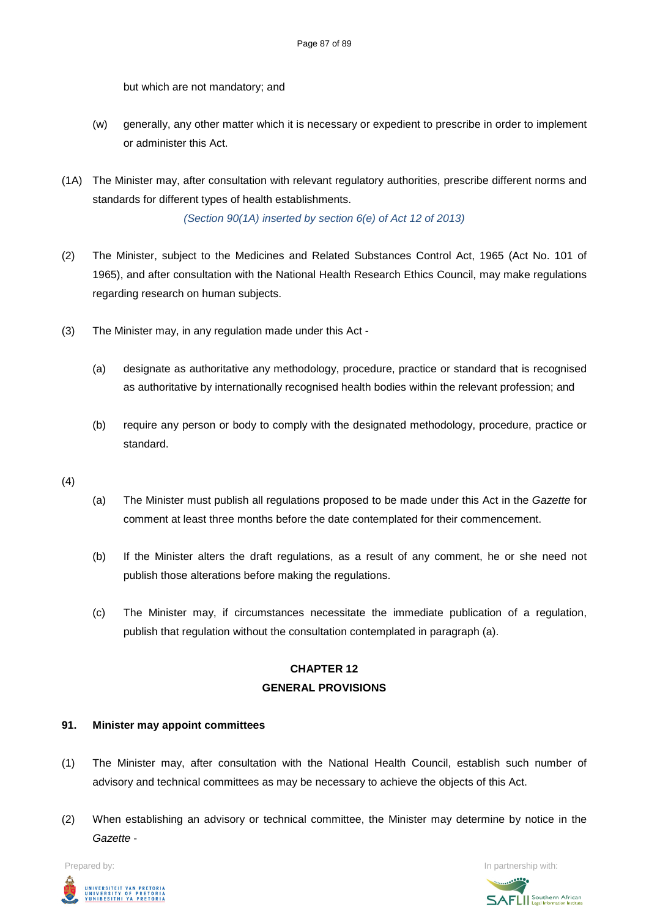but which are not mandatory; and

(w) generally, any other matter which it is necessary or expedient to prescribe in order to implement or administer this Act.

(1A) The Minister may, after consultation with relevant regulatory authorities, prescribe different norms and standards for different types of health establishments.

*(Section 90(1A) inserted by section 6(e) of Act 12 of 2013)*

(2) The Minister, subject to the Medicines and Related Substances Control Act, 1965 (Act No. 101 of 1965), and after consultation with the National Health Research Ethics Council, may make regulations regarding research on human subjects.

(3) The Minister may, in any regulation made under this Act -

(a) designate as authoritative any methodology, procedure, practice or standard that is recognised as authoritative by internationally recognised health bodies within the relevant profession; and

(b) require any person or body to comply with the designated methodology, procedure, practice or standard.

(4)

(a) The Minister must publish all regulations proposed to be made under this Act in the *Gazette* for comment at least three months before the date contemplated for their commencement.

(b) If the Minister alters the draft regulations, as a result of any comment, he or she need not publish those alterations before making the regulations.

(c) The Minister may, if circumstances necessitate the immediate publication of a regulation, publish that regulation without the consultation contemplated in paragraph (a).

## CHAPTER 12
## GENERAL PROVISIONS

### 91. Minister may appoint committees

(1) The Minister may, after consultation with the National Health Council, establish such number of advisory and technical committees as may be necessary to achieve the objects of this Act.

(2) When establishing an advisory or technical committee, the Minister may determine by notice in the *Gazette* -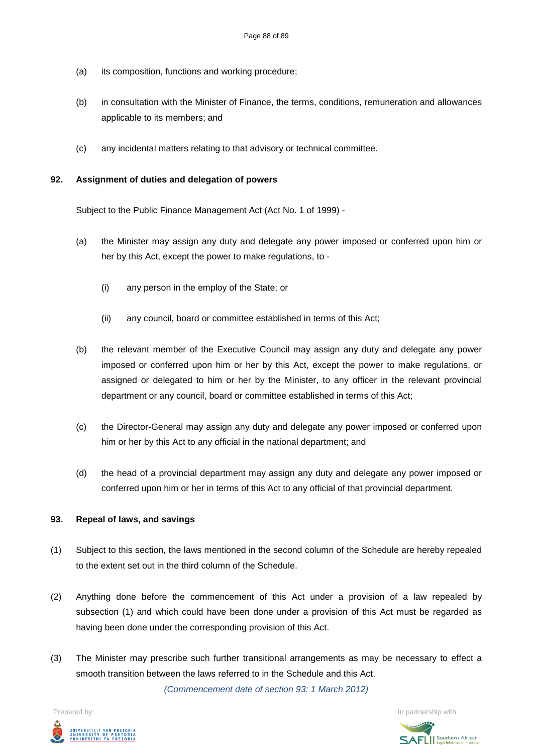(a) its composition, functions and working procedure;

(b) in consultation with the Minister of Finance, the terms, conditions, remuneration and allowances applicable to its members; and

(c) any incidental matters relating to that advisory or technical committee.

**92. Assignment of duties and delegation of powers**

Subject to the Public Finance Management Act (Act No. 1 of 1999) -

(a) the Minister may assign any duty and delegate any power imposed or conferred upon him or her by this Act, except the power to make regulations, to -

  (i) any person in the employ of the State; or

  (ii) any council, board or committee established in terms of this Act;

(b) the relevant member of the Executive Council may assign any duty and delegate any power imposed or conferred upon him or her by this Act, except the power to make regulations, or assigned or delegated to him or her by the Minister, to any officer in the relevant provincial department or any council, board or committee established in terms of this Act;

(c) the Director-General may assign any duty and delegate any power imposed or conferred upon him or her by this Act to any official in the national department; and

(d) the head of a provincial department may assign any duty and delegate any power imposed or conferred upon him or her in terms of this Act to any official of that provincial department.

**93. Repeal of laws, and savings**

(1) Subject to this section, the laws mentioned in the second column of the Schedule are hereby repealed to the extent set out in the third column of the Schedule.

(2) Anything done before the commencement of this Act under a provision of a law repealed by subsection (1) and which could have been done under a provision of this Act must be regarded as having been done under the corresponding provision of this Act.

(3) The Minister may prescribe such further transitional arrangements as may be necessary to effect a smooth transition between the laws referred to in the Schedule and this Act.

*(Commencement date of section 93: 1 March 2012)*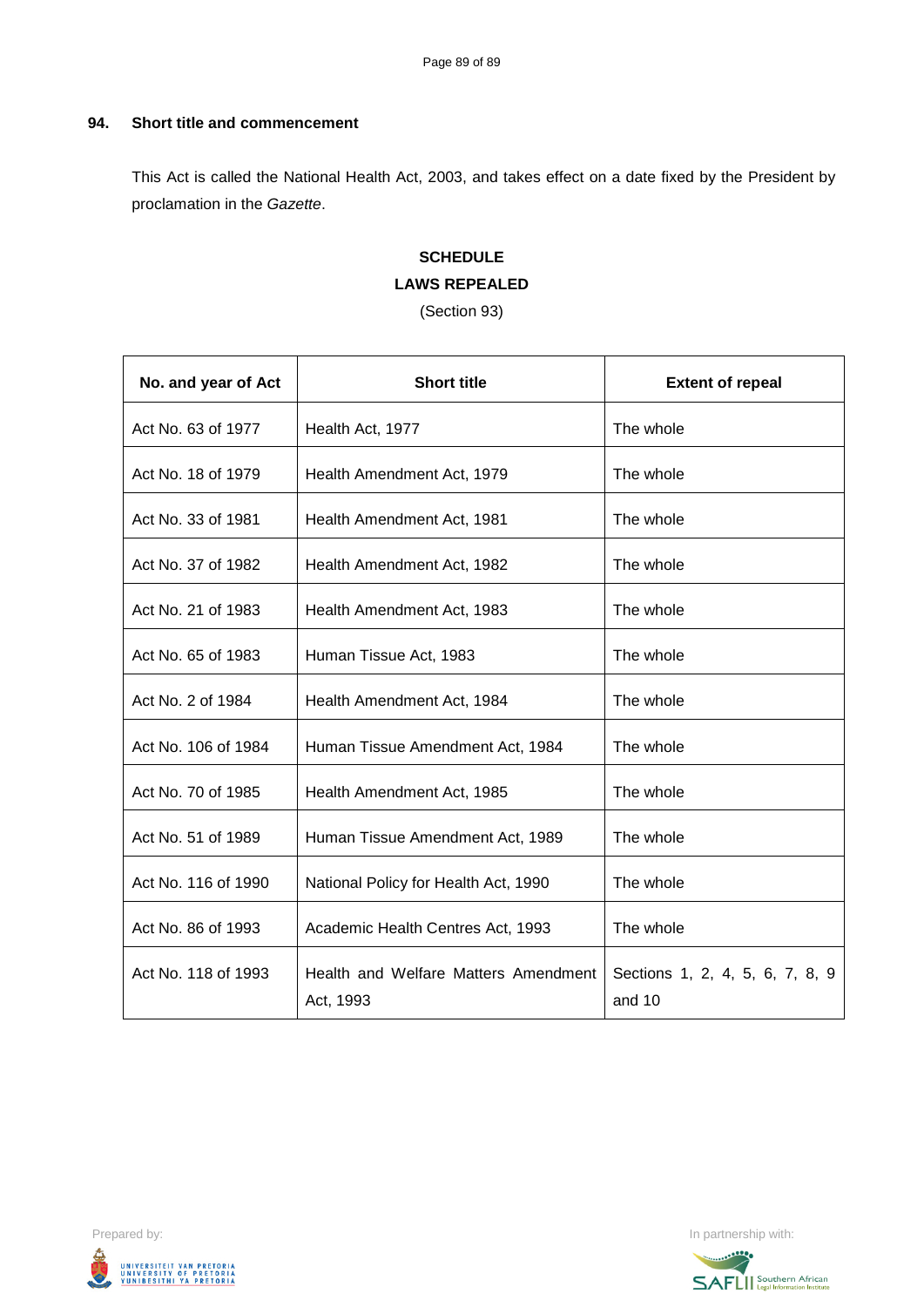### 94. Short title and commencement

This Act is called the National Health Act, 2003, and takes effect on a date fixed by the President by proclamation in the *Gazette*.

**SCHEDULE**

**LAWS REPEALED**

(Section 93)

| No. and year of Act | Short title | Extent of repeal |
|---|---|---|
| Act No. 63 of 1977 | Health Act, 1977 | The whole |
| Act No. 18 of 1979 | Health Amendment Act, 1979 | The whole |
| Act No. 33 of 1981 | Health Amendment Act, 1981 | The whole |
| Act No. 37 of 1982 | Health Amendment Act, 1982 | The whole |
| Act No. 21 of 1983 | Health Amendment Act, 1983 | The whole |
| Act No. 65 of 1983 | Human Tissue Act, 1983 | The whole |
| Act No. 2 of 1984 | Health Amendment Act, 1984 | The whole |
| Act No. 106 of 1984 | Human Tissue Amendment Act, 1984 | The whole |
| Act No. 70 of 1985 | Health Amendment Act, 1985 | The whole |
| Act No. 51 of 1989 | Human Tissue Amendment Act, 1989 | The whole |
| Act No. 116 of 1990 | National Policy for Health Act, 1990 | The whole |
| Act No. 86 of 1993 | Academic Health Centres Act, 1993 | The whole |
| Act No. 118 of 1993 | Health and Welfare Matters Amendment Act, 1993 | Sections 1, 2, 4, 5, 6, 7, 8, 9 and 10 |

Prepared by: UNIVERSITEIT VAN PRETORIA UNIVERSITY OF PRETORIA YUNIBESITHI YA PRETORIA

In partnership with: SAFLII Southern African Legal Information Institute